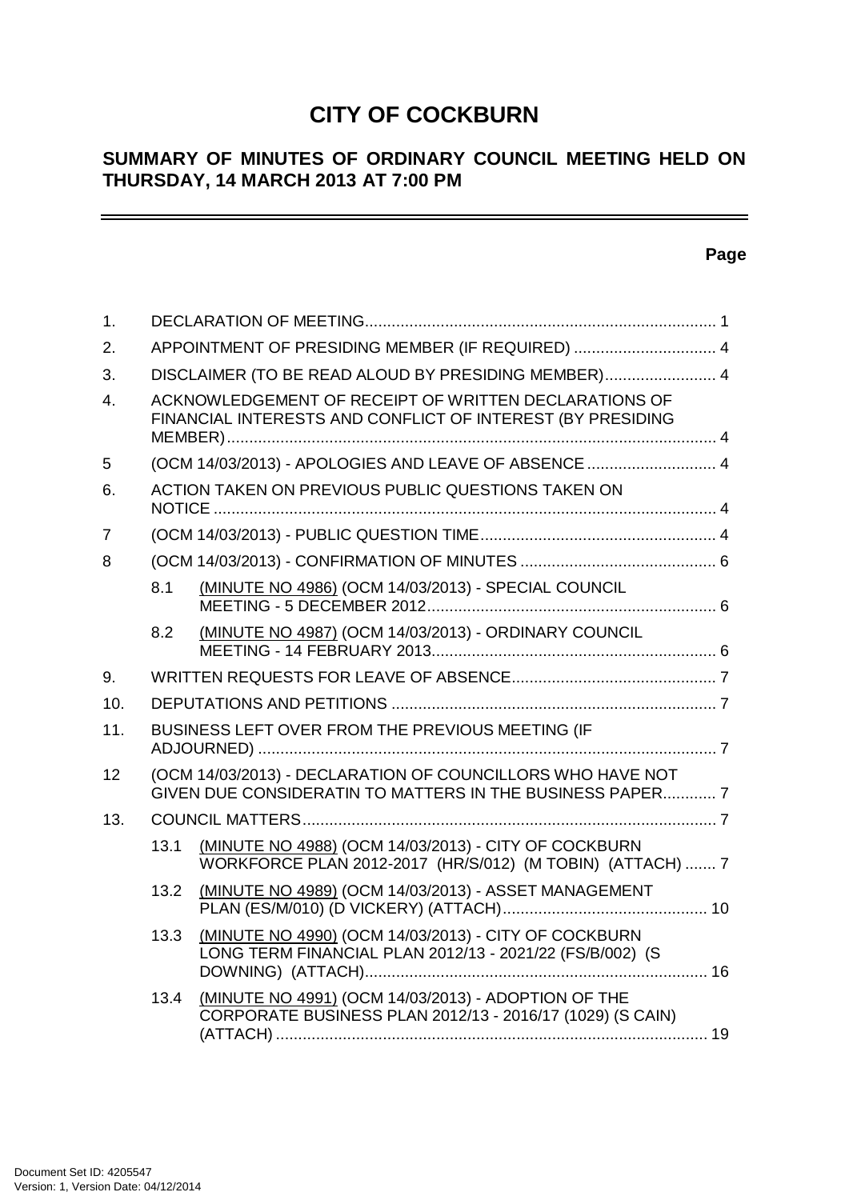# CITY OF COCKBURN

## SUMMARY OF MINUTES OF ORDINARY COUNCIL MEETING HELD ON THURSDAY, 14 MARCH 2013 AT 7:00 PM

**Page**

| | | | |
|---|---|---|---|
| 1. | | DECLARATION OF MEETING | 1 |
| 2. | | APPOINTMENT OF PRESIDING MEMBER (IF REQUIRED) | 4 |
| 3. | | DISCLAIMER (TO BE READ ALOUD BY PRESIDING MEMBER) | 4 |
| 4. | | ACKNOWLEDGEMENT OF RECEIPT OF WRITTEN DECLARATIONS OF FINANCIAL INTERESTS AND CONFLICT OF INTEREST (BY PRESIDING MEMBER) | 4 |
| 5 | | (OCM 14/03/2013) - APOLOGIES AND LEAVE OF ABSENCE | 4 |
| 6. | | ACTION TAKEN ON PREVIOUS PUBLIC QUESTIONS TAKEN ON NOTICE | 4 |
| 7 | | (OCM 14/03/2013) - PUBLIC QUESTION TIME | 4 |
| 8 | | (OCM 14/03/2013) - CONFIRMATION OF MINUTES | 6 |
| | 8.1 | (MINUTE NO 4986) (OCM 14/03/2013) - SPECIAL COUNCIL MEETING - 5 DECEMBER 2012 | 6 |
| | 8.2 | (MINUTE NO 4987) (OCM 14/03/2013) - ORDINARY COUNCIL MEETING - 14 FEBRUARY 2013 | 6 |
| 9. | | WRITTEN REQUESTS FOR LEAVE OF ABSENCE | 7 |
| 10. | | DEPUTATIONS AND PETITIONS | 7 |
| 11. | | BUSINESS LEFT OVER FROM THE PREVIOUS MEETING (IF ADJOURNED) | 7 |
| 12 | | (OCM 14/03/2013) - DECLARATION OF COUNCILLORS WHO HAVE NOT GIVEN DUE CONSIDERATIN TO MATTERS IN THE BUSINESS PAPER | 7 |
| 13. | | COUNCIL MATTERS | 7 |
| | 13.1 | (MINUTE NO 4988) (OCM 14/03/2013) - CITY OF COCKBURN WORKFORCE PLAN 2012-2017 (HR/S/012) (M TOBIN) (ATTACH) | 7 |
| | 13.2 | (MINUTE NO 4989) (OCM 14/03/2013) - ASSET MANAGEMENT PLAN (ES/M/010) (D VICKERY) (ATTACH) | 10 |
| | 13.3 | (MINUTE NO 4990) (OCM 14/03/2013) - CITY OF COCKBURN LONG TERM FINANCIAL PLAN 2012/13 - 2021/22 (FS/B/002) (S DOWNING) (ATTACH) | 16 |
| | 13.4 | (MINUTE NO 4991) (OCM 14/03/2013) - ADOPTION OF THE CORPORATE BUSINESS PLAN 2012/13 - 2016/17 (1029) (S CAIN) (ATTACH) | 19 |

Document Set ID: 4205547
Version: 1, Version Date: 04/12/2014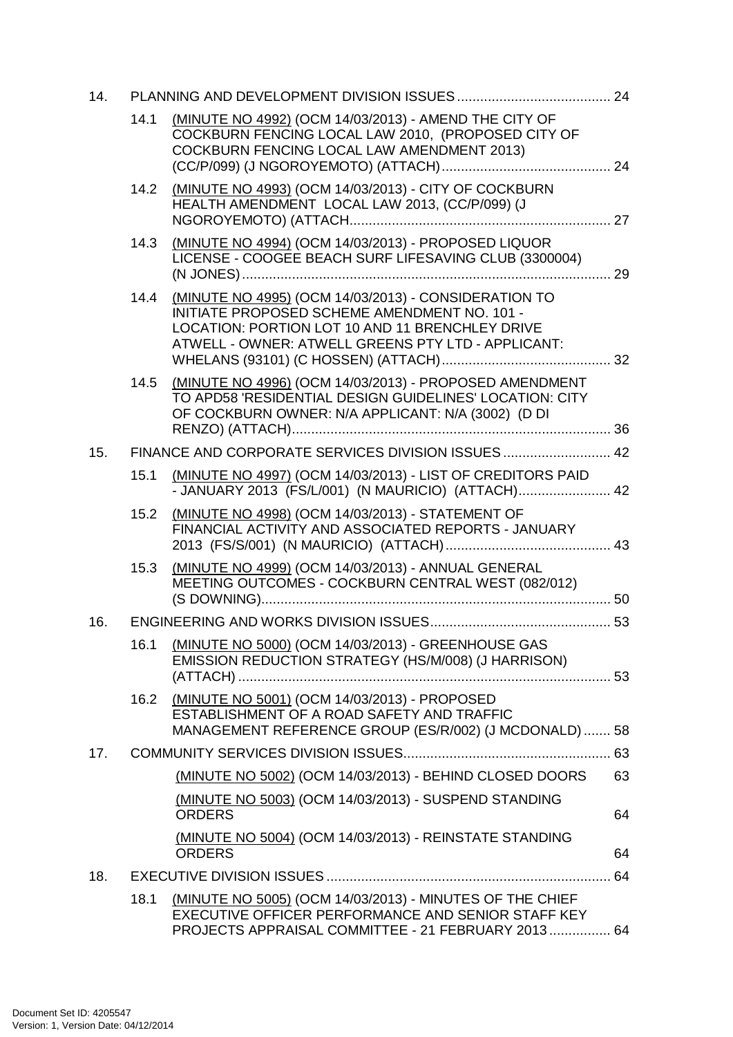14. PLANNING AND DEVELOPMENT DIVISION ISSUES ........................................ 24

    14.1 (MINUTE NO 4992) (OCM 14/03/2013) - AMEND THE CITY OF COCKBURN FENCING LOCAL LAW 2010, (PROPOSED CITY OF COCKBURN FENCING LOCAL LAW AMENDMENT 2013) (CC/P/099) (J NGOROYEMOTO) (ATTACH) ........................................... 24

    14.2 (MINUTE NO 4993) (OCM 14/03/2013) - CITY OF COCKBURN HEALTH AMENDMENT LOCAL LAW 2013, (CC/P/099) (J NGOROYEMOTO) (ATTACH .................................................................... 27

    14.3 (MINUTE NO 4994) (OCM 14/03/2013) - PROPOSED LIQUOR LICENSE - COOGEE BEACH SURF LIFESAVING CLUB (3300004) (N JONES) ................................................................................................ 29

    14.4 (MINUTE NO 4995) (OCM 14/03/2013) - CONSIDERATION TO INITIATE PROPOSED SCHEME AMENDMENT NO. 101 - LOCATION: PORTION LOT 10 AND 11 BRENCHLEY DRIVE ATWELL - OWNER: ATWELL GREENS PTY LTD - APPLICANT: WHELANS (93101) (C HOSSEN) (ATTACH) ........................................... 32

    14.5 (MINUTE NO 4996) (OCM 14/03/2013) - PROPOSED AMENDMENT TO APD58 'RESIDENTIAL DESIGN GUIDELINES' LOCATION: CITY OF COCKBURN OWNER: N/A APPLICANT: N/A (3002) (D DI RENZO) (ATTACH)................................................................................... 36

15. FINANCE AND CORPORATE SERVICES DIVISION ISSUES ............................ 42

    15.1 (MINUTE NO 4997) (OCM 14/03/2013) - LIST OF CREDITORS PAID - JANUARY 2013 (FS/L/001) (N MAURICIO) (ATTACH)........................ 42

    15.2 (MINUTE NO 4998) (OCM 14/03/2013) - STATEMENT OF FINANCIAL ACTIVITY AND ASSOCIATED REPORTS - JANUARY 2013 (FS/S/001) (N MAURICIO) (ATTACH) ........................................... 43

    15.3 (MINUTE NO 4999) (OCM 14/03/2013) - ANNUAL GENERAL MEETING OUTCOMES - COCKBURN CENTRAL WEST (082/012) (S DOWNING)........................................................................................... 50

16. ENGINEERING AND WORKS DIVISION ISSUES............................................... 53

    16.1 (MINUTE NO 5000) (OCM 14/03/2013) - GREENHOUSE GAS EMISSION REDUCTION STRATEGY (HS/M/008) (J HARRISON) (ATTACH) ................................................................................................. 53

    16.2 (MINUTE NO 5001) (OCM 14/03/2013) - PROPOSED ESTABLISHMENT OF A ROAD SAFETY AND TRAFFIC MANAGEMENT REFERENCE GROUP (ES/R/002) (J MCDONALD) ....... 58

17. COMMUNITY SERVICES DIVISION ISSUES...................................................... 63

    (MINUTE NO 5002) (OCM 14/03/2013) - BEHIND CLOSED DOORS 63

    (MINUTE NO 5003) (OCM 14/03/2013) - SUSPEND STANDING ORDERS 64

    (MINUTE NO 5004) (OCM 14/03/2013) - REINSTATE STANDING ORDERS 64

18. EXECUTIVE DIVISION ISSUES .......................................................................... 64

    18.1 (MINUTE NO 5005) (OCM 14/03/2013) - MINUTES OF THE CHIEF EXECUTIVE OFFICER PERFORMANCE AND SENIOR STAFF KEY PROJECTS APPRAISAL COMMITTEE - 21 FEBRUARY 2013 ................ 64

Document Set ID: 4205547
Version: 1, Version Date: 04/12/2014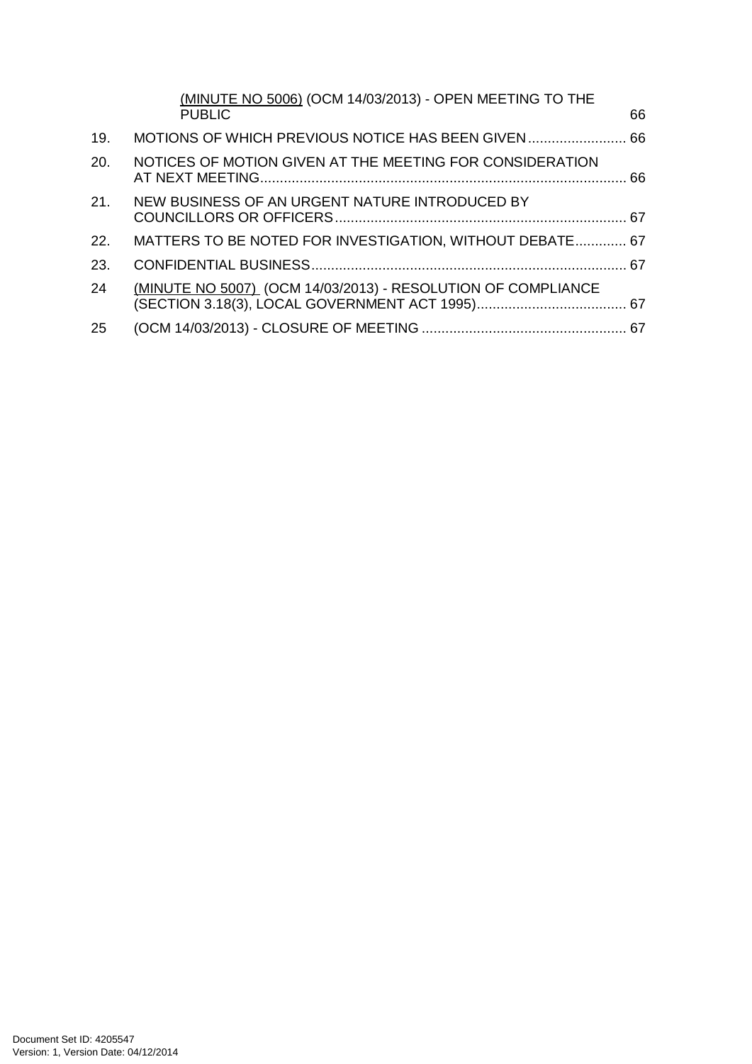(MINUTE NO 5006) (OCM 14/03/2013) - OPEN MEETING TO THE PUBLIC 66

19. MOTIONS OF WHICH PREVIOUS NOTICE HAS BEEN GIVEN ......................... 66

20. NOTICES OF MOTION GIVEN AT THE MEETING FOR CONSIDERATION AT NEXT MEETING ............................................................................................. 66

21. NEW BUSINESS OF AN URGENT NATURE INTRODUCED BY COUNCILLORS OR OFFICERS .......................................................................... 67

22. MATTERS TO BE NOTED FOR INVESTIGATION, WITHOUT DEBATE............. 67

23. CONFIDENTIAL BUSINESS ................................................................................ 67

24 (MINUTE NO 5007) (OCM 14/03/2013) - RESOLUTION OF COMPLIANCE (SECTION 3.18(3), LOCAL GOVERNMENT ACT 1995) ...................................... 67

25 (OCM 14/03/2013) - CLOSURE OF MEETING .................................................... 67

Document Set ID: 4205547
Version: 1, Version Date: 04/12/2014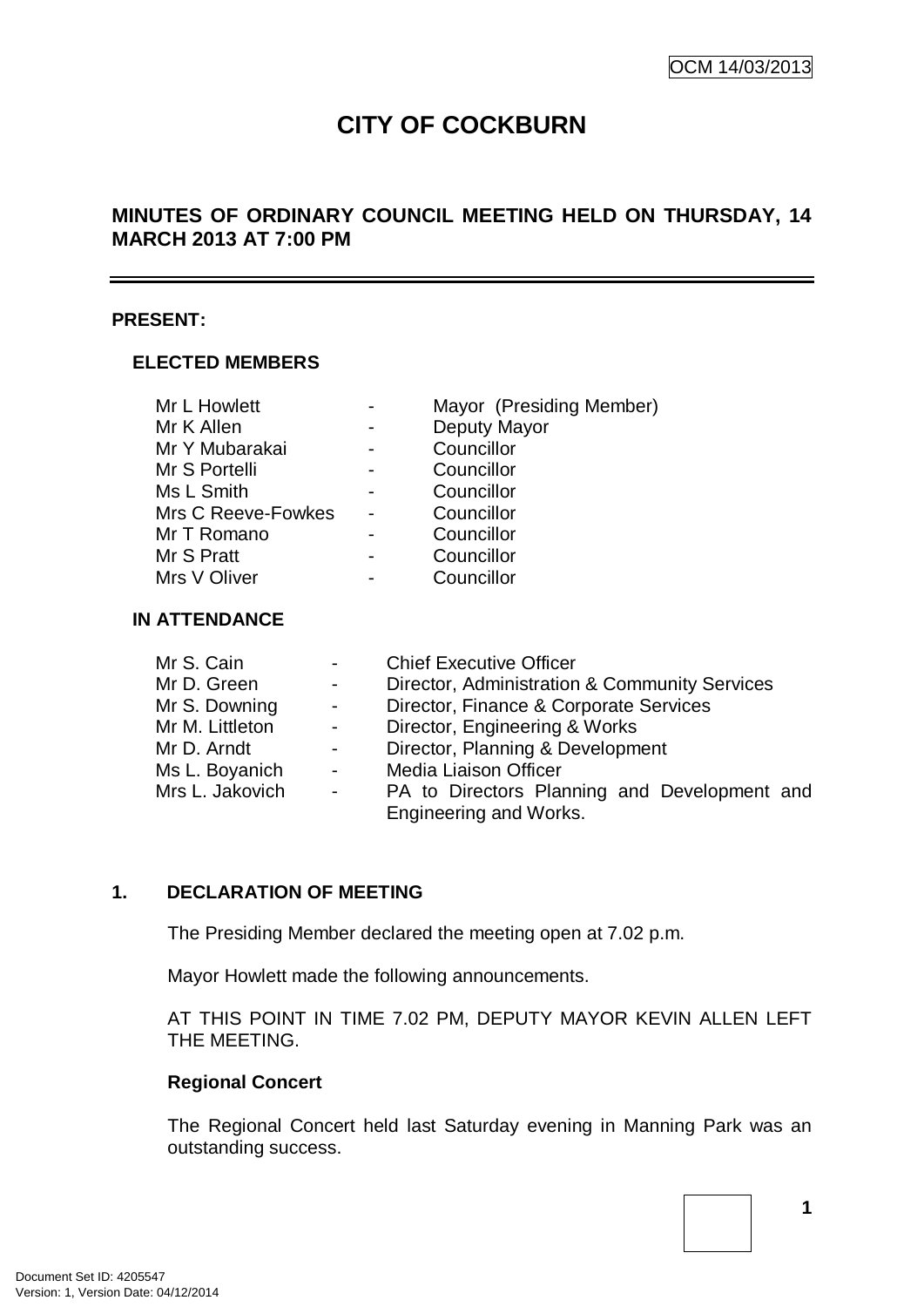OCM 14/03/2013

# CITY OF COCKBURN

## MINUTES OF ORDINARY COUNCIL MEETING HELD ON THURSDAY, 14 MARCH 2013 AT 7:00 PM

**PRESENT:**

**ELECTED MEMBERS**

| | | |
|---|---|---|
| Mr L Howlett | - | Mayor (Presiding Member) |
| Mr K Allen | - | Deputy Mayor |
| Mr Y Mubarakai | - | Councillor |
| Mr S Portelli | - | Councillor |
| Ms L Smith | - | Councillor |
| Mrs C Reeve-Fowkes | - | Councillor |
| Mr T Romano | - | Councillor |
| Mr S Pratt | - | Councillor |
| Mrs V Oliver | - | Councillor |

**IN ATTENDANCE**

| | | |
|---|---|---|
| Mr S. Cain | - | Chief Executive Officer |
| Mr D. Green | - | Director, Administration & Community Services |
| Mr S. Downing | - | Director, Finance & Corporate Services |
| Mr M. Littleton | - | Director, Engineering & Works |
| Mr D. Arndt | - | Director, Planning & Development |
| Ms L. Boyanich | - | Media Liaison Officer |
| Mrs L. Jakovich | - | PA to Directors Planning and Development and Engineering and Works. |

**1. DECLARATION OF MEETING**

The Presiding Member declared the meeting open at 7.02 p.m.

Mayor Howlett made the following announcements.

AT THIS POINT IN TIME 7.02 PM, DEPUTY MAYOR KEVIN ALLEN LEFT THE MEETING.

**Regional Concert**

The Regional Concert held last Saturday evening in Manning Park was an outstanding success.

Document Set ID: 4205547
Version: 1, Version Date: 04/12/2014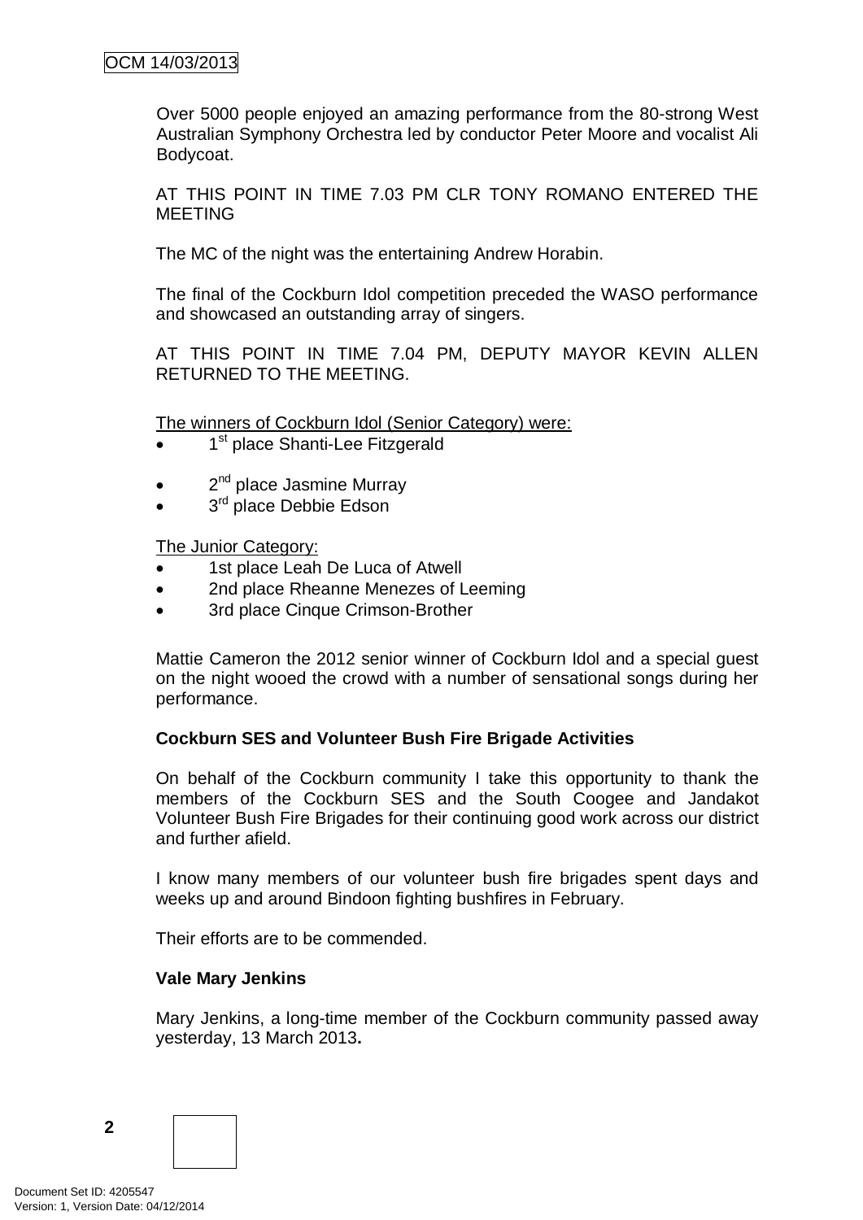Over 5000 people enjoyed an amazing performance from the 80-strong West Australian Symphony Orchestra led by conductor Peter Moore and vocalist Ali Bodycoat.

AT THIS POINT IN TIME 7.03 PM CLR TONY ROMANO ENTERED THE MEETING

The MC of the night was the entertaining Andrew Horabin.

The final of the Cockburn Idol competition preceded the WASO performance and showcased an outstanding array of singers.

AT THIS POINT IN TIME 7.04 PM, DEPUTY MAYOR KEVIN ALLEN RETURNED TO THE MEETING.

The winners of Cockburn Idol (Senior Category) were:

- 1st place Shanti-Lee Fitzgerald
- 2nd place Jasmine Murray
- 3rd place Debbie Edson

The Junior Category:

- 1st place Leah De Luca of Atwell
- 2nd place Rheanne Menezes of Leeming
- 3rd place Cinque Crimson-Brother

Mattie Cameron the 2012 senior winner of Cockburn Idol and a special guest on the night wooed the crowd with a number of sensational songs during her performance.

**Cockburn SES and Volunteer Bush Fire Brigade Activities**

On behalf of the Cockburn community I take this opportunity to thank the members of the Cockburn SES and the South Coogee and Jandakot Volunteer Bush Fire Brigades for their continuing good work across our district and further afield.

I know many members of our volunteer bush fire brigades spent days and weeks up and around Bindoon fighting bushfires in February.

Their efforts are to be commended.

**Vale Mary Jenkins**

Mary Jenkins, a long-time member of the Cockburn community passed away yesterday, 13 March 2013**.**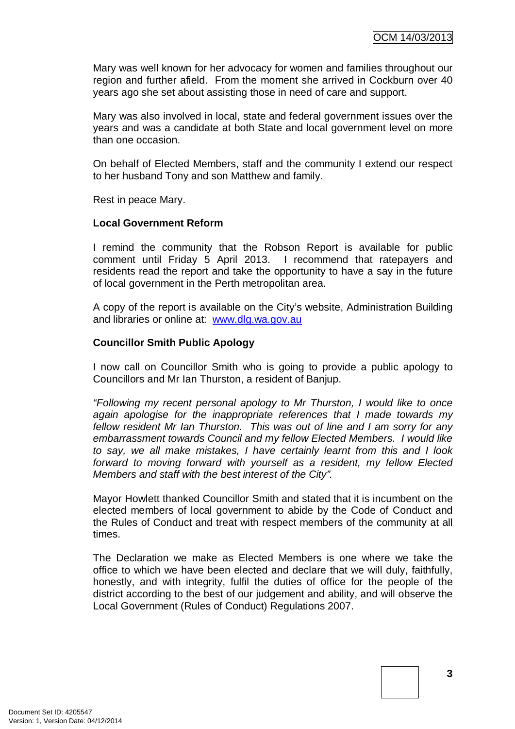Mary was well known for her advocacy for women and families throughout our region and further afield. From the moment she arrived in Cockburn over 40 years ago she set about assisting those in need of care and support.

Mary was also involved in local, state and federal government issues over the years and was a candidate at both State and local government level on more than one occasion.

On behalf of Elected Members, staff and the community I extend our respect to her husband Tony and son Matthew and family.

Rest in peace Mary.

**Local Government Reform**

I remind the community that the Robson Report is available for public comment until Friday 5 April 2013. I recommend that ratepayers and residents read the report and take the opportunity to have a say in the future of local government in the Perth metropolitan area.

A copy of the report is available on the City's website, Administration Building and libraries or online at: [www.dlg.wa.gov.au](http://www.dlg.wa.gov.au)

**Councillor Smith Public Apology**

I now call on Councillor Smith who is going to provide a public apology to Councillors and Mr Ian Thurston, a resident of Banjup.

*"Following my recent personal apology to Mr Thurston, I would like to once again apologise for the inappropriate references that I made towards my fellow resident Mr Ian Thurston. This was out of line and I am sorry for any embarrassment towards Council and my fellow Elected Members. I would like to say, we all make mistakes, I have certainly learnt from this and I look forward to moving forward with yourself as a resident, my fellow Elected Members and staff with the best interest of the City".*

Mayor Howlett thanked Councillor Smith and stated that it is incumbent on the elected members of local government to abide by the Code of Conduct and the Rules of Conduct and treat with respect members of the community at all times.

The Declaration we make as Elected Members is one where we take the office to which we have been elected and declare that we will duly, faithfully, honestly, and with integrity, fulfil the duties of office for the people of the district according to the best of our judgement and ability, and will observe the Local Government (Rules of Conduct) Regulations 2007.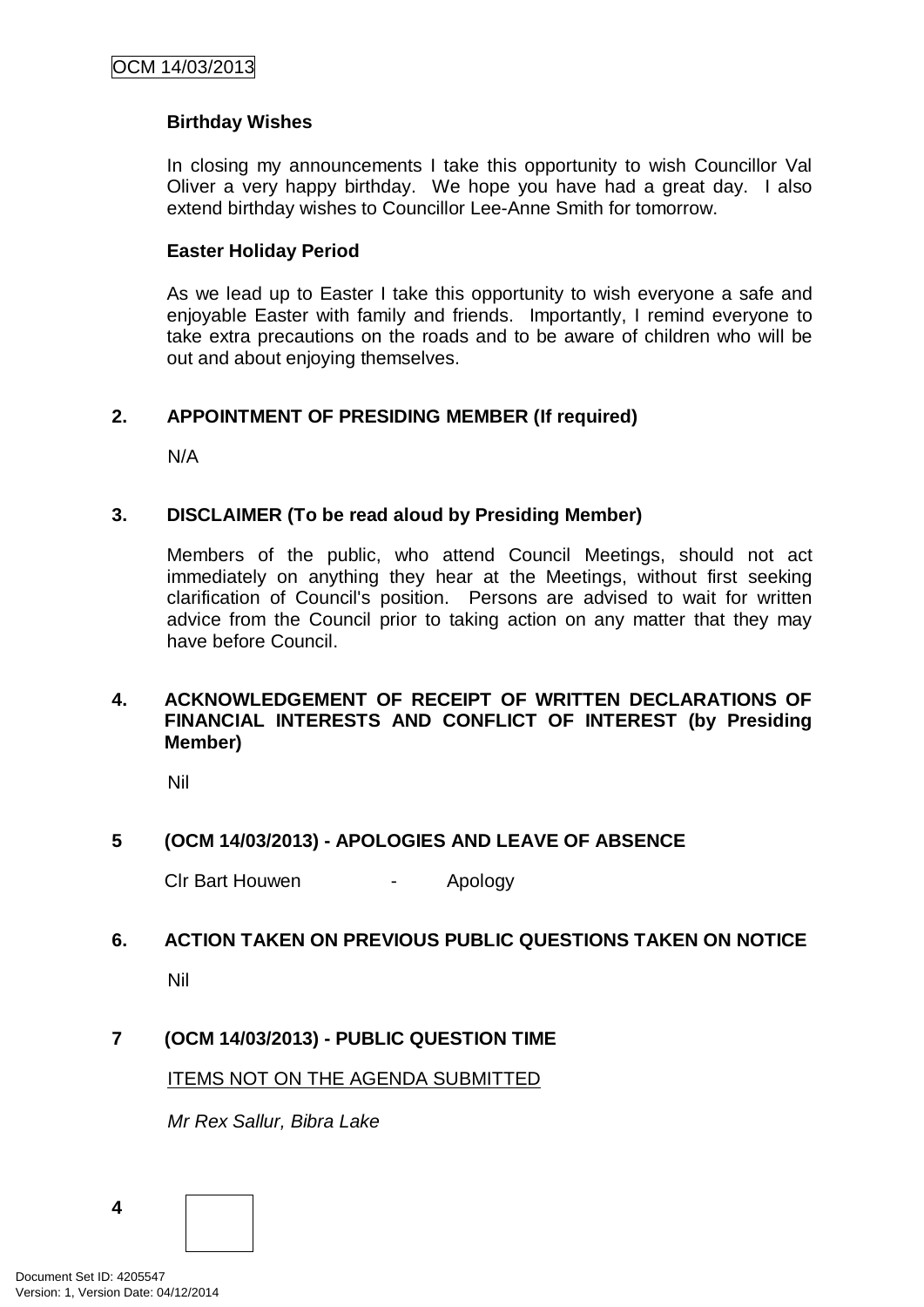**Birthday Wishes**

In closing my announcements I take this opportunity to wish Councillor Val Oliver a very happy birthday. We hope you have had a great day. I also extend birthday wishes to Councillor Lee-Anne Smith for tomorrow.

**Easter Holiday Period**

As we lead up to Easter I take this opportunity to wish everyone a safe and enjoyable Easter with family and friends. Importantly, I remind everyone to take extra precautions on the roads and to be aware of children who will be out and about enjoying themselves.

## 2. APPOINTMENT OF PRESIDING MEMBER (If required)

N/A

## 3. DISCLAIMER (To be read aloud by Presiding Member)

Members of the public, who attend Council Meetings, should not act immediately on anything they hear at the Meetings, without first seeking clarification of Council's position. Persons are advised to wait for written advice from the Council prior to taking action on any matter that they may have before Council.

## 4. ACKNOWLEDGEMENT OF RECEIPT OF WRITTEN DECLARATIONS OF FINANCIAL INTERESTS AND CONFLICT OF INTEREST (by Presiding Member)

Nil

## 5 (OCM 14/03/2013) - APOLOGIES AND LEAVE OF ABSENCE

Clr Bart Houwen - Apology

## 6. ACTION TAKEN ON PREVIOUS PUBLIC QUESTIONS TAKEN ON NOTICE

Nil

## 7 (OCM 14/03/2013) - PUBLIC QUESTION TIME

ITEMS NOT ON THE AGENDA SUBMITTED

*Mr Rex Sallur, Bibra Lake*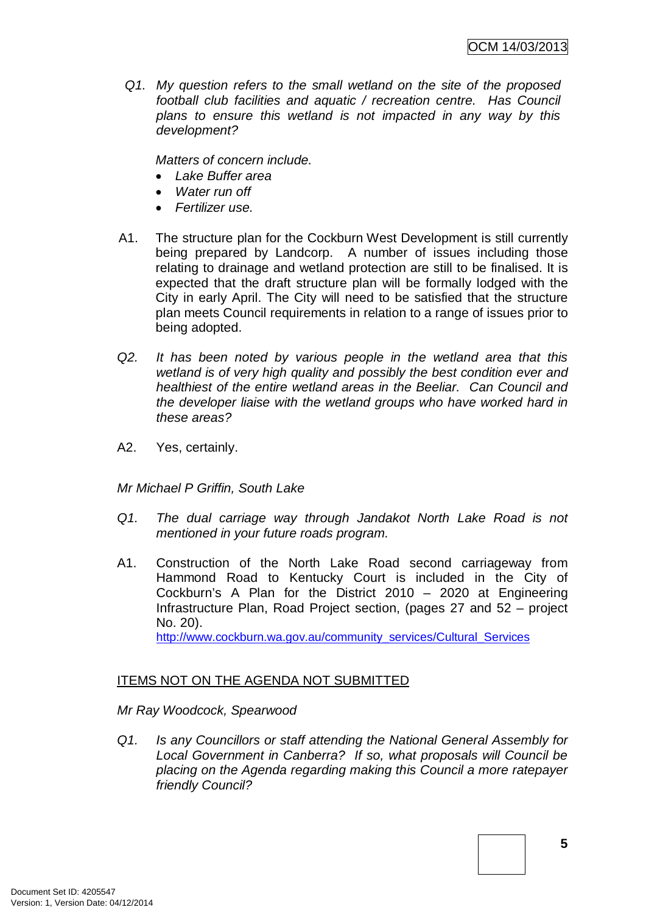*Q1. My question refers to the small wetland on the site of the proposed football club facilities and aquatic / recreation centre. Has Council plans to ensure this wetland is not impacted in any way by this development?*

*Matters of concern include.*

- *Lake Buffer area*
- *Water run off*
- *Fertilizer use.*

A1. The structure plan for the Cockburn West Development is still currently being prepared by Landcorp. A number of issues including those relating to drainage and wetland protection are still to be finalised. It is expected that the draft structure plan will be formally lodged with the City in early April. The City will need to be satisfied that the structure plan meets Council requirements in relation to a range of issues prior to being adopted.

*Q2. It has been noted by various people in the wetland area that this wetland is of very high quality and possibly the best condition ever and healthiest of the entire wetland areas in the Beeliar. Can Council and the developer liaise with the wetland groups who have worked hard in these areas?*

A2. Yes, certainly.

*Mr Michael P Griffin, South Lake*

*Q1. The dual carriage way through Jandakot North Lake Road is not mentioned in your future roads program.*

A1. Construction of the North Lake Road second carriageway from Hammond Road to Kentucky Court is included in the City of Cockburn's A Plan for the District 2010 – 2020 at Engineering Infrastructure Plan, Road Project section, (pages 27 and 52 – project No. 20).
http://www.cockburn.wa.gov.au/community_services/Cultural_Services

<u>ITEMS NOT ON THE AGENDA NOT SUBMITTED</u>

*Mr Ray Woodcock, Spearwood*

*Q1. Is any Councillors or staff attending the National General Assembly for Local Government in Canberra? If so, what proposals will Council be placing on the Agenda regarding making this Council a more ratepayer friendly Council?*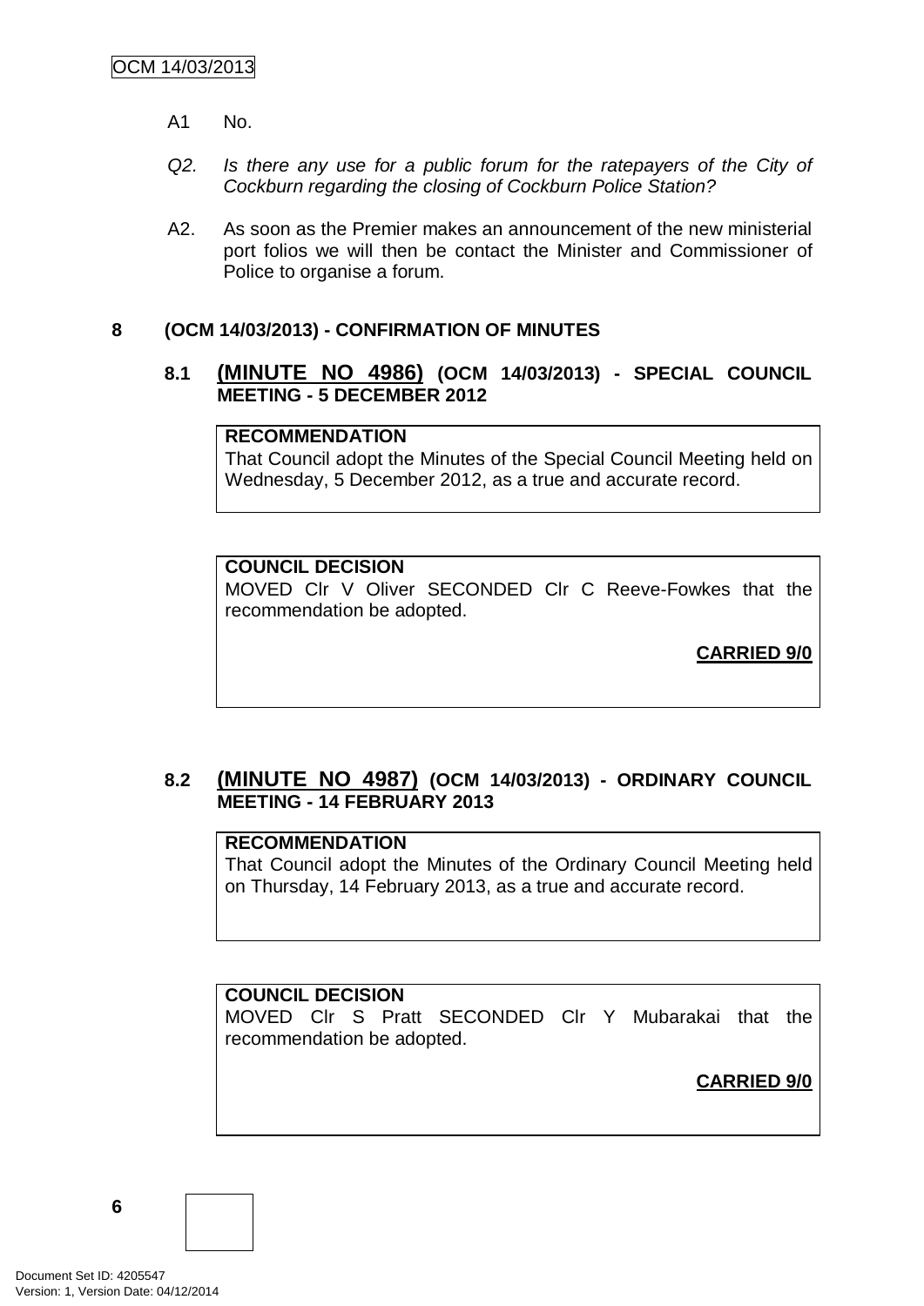A1 No.

*Q2. Is there any use for a public forum for the ratepayers of the City of Cockburn regarding the closing of Cockburn Police Station?*

A2. As soon as the Premier makes an announcement of the new ministerial port folios we will then be contact the Minister and Commissioner of Police to organise a forum.

## 8 (OCM 14/03/2013) - CONFIRMATION OF MINUTES

### 8.1 (MINUTE NO 4986) (OCM 14/03/2013) - SPECIAL COUNCIL MEETING - 5 DECEMBER 2012

**RECOMMENDATION**

That Council adopt the Minutes of the Special Council Meeting held on Wednesday, 5 December 2012, as a true and accurate record.

**COUNCIL DECISION**

MOVED Clr V Oliver SECONDED Clr C Reeve-Fowkes that the recommendation be adopted.

**CARRIED 9/0**

### 8.2 (MINUTE NO 4987) (OCM 14/03/2013) - ORDINARY COUNCIL MEETING - 14 FEBRUARY 2013

**RECOMMENDATION**

That Council adopt the Minutes of the Ordinary Council Meeting held on Thursday, 14 February 2013, as a true and accurate record.

**COUNCIL DECISION**

MOVED Clr S Pratt SECONDED Clr Y Mubarakai that the recommendation be adopted.

**CARRIED 9/0**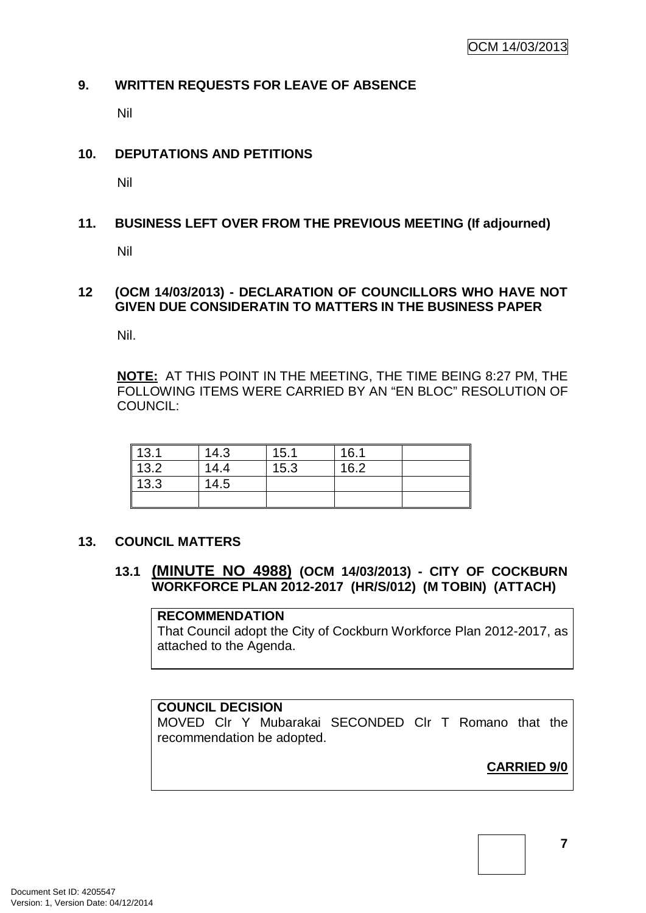## 9. WRITTEN REQUESTS FOR LEAVE OF ABSENCE

Nil

## 10. DEPUTATIONS AND PETITIONS

Nil

## 11. BUSINESS LEFT OVER FROM THE PREVIOUS MEETING (If adjourned)

Nil

## 12 (OCM 14/03/2013) - DECLARATION OF COUNCILLORS WHO HAVE NOT GIVEN DUE CONSIDERATIN TO MATTERS IN THE BUSINESS PAPER

Nil.

**NOTE:** AT THIS POINT IN THE MEETING, THE TIME BEING 8:27 PM, THE FOLLOWING ITEMS WERE CARRIED BY AN "EN BLOC" RESOLUTION OF COUNCIL:

| | | | | |
|---|---|---|---|---|
| 13.1 | 14.3 | 15.1 | 16.1 | |
| 13.2 | 14.4 | 15.3 | 16.2 | |
| 13.3 | 14.5 | | | |
| | | | | |

## 13. COUNCIL MATTERS

### 13.1 (MINUTE NO 4988) (OCM 14/03/2013) - CITY OF COCKBURN WORKFORCE PLAN 2012-2017 (HR/S/012) (M TOBIN) (ATTACH)

**RECOMMENDATION**

That Council adopt the City of Cockburn Workforce Plan 2012-2017, as attached to the Agenda.

**COUNCIL DECISION**

MOVED Clr Y Mubarakai SECONDED Clr T Romano that the recommendation be adopted.

**CARRIED 9/0**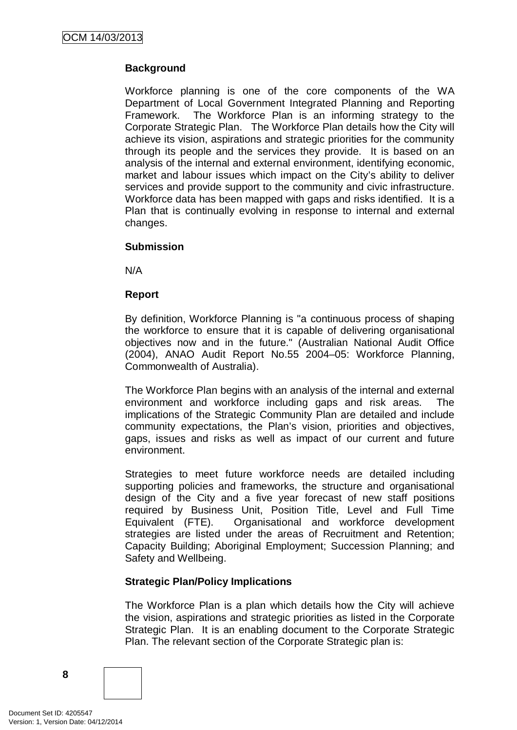**Background**

Workforce planning is one of the core components of the WA Department of Local Government Integrated Planning and Reporting Framework. The Workforce Plan is an informing strategy to the Corporate Strategic Plan. The Workforce Plan details how the City will achieve its vision, aspirations and strategic priorities for the community through its people and the services they provide. It is based on an analysis of the internal and external environment, identifying economic, market and labour issues which impact on the City's ability to deliver services and provide support to the community and civic infrastructure. Workforce data has been mapped with gaps and risks identified. It is a Plan that is continually evolving in response to internal and external changes.

**Submission**

N/A

**Report**

By definition, Workforce Planning is "a continuous process of shaping the workforce to ensure that it is capable of delivering organisational objectives now and in the future." (Australian National Audit Office (2004), ANAO Audit Report No.55 2004–05: Workforce Planning, Commonwealth of Australia).

The Workforce Plan begins with an analysis of the internal and external environment and workforce including gaps and risk areas. The implications of the Strategic Community Plan are detailed and include community expectations, the Plan's vision, priorities and objectives, gaps, issues and risks as well as impact of our current and future environment.

Strategies to meet future workforce needs are detailed including supporting policies and frameworks, the structure and organisational design of the City and a five year forecast of new staff positions required by Business Unit, Position Title, Level and Full Time Equivalent (FTE). Organisational and workforce development strategies are listed under the areas of Recruitment and Retention; Capacity Building; Aboriginal Employment; Succession Planning; and Safety and Wellbeing.

**Strategic Plan/Policy Implications**

The Workforce Plan is a plan which details how the City will achieve the vision, aspirations and strategic priorities as listed in the Corporate Strategic Plan. It is an enabling document to the Corporate Strategic Plan. The relevant section of the Corporate Strategic plan is: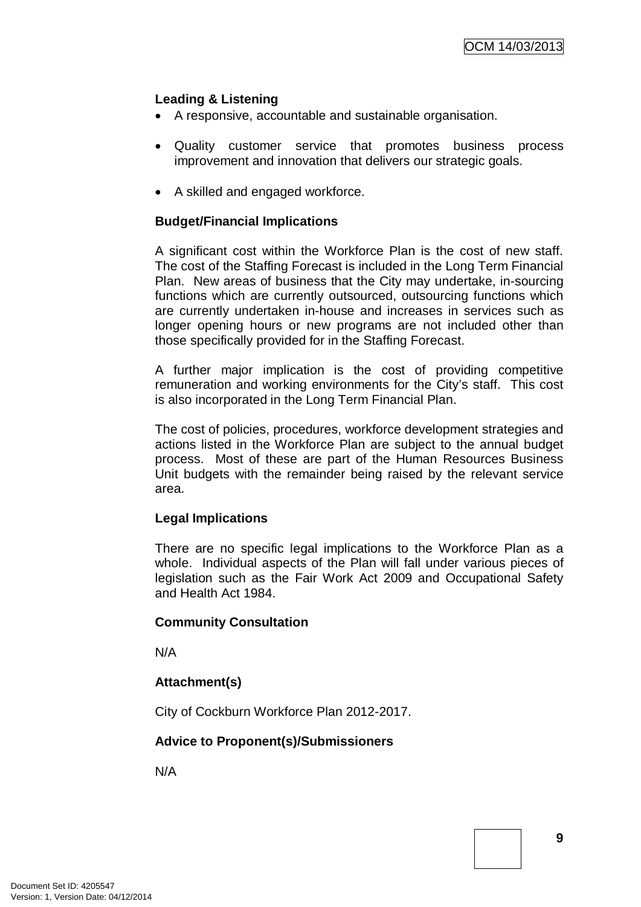**Leading & Listening**

- A responsive, accountable and sustainable organisation.
- Quality customer service that promotes business process improvement and innovation that delivers our strategic goals.
- A skilled and engaged workforce.

**Budget/Financial Implications**

A significant cost within the Workforce Plan is the cost of new staff. The cost of the Staffing Forecast is included in the Long Term Financial Plan. New areas of business that the City may undertake, in-sourcing functions which are currently outsourced, outsourcing functions which are currently undertaken in-house and increases in services such as longer opening hours or new programs are not included other than those specifically provided for in the Staffing Forecast.

A further major implication is the cost of providing competitive remuneration and working environments for the City's staff. This cost is also incorporated in the Long Term Financial Plan.

The cost of policies, procedures, workforce development strategies and actions listed in the Workforce Plan are subject to the annual budget process. Most of these are part of the Human Resources Business Unit budgets with the remainder being raised by the relevant service area.

**Legal Implications**

There are no specific legal implications to the Workforce Plan as a whole. Individual aspects of the Plan will fall under various pieces of legislation such as the Fair Work Act 2009 and Occupational Safety and Health Act 1984.

**Community Consultation**

N/A

**Attachment(s)**

City of Cockburn Workforce Plan 2012-2017.

**Advice to Proponent(s)/Submissioners**

N/A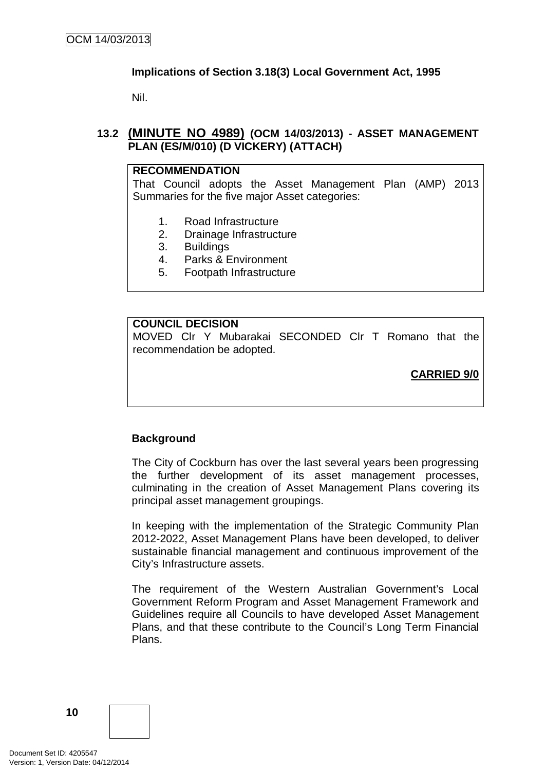**Implications of Section 3.18(3) Local Government Act, 1995**

Nil.

### 13.2 (MINUTE NO 4989) (OCM 14/03/2013) - ASSET MANAGEMENT PLAN (ES/M/010) (D VICKERY) (ATTACH)

**RECOMMENDATION**

That Council adopts the Asset Management Plan (AMP) 2013 Summaries for the five major Asset categories:

1. Road Infrastructure
2. Drainage Infrastructure
3. Buildings
4. Parks & Environment
5. Footpath Infrastructure

**COUNCIL DECISION**

MOVED Clr Y Mubarakai SECONDED Clr T Romano that the recommendation be adopted.

**CARRIED 9/0**

**Background**

The City of Cockburn has over the last several years been progressing the further development of its asset management processes, culminating in the creation of Asset Management Plans covering its principal asset management groupings.

In keeping with the implementation of the Strategic Community Plan 2012-2022, Asset Management Plans have been developed, to deliver sustainable financial management and continuous improvement of the City's Infrastructure assets.

The requirement of the Western Australian Government's Local Government Reform Program and Asset Management Framework and Guidelines require all Councils to have developed Asset Management Plans, and that these contribute to the Council's Long Term Financial Plans.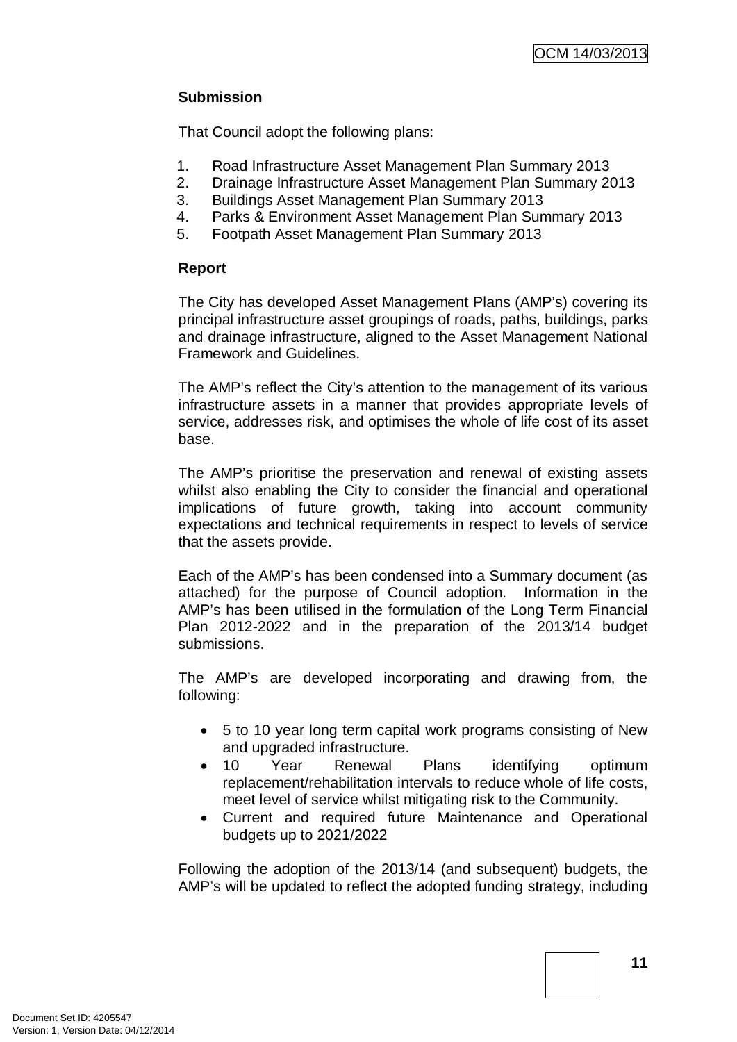**Submission**

That Council adopt the following plans:

1. Road Infrastructure Asset Management Plan Summary 2013
2. Drainage Infrastructure Asset Management Plan Summary 2013
3. Buildings Asset Management Plan Summary 2013
4. Parks & Environment Asset Management Plan Summary 2013
5. Footpath Asset Management Plan Summary 2013

**Report**

The City has developed Asset Management Plans (AMP's) covering its principal infrastructure asset groupings of roads, paths, buildings, parks and drainage infrastructure, aligned to the Asset Management National Framework and Guidelines.

The AMP's reflect the City's attention to the management of its various infrastructure assets in a manner that provides appropriate levels of service, addresses risk, and optimises the whole of life cost of its asset base.

The AMP's prioritise the preservation and renewal of existing assets whilst also enabling the City to consider the financial and operational implications of future growth, taking into account community expectations and technical requirements in respect to levels of service that the assets provide.

Each of the AMP's has been condensed into a Summary document (as attached) for the purpose of Council adoption. Information in the AMP's has been utilised in the formulation of the Long Term Financial Plan 2012-2022 and in the preparation of the 2013/14 budget submissions.

The AMP's are developed incorporating and drawing from, the following:

- 5 to 10 year long term capital work programs consisting of New and upgraded infrastructure.
- 10 Year Renewal Plans identifying optimum replacement/rehabilitation intervals to reduce whole of life costs, meet level of service whilst mitigating risk to the Community.
- Current and required future Maintenance and Operational budgets up to 2021/2022

Following the adoption of the 2013/14 (and subsequent) budgets, the AMP's will be updated to reflect the adopted funding strategy, including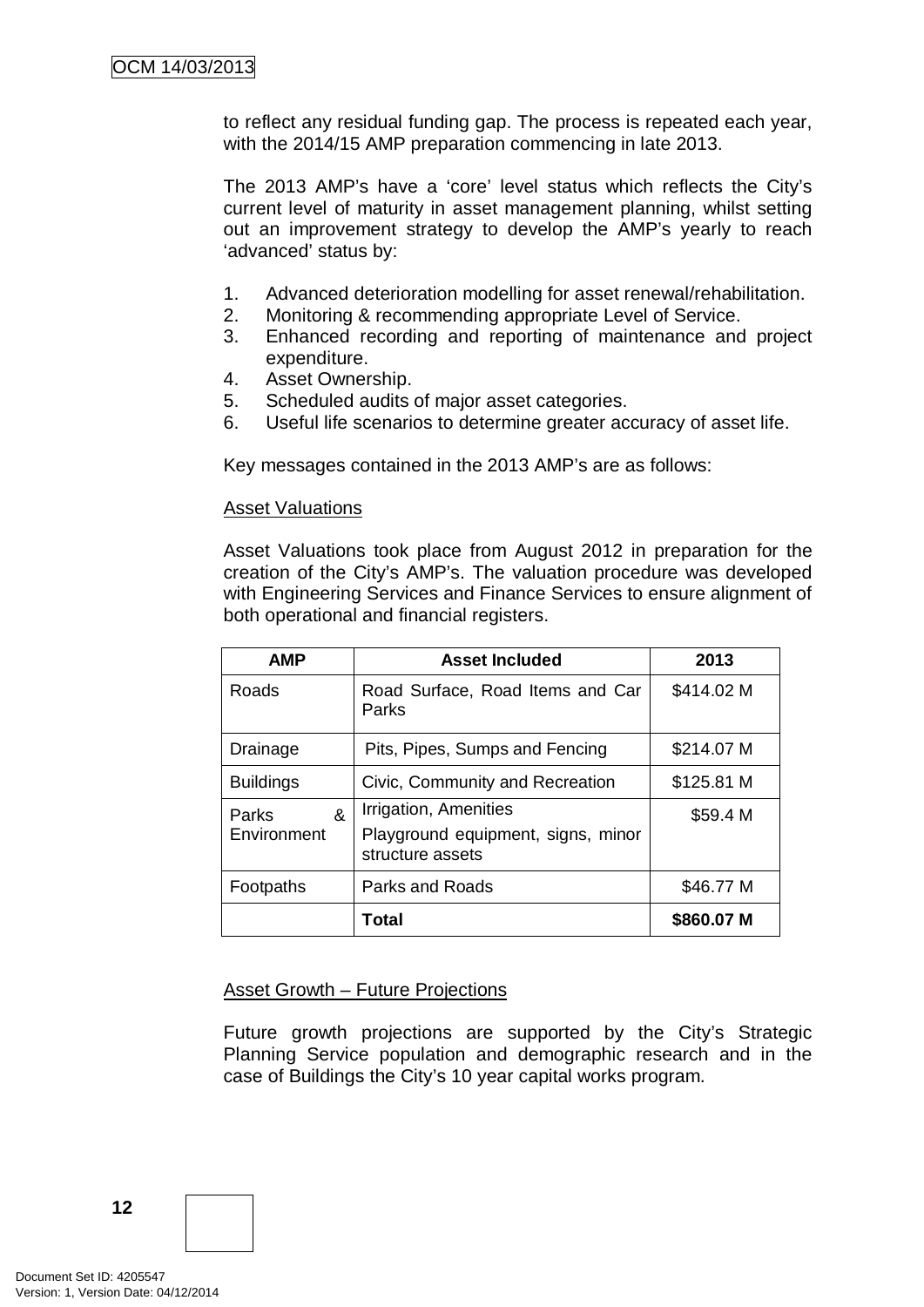to reflect any residual funding gap. The process is repeated each year, with the 2014/15 AMP preparation commencing in late 2013.

The 2013 AMP's have a 'core' level status which reflects the City's current level of maturity in asset management planning, whilst setting out an improvement strategy to develop the AMP's yearly to reach 'advanced' status by:

1. Advanced deterioration modelling for asset renewal/rehabilitation.
2. Monitoring & recommending appropriate Level of Service.
3. Enhanced recording and reporting of maintenance and project expenditure.
4. Asset Ownership.
5. Scheduled audits of major asset categories.
6. Useful life scenarios to determine greater accuracy of asset life.

Key messages contained in the 2013 AMP's are as follows:

<u>Asset Valuations</u>

Asset Valuations took place from August 2012 in preparation for the creation of the City's AMP's. The valuation procedure was developed with Engineering Services and Finance Services to ensure alignment of both operational and financial registers.

| AMP | Asset Included | 2013 |
|---|---|---|
| Roads | Road Surface, Road Items and Car Parks | $414.02 M |
| Drainage | Pits, Pipes, Sumps and Fencing | $214.07 M |
| Buildings | Civic, Community and Recreation | $125.81 M |
| Parks & Environment | Irrigation, Amenities<br>Playground equipment, signs, minor structure assets | $59.4 M |
| Footpaths | Parks and Roads | $46.77 M |
| | **Total** | **$860.07 M** |

<u>Asset Growth – Future Projections</u>

Future growth projections are supported by the City's Strategic Planning Service population and demographic research and in the case of Buildings the City's 10 year capital works program.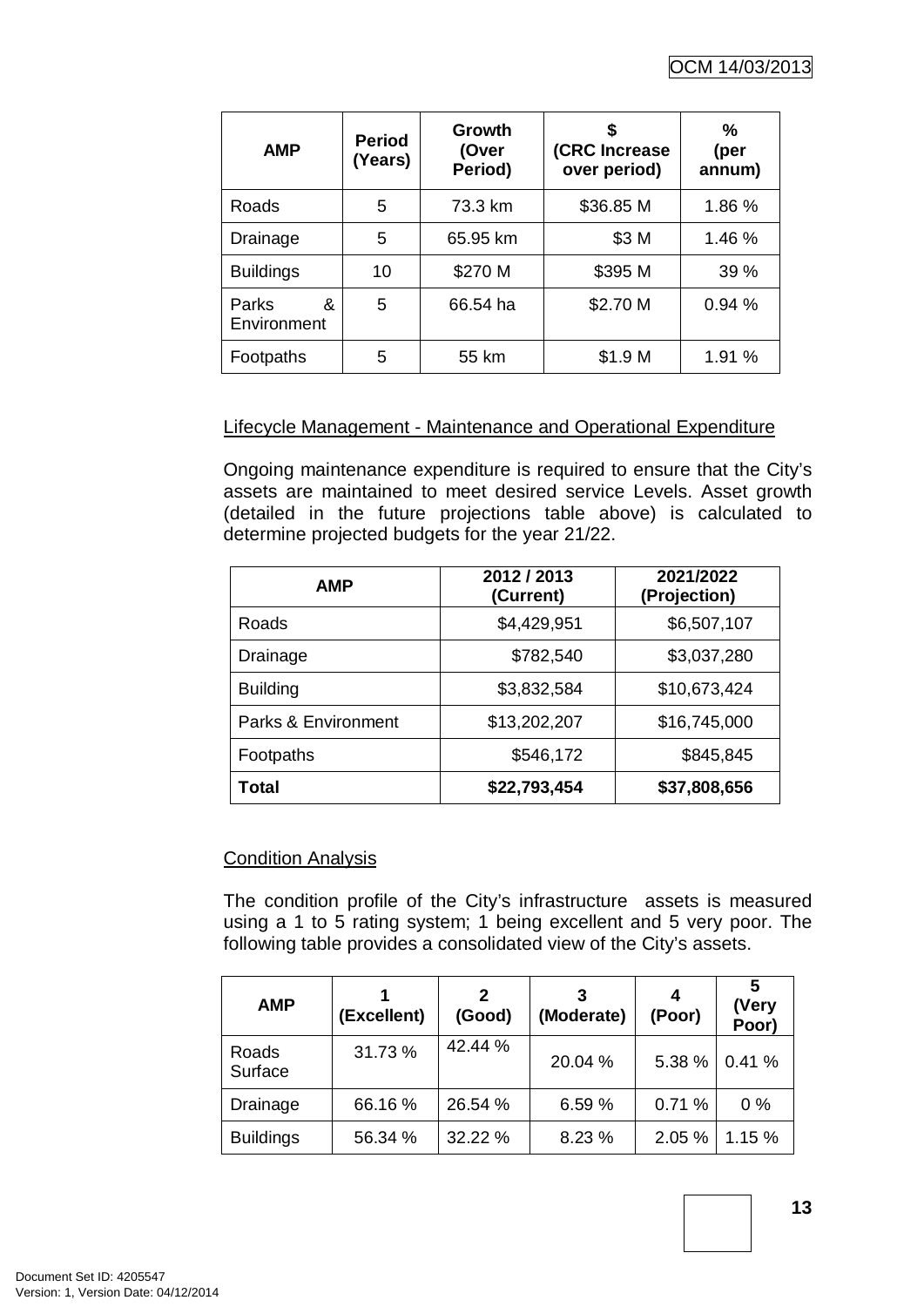| AMP | Period (Years) | Growth (Over Period) | $ (CRC Increase over period) | % (per annum) |
|---|---|---|---|---|
| Roads | 5 | 73.3 km | $36.85 M | 1.86 % |
| Drainage | 5 | 65.95 km | $3 M | 1.46 % |
| Buildings | 10 | $270 M | $395 M | 39 % |
| Parks & Environment | 5 | 66.54 ha | $2.70 M | 0.94 % |
| Footpaths | 5 | 55 km | $1.9 M | 1.91 % |

<u>Lifecycle Management - Maintenance and Operational Expenditure</u>

Ongoing maintenance expenditure is required to ensure that the City's assets are maintained to meet desired service Levels. Asset growth (detailed in the future projections table above) is calculated to determine projected budgets for the year 21/22.

| AMP | 2012 / 2013 (Current) | 2021/2022 (Projection) |
|---|---|---|
| Roads | $4,429,951 | $6,507,107 |
| Drainage | $782,540 | $3,037,280 |
| Building | $3,832,584 | $10,673,424 |
| Parks & Environment | $13,202,207 | $16,745,000 |
| Footpaths | $546,172 | $845,845 |
| **Total** | **$22,793,454** | **$37,808,656** |

<u>Condition Analysis</u>

The condition profile of the City's infrastructure assets is measured using a 1 to 5 rating system; 1 being excellent and 5 very poor. The following table provides a consolidated view of the City's assets.

| AMP | 1 (Excellent) | 2 (Good) | 3 (Moderate) | 4 (Poor) | 5 (Very Poor) |
|---|---|---|---|---|---|
| Roads Surface | 31.73 % | 42.44 % | 20.04 % | 5.38 % | 0.41 % |
| Drainage | 66.16 % | 26.54 % | 6.59 % | 0.71 % | 0 % |
| Buildings | 56.34 % | 32.22 % | 8.23 % | 2.05 % | 1.15 % |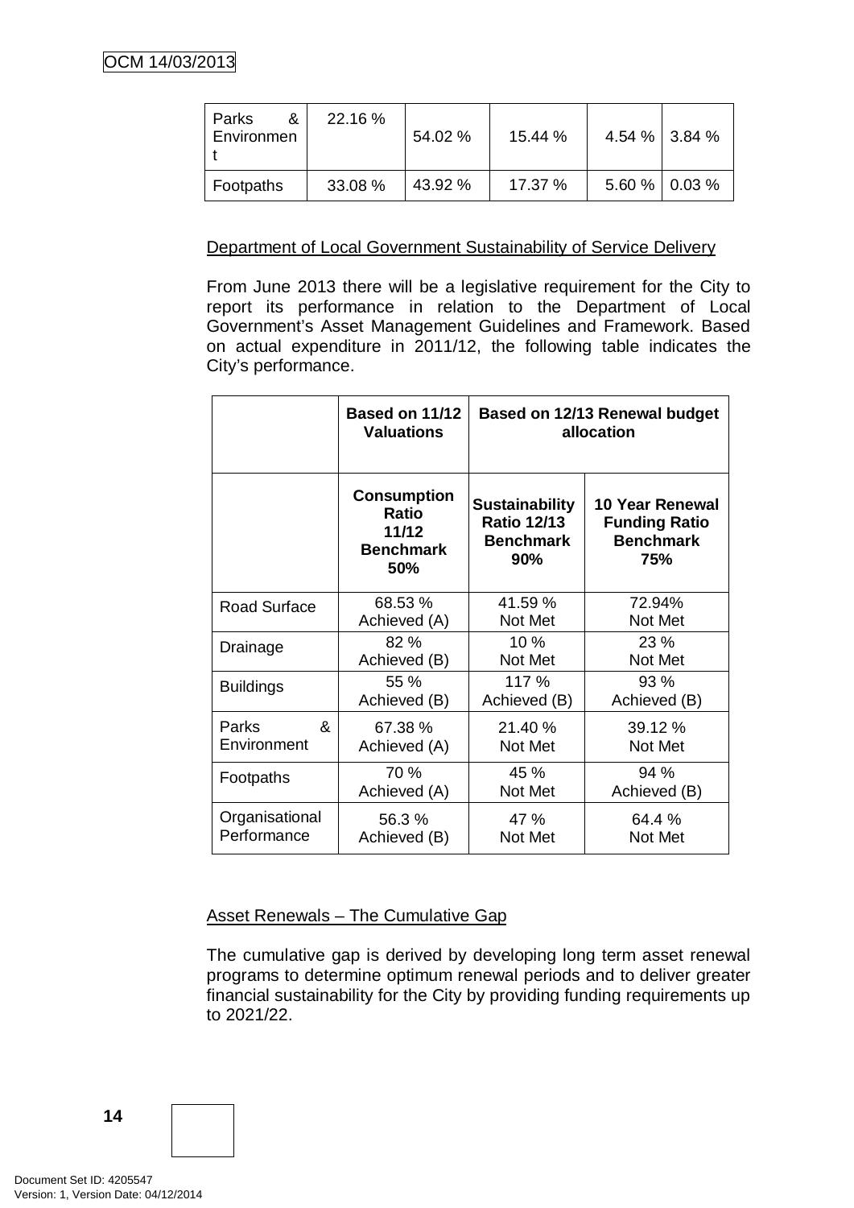| Parks & Environment | 22.16 % | 54.02 % | 15.44 % | 4.54 % | 3.84 % |
|---|---|---|---|---|---|
| Footpaths | 33.08 % | 43.92 % | 17.37 % | 5.60 % | 0.03 % |

Department of Local Government Sustainability of Service Delivery

From June 2013 there will be a legislative requirement for the City to report its performance in relation to the Department of Local Government's Asset Management Guidelines and Framework. Based on actual expenditure in 2011/12, the following table indicates the City's performance.

| | **Based on 11/12 Valuations** | **Based on 12/13 Renewal budget allocation** | |
|---|---|---|---|
| | **Consumption Ratio 11/12 Benchmark 50%** | **Sustainability Ratio 12/13 Benchmark 90%** | **10 Year Renewal Funding Ratio Benchmark 75%** |
| Road Surface | 68.53 % Achieved (A) | 41.59 % Not Met | 72.94% Not Met |
| Drainage | 82 % Achieved (B) | 10 % Not Met | 23 % Not Met |
| Buildings | 55 % Achieved (B) | 117 % Achieved (B) | 93 % Achieved (B) |
| Parks & Environment | 67.38 % Achieved (A) | 21.40 % Not Met | 39.12 % Not Met |
| Footpaths | 70 % Achieved (A) | 45 % Not Met | 94 % Achieved (B) |
| Organisational Performance | 56.3 % Achieved (B) | 47 % Not Met | 64.4 % Not Met |

Asset Renewals – The Cumulative Gap

The cumulative gap is derived by developing long term asset renewal programs to determine optimum renewal periods and to deliver greater financial sustainability for the City by providing funding requirements up to 2021/22.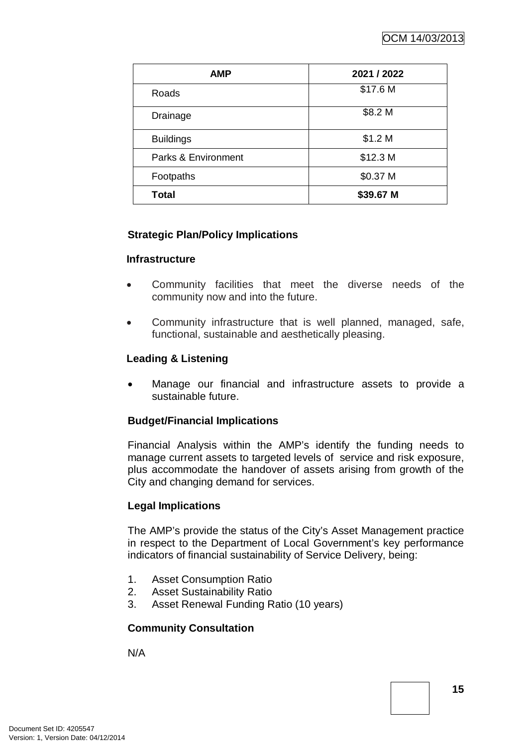| AMP | 2021 / 2022 |
| --- | --- |
| Roads | $17.6 M |
| Drainage | $8.2 M |
| Buildings | $1.2 M |
| Parks & Environment | $12.3 M |
| Footpaths | $0.37 M |
| **Total** | **$39.67 M** |

**Strategic Plan/Policy Implications**

**Infrastructure**

- Community facilities that meet the diverse needs of the community now and into the future.
- Community infrastructure that is well planned, managed, safe, functional, sustainable and aesthetically pleasing.

**Leading & Listening**

- Manage our financial and infrastructure assets to provide a sustainable future.

**Budget/Financial Implications**

Financial Analysis within the AMP's identify the funding needs to manage current assets to targeted levels of service and risk exposure, plus accommodate the handover of assets arising from growth of the City and changing demand for services.

**Legal Implications**

The AMP's provide the status of the City's Asset Management practice in respect to the Department of Local Government's key performance indicators of financial sustainability of Service Delivery, being:

1. Asset Consumption Ratio
2. Asset Sustainability Ratio
3. Asset Renewal Funding Ratio (10 years)

**Community Consultation**

N/A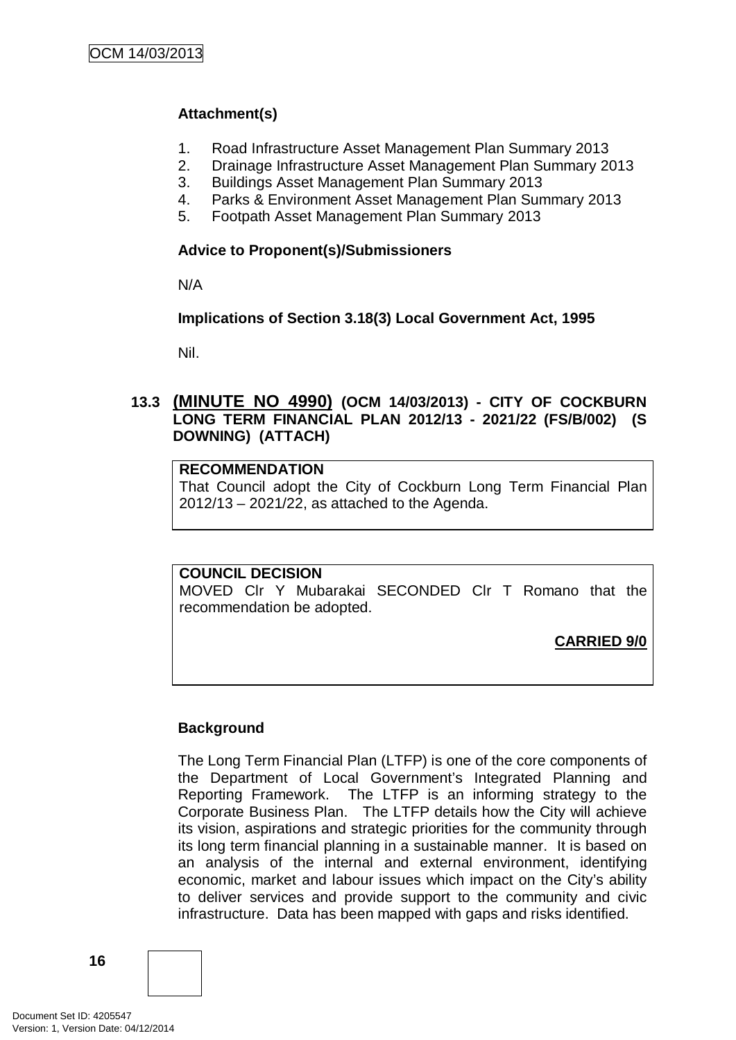**Attachment(s)**

1. Road Infrastructure Asset Management Plan Summary 2013
2. Drainage Infrastructure Asset Management Plan Summary 2013
3. Buildings Asset Management Plan Summary 2013
4. Parks & Environment Asset Management Plan Summary 2013
5. Footpath Asset Management Plan Summary 2013

**Advice to Proponent(s)/Submissioners**

N/A

**Implications of Section 3.18(3) Local Government Act, 1995**

Nil.

### 13.3 (MINUTE NO 4990) (OCM 14/03/2013) - CITY OF COCKBURN LONG TERM FINANCIAL PLAN 2012/13 - 2021/22 (FS/B/002) (S DOWNING) (ATTACH)

**RECOMMENDATION**
That Council adopt the City of Cockburn Long Term Financial Plan 2012/13 – 2021/22, as attached to the Agenda.

**COUNCIL DECISION**
MOVED Clr Y Mubarakai SECONDED Clr T Romano that the recommendation be adopted.

**CARRIED 9/0**

**Background**

The Long Term Financial Plan (LTFP) is one of the core components of the Department of Local Government's Integrated Planning and Reporting Framework. The LTFP is an informing strategy to the Corporate Business Plan. The LTFP details how the City will achieve its vision, aspirations and strategic priorities for the community through its long term financial planning in a sustainable manner. It is based on an analysis of the internal and external environment, identifying economic, market and labour issues which impact on the City's ability to deliver services and provide support to the community and civic infrastructure. Data has been mapped with gaps and risks identified.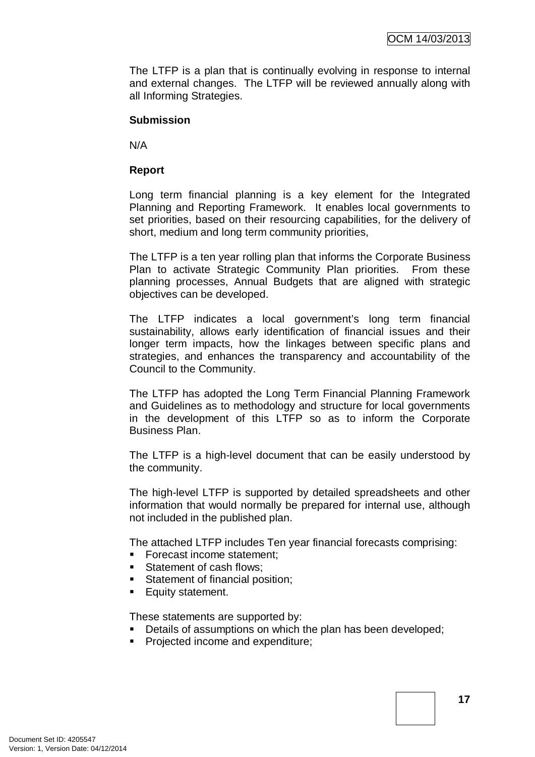The LTFP is a plan that is continually evolving in response to internal and external changes. The LTFP will be reviewed annually along with all Informing Strategies.

**Submission**

N/A

**Report**

Long term financial planning is a key element for the Integrated Planning and Reporting Framework. It enables local governments to set priorities, based on their resourcing capabilities, for the delivery of short, medium and long term community priorities,

The LTFP is a ten year rolling plan that informs the Corporate Business Plan to activate Strategic Community Plan priorities. From these planning processes, Annual Budgets that are aligned with strategic objectives can be developed.

The LTFP indicates a local government's long term financial sustainability, allows early identification of financial issues and their longer term impacts, how the linkages between specific plans and strategies, and enhances the transparency and accountability of the Council to the Community.

The LTFP has adopted the Long Term Financial Planning Framework and Guidelines as to methodology and structure for local governments in the development of this LTFP so as to inform the Corporate Business Plan.

The LTFP is a high-level document that can be easily understood by the community.

The high-level LTFP is supported by detailed spreadsheets and other information that would normally be prepared for internal use, although not included in the published plan.

The attached LTFP includes Ten year financial forecasts comprising:

- Forecast income statement;
- Statement of cash flows;
- Statement of financial position;
- Equity statement.

These statements are supported by:

- Details of assumptions on which the plan has been developed;
- Projected income and expenditure;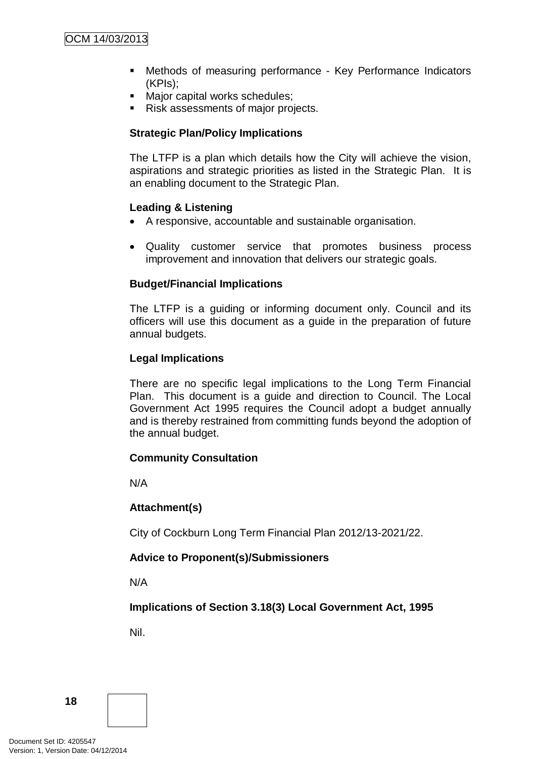- Methods of measuring performance - Key Performance Indicators (KPIs);
- Major capital works schedules;
- Risk assessments of major projects.

**Strategic Plan/Policy Implications**

The LTFP is a plan which details how the City will achieve the vision, aspirations and strategic priorities as listed in the Strategic Plan. It is an enabling document to the Strategic Plan.

**Leading & Listening**

- A responsive, accountable and sustainable organisation.

- Quality customer service that promotes business process improvement and innovation that delivers our strategic goals.

**Budget/Financial Implications**

The LTFP is a guiding or informing document only. Council and its officers will use this document as a guide in the preparation of future annual budgets.

**Legal Implications**

There are no specific legal implications to the Long Term Financial Plan. This document is a guide and direction to Council. The Local Government Act 1995 requires the Council adopt a budget annually and is thereby restrained from committing funds beyond the adoption of the annual budget.

**Community Consultation**

N/A

**Attachment(s)**

City of Cockburn Long Term Financial Plan 2012/13-2021/22.

**Advice to Proponent(s)/Submissioners**

N/A

**Implications of Section 3.18(3) Local Government Act, 1995**

Nil.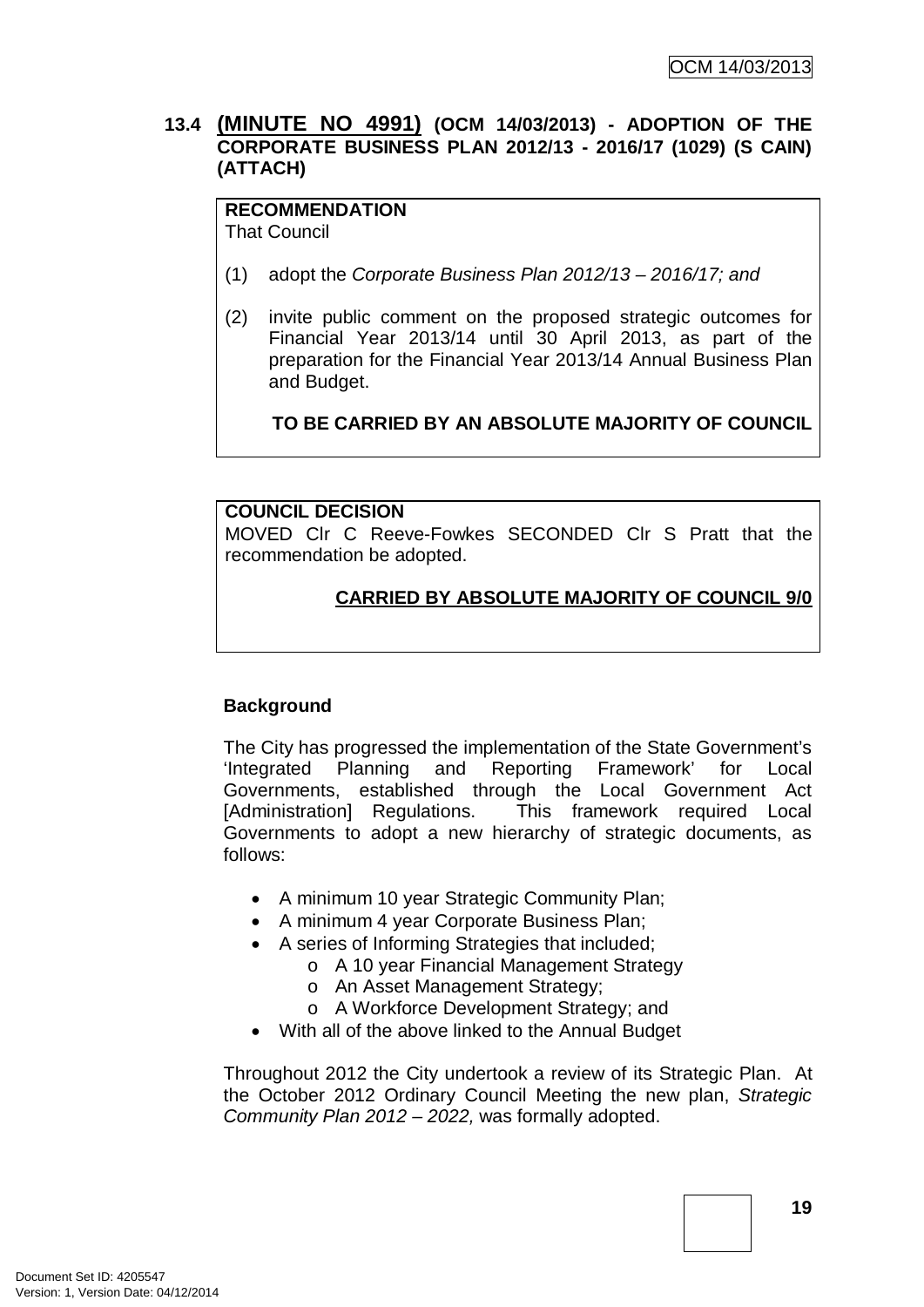### 13.4 (MINUTE NO 4991) (OCM 14/03/2013) - ADOPTION OF THE CORPORATE BUSINESS PLAN 2012/13 - 2016/17 (1029) (S CAIN) (ATTACH)

**RECOMMENDATION**
That Council

(1) adopt the *Corporate Business Plan 2012/13 – 2016/17; and*

(2) invite public comment on the proposed strategic outcomes for Financial Year 2013/14 until 30 April 2013, as part of the preparation for the Financial Year 2013/14 Annual Business Plan and Budget.

**TO BE CARRIED BY AN ABSOLUTE MAJORITY OF COUNCIL**

**COUNCIL DECISION**
MOVED Clr C Reeve-Fowkes SECONDED Clr S Pratt that the recommendation be adopted.

**CARRIED BY ABSOLUTE MAJORITY OF COUNCIL 9/0**

**Background**

The City has progressed the implementation of the State Government's 'Integrated Planning and Reporting Framework' for Local Governments, established through the Local Government Act [Administration] Regulations. This framework required Local Governments to adopt a new hierarchy of strategic documents, as follows:

- A minimum 10 year Strategic Community Plan;
- A minimum 4 year Corporate Business Plan;
- A series of Informing Strategies that included;
  - A 10 year Financial Management Strategy
  - An Asset Management Strategy;
  - A Workforce Development Strategy; and
- With all of the above linked to the Annual Budget

Throughout 2012 the City undertook a review of its Strategic Plan. At the October 2012 Ordinary Council Meeting the new plan, *Strategic Community Plan 2012 – 2022,* was formally adopted.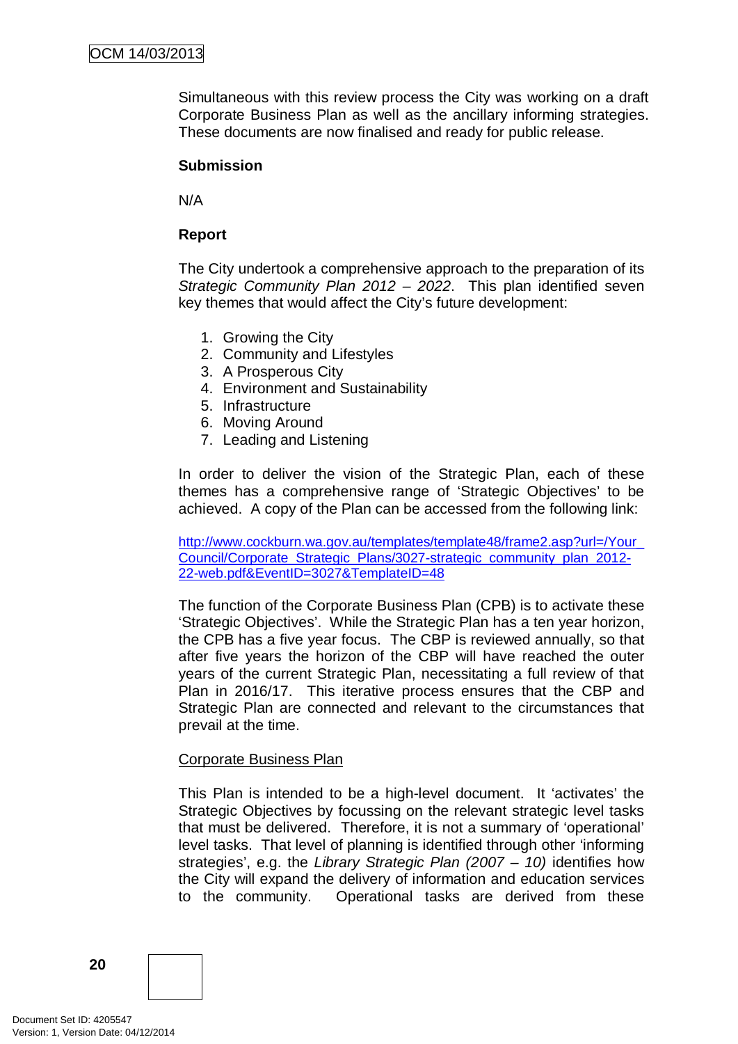Simultaneous with this review process the City was working on a draft Corporate Business Plan as well as the ancillary informing strategies. These documents are now finalised and ready for public release.

**Submission**

N/A

**Report**

The City undertook a comprehensive approach to the preparation of its *Strategic Community Plan 2012 – 2022*. This plan identified seven key themes that would affect the City's future development:

1. Growing the City
2. Community and Lifestyles
3. A Prosperous City
4. Environment and Sustainability
5. Infrastructure
6. Moving Around
7. Leading and Listening

In order to deliver the vision of the Strategic Plan, each of these themes has a comprehensive range of 'Strategic Objectives' to be achieved. A copy of the Plan can be accessed from the following link:

http://www.cockburn.wa.gov.au/templates/template48/frame2.asp?url=/Your_Council/Corporate_Strategic_Plans/3027-strategic_community_plan_2012-22-web.pdf&EventID=3027&TemplateID=48

The function of the Corporate Business Plan (CPB) is to activate these 'Strategic Objectives'. While the Strategic Plan has a ten year horizon, the CPB has a five year focus. The CBP is reviewed annually, so that after five years the horizon of the CBP will have reached the outer years of the current Strategic Plan, necessitating a full review of that Plan in 2016/17. This iterative process ensures that the CBP and Strategic Plan are connected and relevant to the circumstances that prevail at the time.

Corporate Business Plan

This Plan is intended to be a high-level document. It 'activates' the Strategic Objectives by focussing on the relevant strategic level tasks that must be delivered. Therefore, it is not a summary of 'operational' level tasks. That level of planning is identified through other 'informing strategies', e.g. the *Library Strategic Plan (2007 – 10)* identifies how the City will expand the delivery of information and education services to the community. Operational tasks are derived from these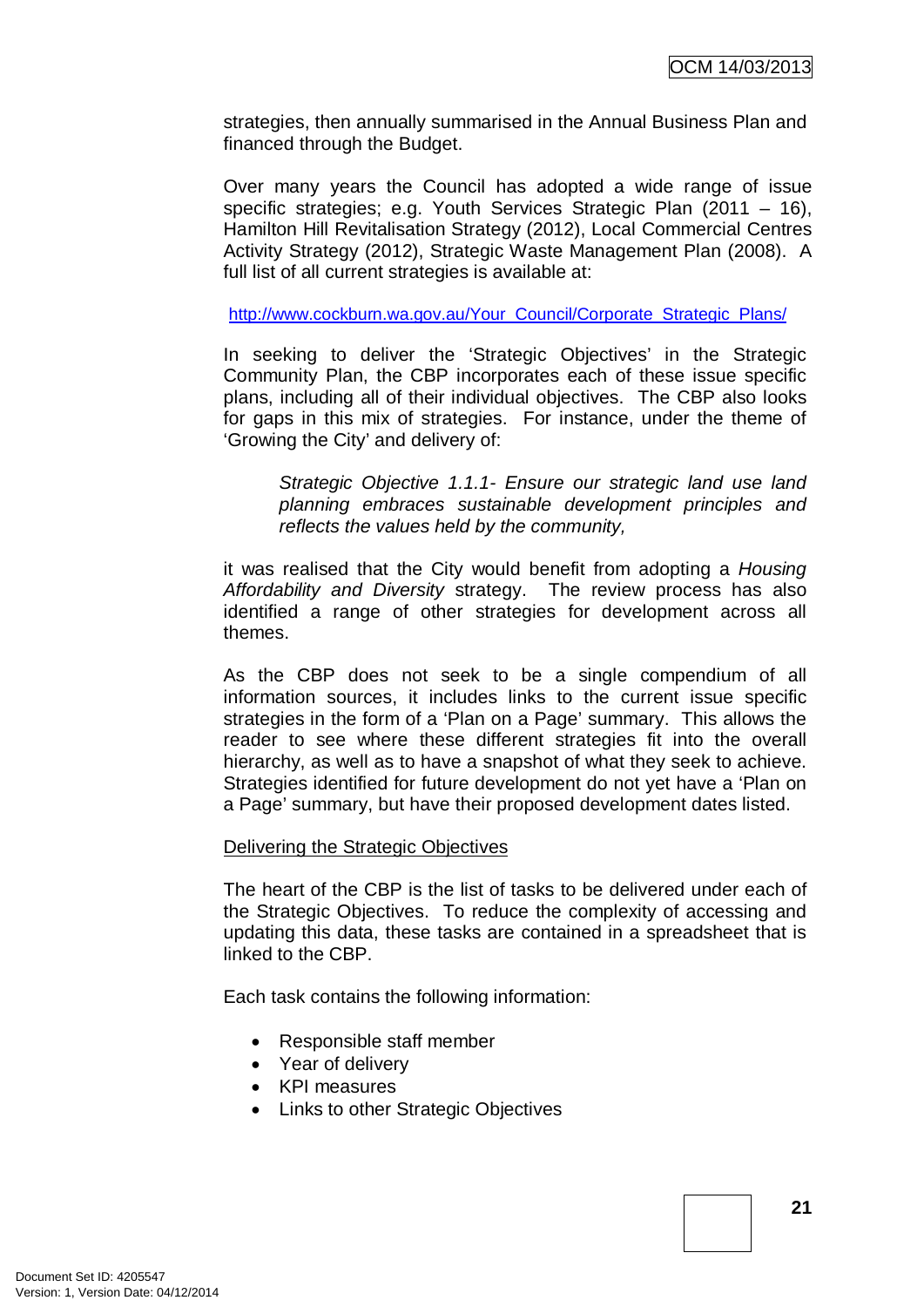strategies, then annually summarised in the Annual Business Plan and financed through the Budget.

Over many years the Council has adopted a wide range of issue specific strategies; e.g. Youth Services Strategic Plan (2011 – 16), Hamilton Hill Revitalisation Strategy (2012), Local Commercial Centres Activity Strategy (2012), Strategic Waste Management Plan (2008). A full list of all current strategies is available at:

http://www.cockburn.wa.gov.au/Your_Council/Corporate_Strategic_Plans/

In seeking to deliver the 'Strategic Objectives' in the Strategic Community Plan, the CBP incorporates each of these issue specific plans, including all of their individual objectives. The CBP also looks for gaps in this mix of strategies. For instance, under the theme of 'Growing the City' and delivery of:

> *Strategic Objective 1.1.1- Ensure our strategic land use land planning embraces sustainable development principles and reflects the values held by the community,*

it was realised that the City would benefit from adopting a *Housing Affordability and Diversity* strategy. The review process has also identified a range of other strategies for development across all themes.

As the CBP does not seek to be a single compendium of all information sources, it includes links to the current issue specific strategies in the form of a 'Plan on a Page' summary. This allows the reader to see where these different strategies fit into the overall hierarchy, as well as to have a snapshot of what they seek to achieve. Strategies identified for future development do not yet have a 'Plan on a Page' summary, but have their proposed development dates listed.

<u>Delivering the Strategic Objectives</u>

The heart of the CBP is the list of tasks to be delivered under each of the Strategic Objectives. To reduce the complexity of accessing and updating this data, these tasks are contained in a spreadsheet that is linked to the CBP.

Each task contains the following information:

- Responsible staff member
- Year of delivery
- KPI measures
- Links to other Strategic Objectives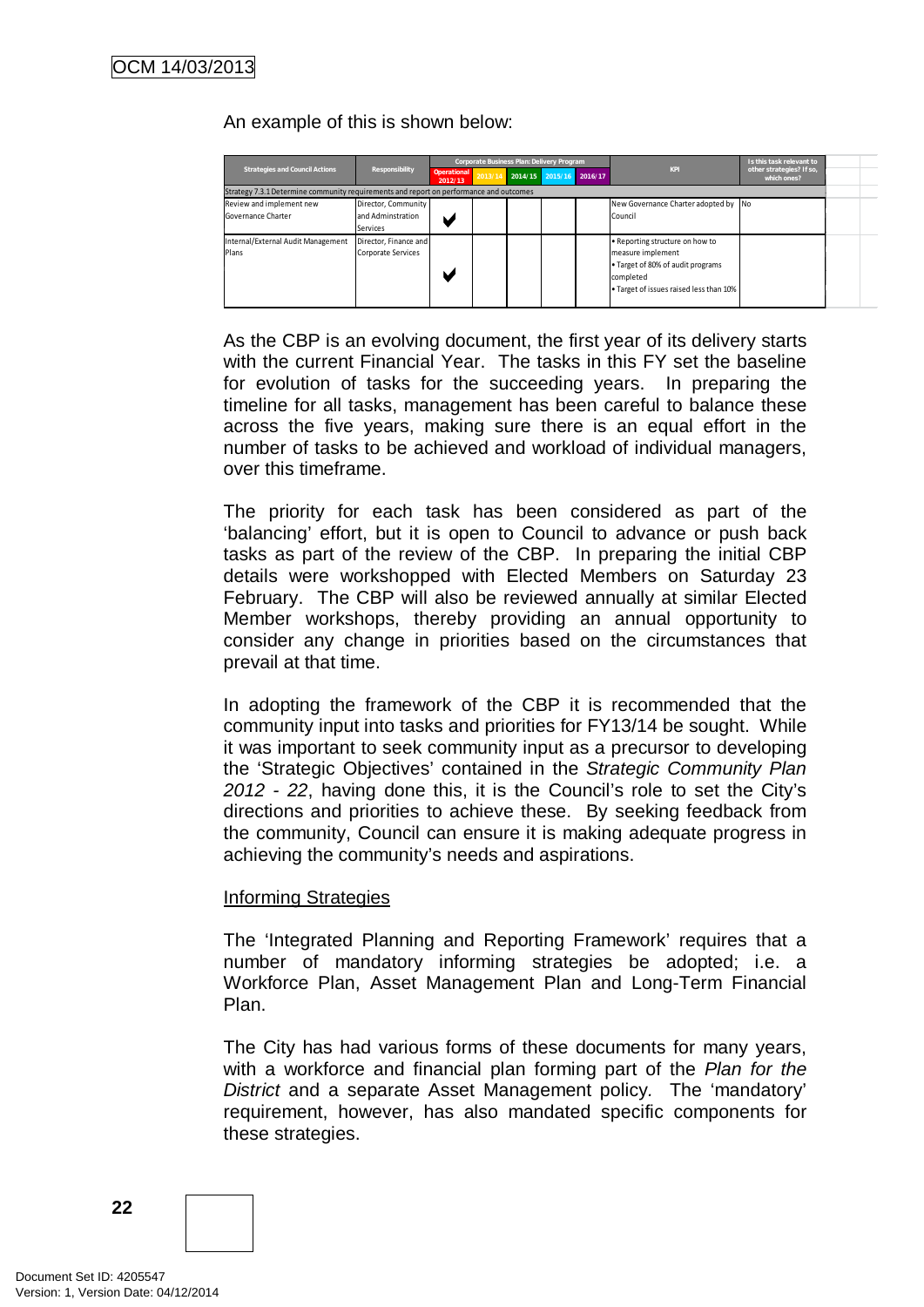An example of this is shown below:

| Strategies and Council Actions | Responsibility | Corporate Business Plan: Delivery Program | | | | | KPI | Is this task relevant to other strategies? If so, which ones? |
|---|---|---|---|---|---|---|---|---|
| | | Operational 2012/13 | 2013/14 | 2014/15 | 2015/16 | 2016/17 | | |
| Strategy 7.3.1 Determine community requirements and report on performance and outcomes | | | | | | | | |
| Review and implement new Governance Charter | Director, Community and Adminstration Services | ✔ | | | | | New Governance Charter adopted by Council | No |
| Internal/External Audit Management Plans | Director, Finance and Corporate Services | ✔ | | | | | • Reporting structure on how to measure implement<br>• Target of 80% of audit programs completed<br>• Target of issues raised less than 10% | |

As the CBP is an evolving document, the first year of its delivery starts with the current Financial Year. The tasks in this FY set the baseline for evolution of tasks for the succeeding years. In preparing the timeline for all tasks, management has been careful to balance these across the five years, making sure there is an equal effort in the number of tasks to be achieved and workload of individual managers, over this timeframe.

The priority for each task has been considered as part of the 'balancing' effort, but it is open to Council to advance or push back tasks as part of the review of the CBP. In preparing the initial CBP details were workshopped with Elected Members on Saturday 23 February. The CBP will also be reviewed annually at similar Elected Member workshops, thereby providing an annual opportunity to consider any change in priorities based on the circumstances that prevail at that time.

In adopting the framework of the CBP it is recommended that the community input into tasks and priorities for FY13/14 be sought. While it was important to seek community input as a precursor to developing the 'Strategic Objectives' contained in the *Strategic Community Plan 2012 - 22*, having done this, it is the Council's role to set the City's directions and priorities to achieve these. By seeking feedback from the community, Council can ensure it is making adequate progress in achieving the community's needs and aspirations.

Informing Strategies

The 'Integrated Planning and Reporting Framework' requires that a number of mandatory informing strategies be adopted; i.e. a Workforce Plan, Asset Management Plan and Long-Term Financial Plan.

The City has had various forms of these documents for many years, with a workforce and financial plan forming part of the *Plan for the District* and a separate Asset Management policy. The 'mandatory' requirement, however, has also mandated specific components for these strategies.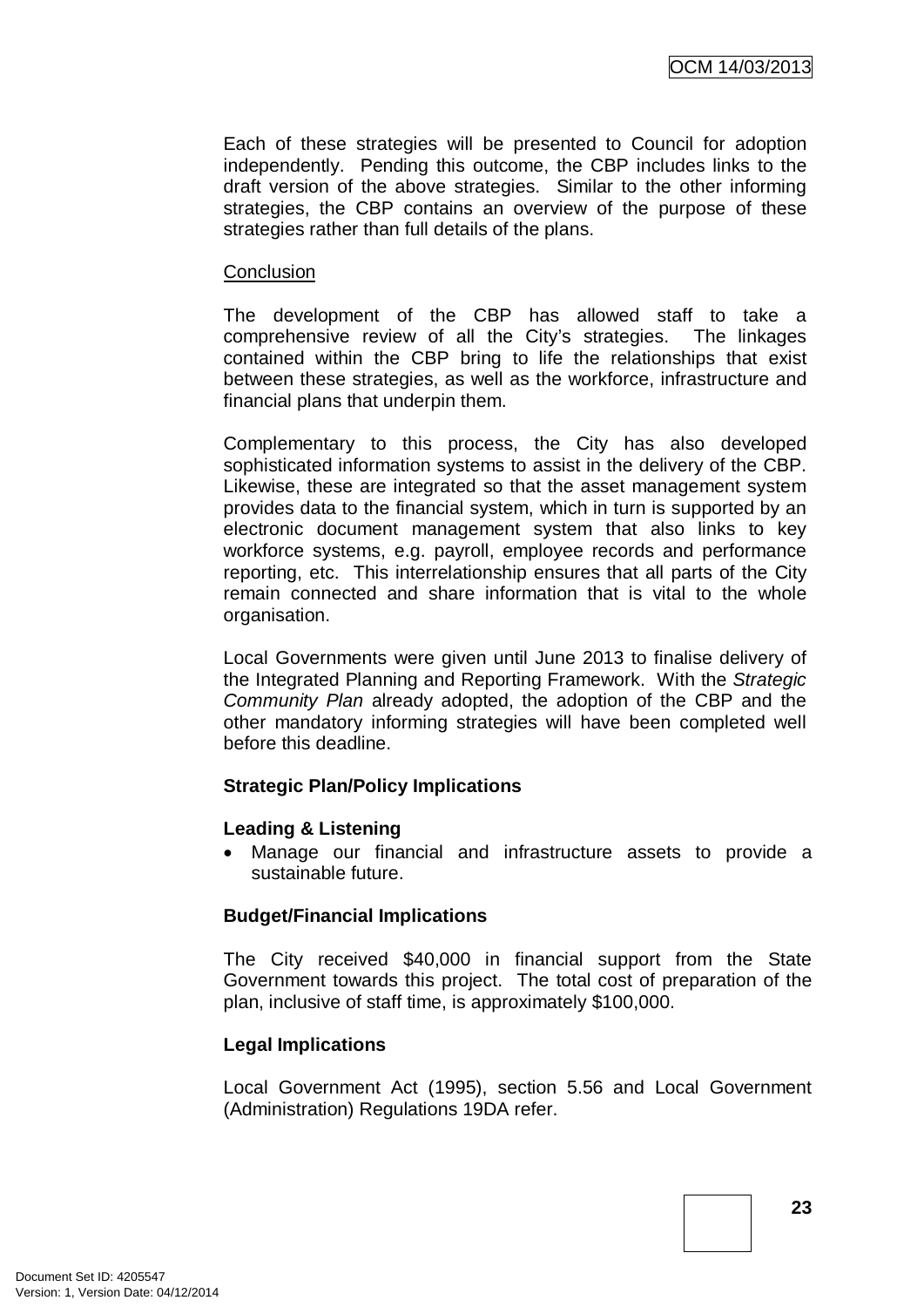Each of these strategies will be presented to Council for adoption independently. Pending this outcome, the CBP includes links to the draft version of the above strategies. Similar to the other informing strategies, the CBP contains an overview of the purpose of these strategies rather than full details of the plans.

Conclusion

The development of the CBP has allowed staff to take a comprehensive review of all the City's strategies. The linkages contained within the CBP bring to life the relationships that exist between these strategies, as well as the workforce, infrastructure and financial plans that underpin them.

Complementary to this process, the City has also developed sophisticated information systems to assist in the delivery of the CBP. Likewise, these are integrated so that the asset management system provides data to the financial system, which in turn is supported by an electronic document management system that also links to key workforce systems, e.g. payroll, employee records and performance reporting, etc. This interrelationship ensures that all parts of the City remain connected and share information that is vital to the whole organisation.

Local Governments were given until June 2013 to finalise delivery of the Integrated Planning and Reporting Framework. With the *Strategic Community Plan* already adopted, the adoption of the CBP and the other mandatory informing strategies will have been completed well before this deadline.

**Strategic Plan/Policy Implications**

**Leading & Listening**

- Manage our financial and infrastructure assets to provide a sustainable future.

**Budget/Financial Implications**

The City received $40,000 in financial support from the State Government towards this project. The total cost of preparation of the plan, inclusive of staff time, is approximately $100,000.

**Legal Implications**

Local Government Act (1995), section 5.56 and Local Government (Administration) Regulations 19DA refer.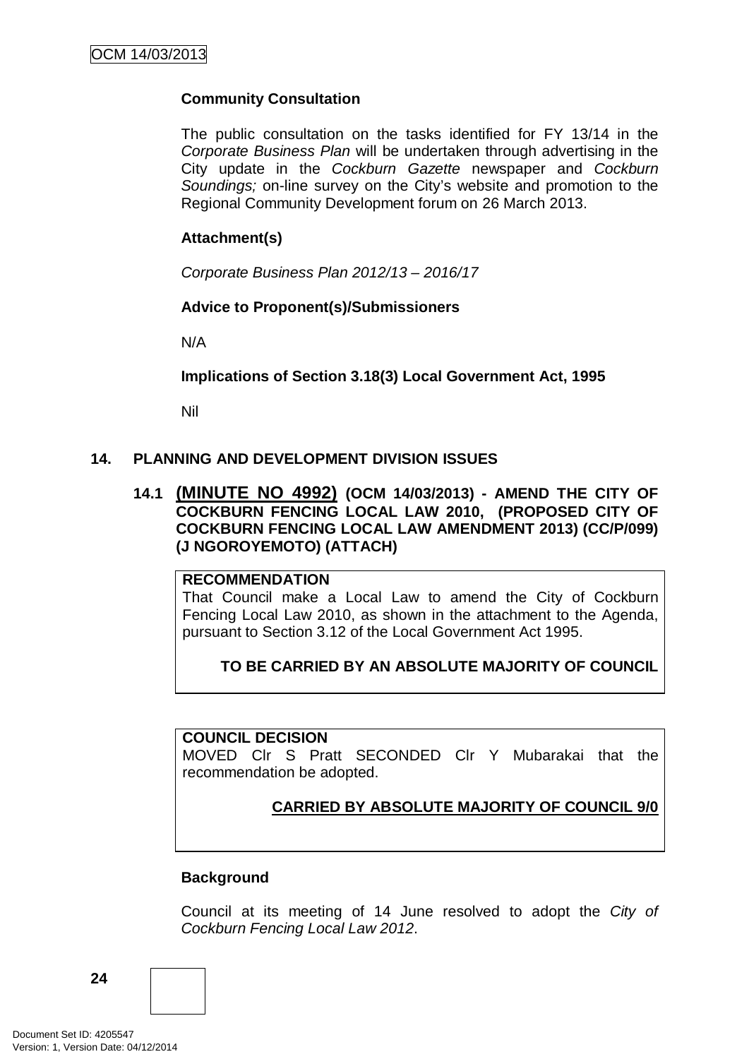**Community Consultation**

The public consultation on the tasks identified for FY 13/14 in the *Corporate Business Plan* will be undertaken through advertising in the City update in the *Cockburn Gazette* newspaper and *Cockburn Soundings;* on-line survey on the City's website and promotion to the Regional Community Development forum on 26 March 2013.

**Attachment(s)**

*Corporate Business Plan 2012/13 – 2016/17*

**Advice to Proponent(s)/Submissioners**

N/A

**Implications of Section 3.18(3) Local Government Act, 1995**

Nil

## 14. PLANNING AND DEVELOPMENT DIVISION ISSUES

### 14.1 (MINUTE NO 4992) (OCM 14/03/2013) - AMEND THE CITY OF COCKBURN FENCING LOCAL LAW 2010, (PROPOSED CITY OF COCKBURN FENCING LOCAL LAW AMENDMENT 2013) (CC/P/099) (J NGOROYEMOTO) (ATTACH)

**RECOMMENDATION**
That Council make a Local Law to amend the City of Cockburn Fencing Local Law 2010, as shown in the attachment to the Agenda, pursuant to Section 3.12 of the Local Government Act 1995.

**TO BE CARRIED BY AN ABSOLUTE MAJORITY OF COUNCIL**

**COUNCIL DECISION**
MOVED Clr S Pratt SECONDED Clr Y Mubarakai that the recommendation be adopted.

**CARRIED BY ABSOLUTE MAJORITY OF COUNCIL 9/0**

**Background**

Council at its meeting of 14 June resolved to adopt the *City of Cockburn Fencing Local Law 2012*.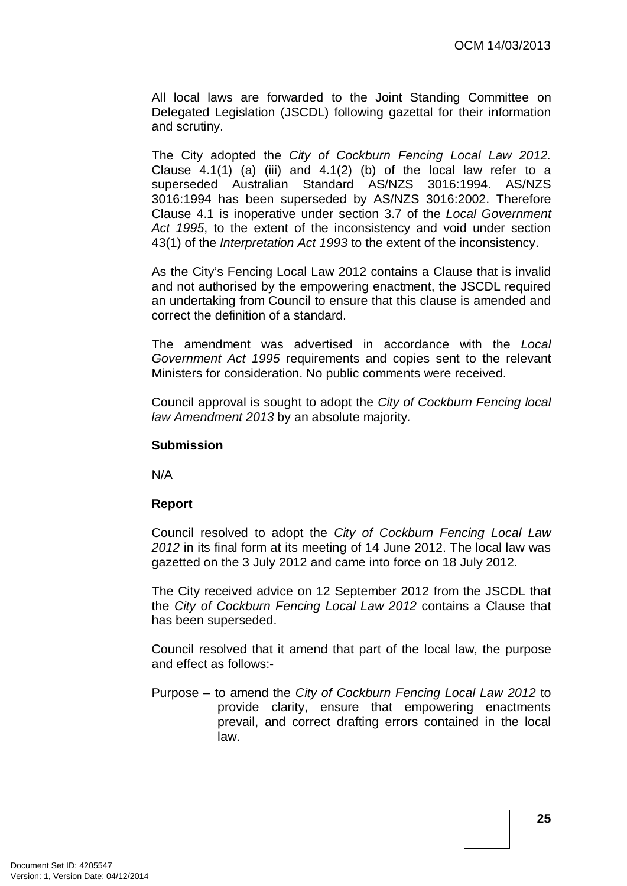All local laws are forwarded to the Joint Standing Committee on Delegated Legislation (JSCDL) following gazettal for their information and scrutiny.

The City adopted the *City of Cockburn Fencing Local Law 2012.* Clause 4.1(1) (a) (iii) and 4.1(2) (b) of the local law refer to a superseded Australian Standard AS/NZS 3016:1994. AS/NZS 3016:1994 has been superseded by AS/NZS 3016:2002. Therefore Clause 4.1 is inoperative under section 3.7 of the *Local Government Act 1995*, to the extent of the inconsistency and void under section 43(1) of the *Interpretation Act 1993* to the extent of the inconsistency.

As the City's Fencing Local Law 2012 contains a Clause that is invalid and not authorised by the empowering enactment, the JSCDL required an undertaking from Council to ensure that this clause is amended and correct the definition of a standard.

The amendment was advertised in accordance with the *Local Government Act 1995* requirements and copies sent to the relevant Ministers for consideration. No public comments were received.

Council approval is sought to adopt the *City of Cockburn Fencing local law Amendment 2013* by an absolute majority.

**Submission**

N/A

**Report**

Council resolved to adopt the *City of Cockburn Fencing Local Law 2012* in its final form at its meeting of 14 June 2012. The local law was gazetted on the 3 July 2012 and came into force on 18 July 2012.

The City received advice on 12 September 2012 from the JSCDL that the *City of Cockburn Fencing Local Law 2012* contains a Clause that has been superseded.

Council resolved that it amend that part of the local law, the purpose and effect as follows:-

Purpose – to amend the *City of Cockburn Fencing Local Law 2012* to provide clarity, ensure that empowering enactments prevail, and correct drafting errors contained in the local law.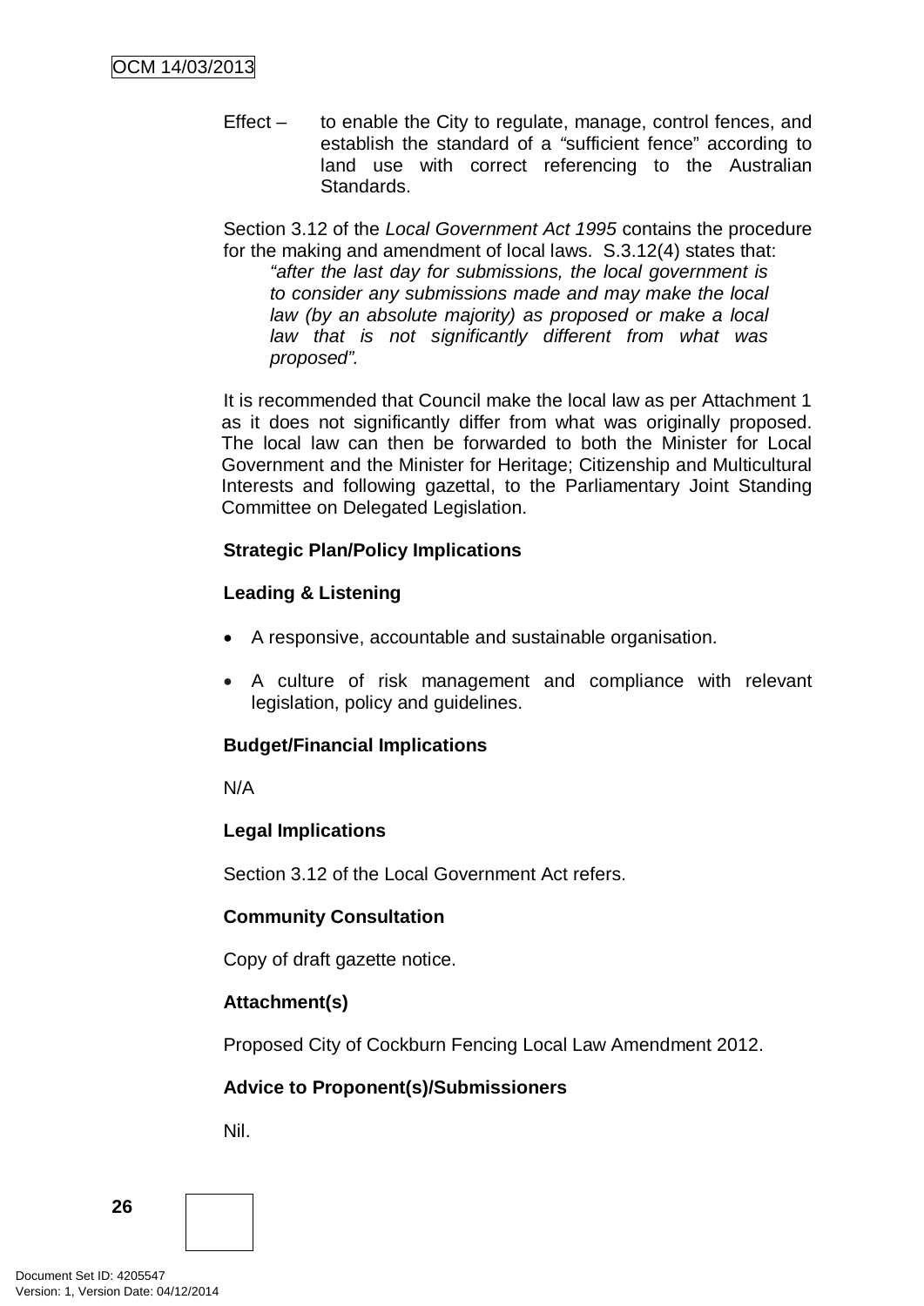Effect – to enable the City to regulate, manage, control fences, and establish the standard of a "sufficient fence" according to land use with correct referencing to the Australian Standards.

Section 3.12 of the *Local Government Act 1995* contains the procedure for the making and amendment of local laws. S.3.12(4) states that:

> *"after the last day for submissions, the local government is to consider any submissions made and may make the local law (by an absolute majority) as proposed or make a local law that is not significantly different from what was proposed".*

It is recommended that Council make the local law as per Attachment 1 as it does not significantly differ from what was originally proposed. The local law can then be forwarded to both the Minister for Local Government and the Minister for Heritage; Citizenship and Multicultural Interests and following gazettal, to the Parliamentary Joint Standing Committee on Delegated Legislation.

**Strategic Plan/Policy Implications**

**Leading & Listening**

- A responsive, accountable and sustainable organisation.
- A culture of risk management and compliance with relevant legislation, policy and guidelines.

**Budget/Financial Implications**

N/A

**Legal Implications**

Section 3.12 of the Local Government Act refers.

**Community Consultation**

Copy of draft gazette notice.

**Attachment(s)**

Proposed City of Cockburn Fencing Local Law Amendment 2012.

**Advice to Proponent(s)/Submissioners**

Nil.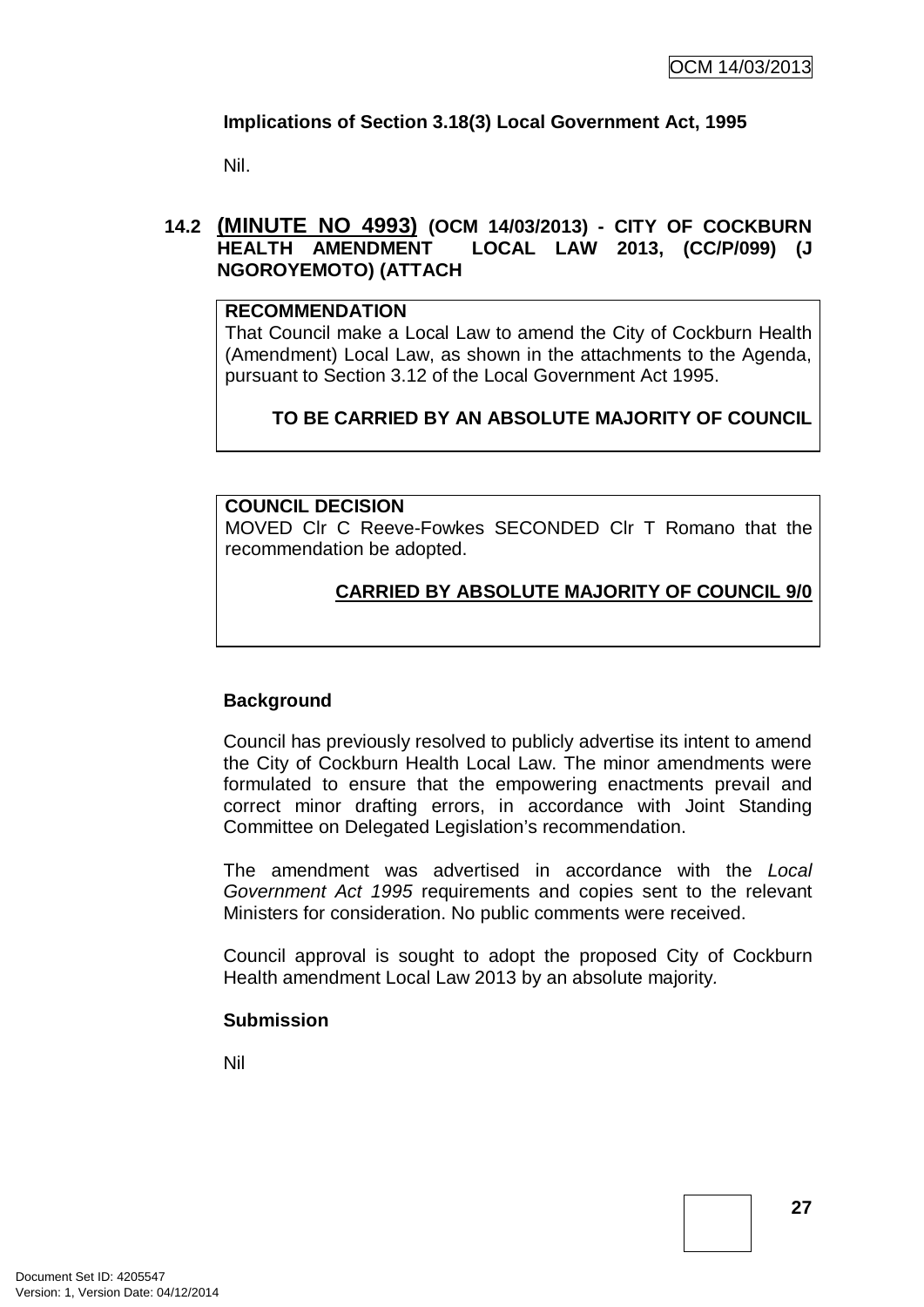**Implications of Section 3.18(3) Local Government Act, 1995**

Nil.

### 14.2 (MINUTE NO 4993) (OCM 14/03/2013) - CITY OF COCKBURN HEALTH AMENDMENT LOCAL LAW 2013, (CC/P/099) (J NGOROYEMOTO) (ATTACH

**RECOMMENDATION**

That Council make a Local Law to amend the City of Cockburn Health (Amendment) Local Law, as shown in the attachments to the Agenda, pursuant to Section 3.12 of the Local Government Act 1995.

**TO BE CARRIED BY AN ABSOLUTE MAJORITY OF COUNCIL**

**COUNCIL DECISION**

MOVED Clr C Reeve-Fowkes SECONDED Clr T Romano that the recommendation be adopted.

**CARRIED BY ABSOLUTE MAJORITY OF COUNCIL 9/0**

**Background**

Council has previously resolved to publicly advertise its intent to amend the City of Cockburn Health Local Law. The minor amendments were formulated to ensure that the empowering enactments prevail and correct minor drafting errors, in accordance with Joint Standing Committee on Delegated Legislation's recommendation.

The amendment was advertised in accordance with the *Local Government Act 1995* requirements and copies sent to the relevant Ministers for consideration. No public comments were received.

Council approval is sought to adopt the proposed City of Cockburn Health amendment Local Law 2013 by an absolute majority.

**Submission**

Nil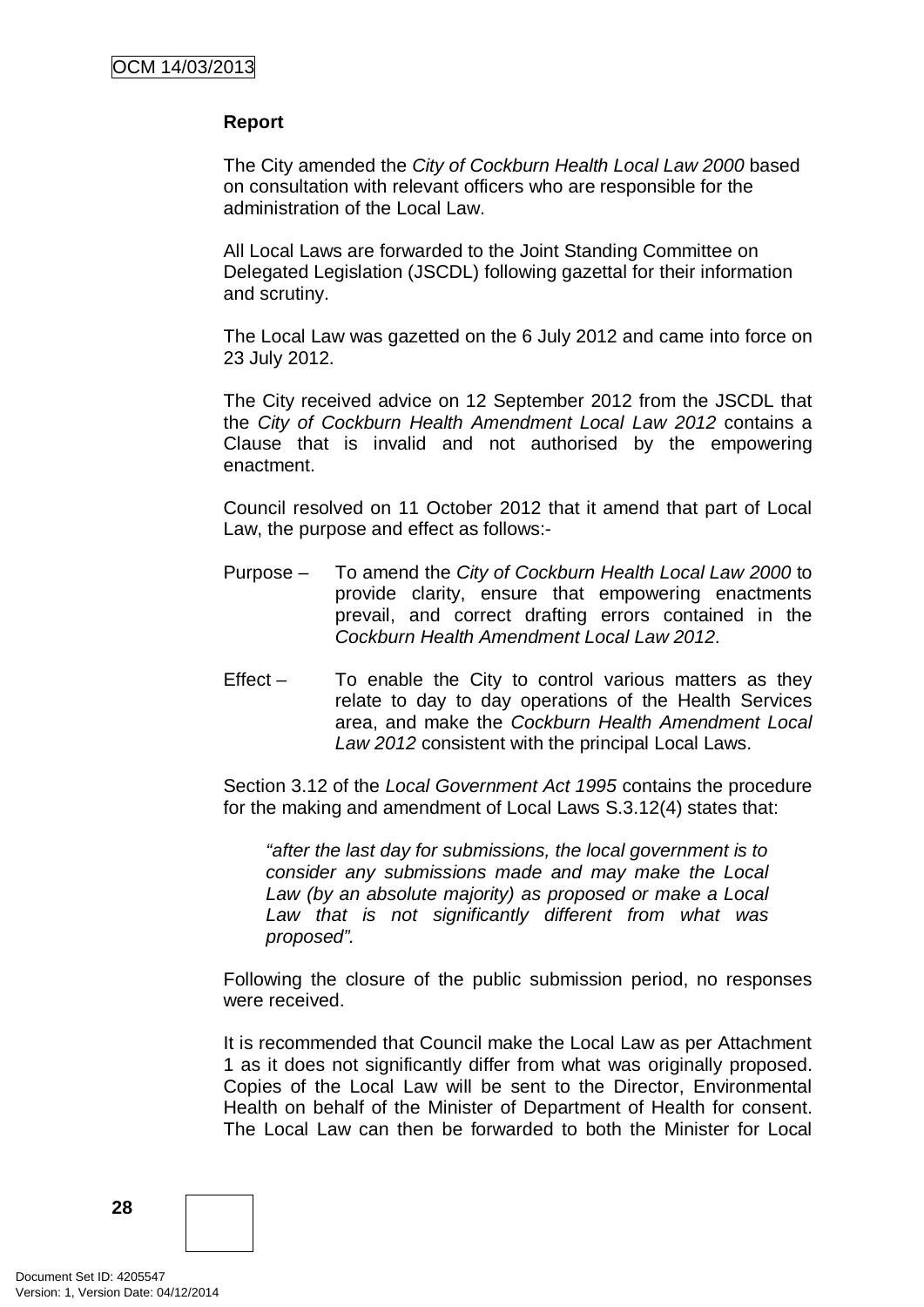**Report**

The City amended the *City of Cockburn Health Local Law 2000* based on consultation with relevant officers who are responsible for the administration of the Local Law.

All Local Laws are forwarded to the Joint Standing Committee on Delegated Legislation (JSCDL) following gazettal for their information and scrutiny.

The Local Law was gazetted on the 6 July 2012 and came into force on 23 July 2012.

The City received advice on 12 September 2012 from the JSCDL that the *City of Cockburn Health Amendment Local Law 2012* contains a Clause that is invalid and not authorised by the empowering enactment.

Council resolved on 11 October 2012 that it amend that part of Local Law, the purpose and effect as follows:-

Purpose – To amend the *City of Cockburn Health Local Law 2000* to provide clarity, ensure that empowering enactments prevail, and correct drafting errors contained in the *Cockburn Health Amendment Local Law 2012*.

Effect – To enable the City to control various matters as they relate to day to day operations of the Health Services area, and make the *Cockburn Health Amendment Local Law 2012* consistent with the principal Local Laws.

Section 3.12 of the *Local Government Act 1995* contains the procedure for the making and amendment of Local Laws S.3.12(4) states that:

> *"after the last day for submissions, the local government is to consider any submissions made and may make the Local Law (by an absolute majority) as proposed or make a Local Law that is not significantly different from what was proposed".*

Following the closure of the public submission period, no responses were received.

It is recommended that Council make the Local Law as per Attachment 1 as it does not significantly differ from what was originally proposed. Copies of the Local Law will be sent to the Director, Environmental Health on behalf of the Minister of Department of Health for consent. The Local Law can then be forwarded to both the Minister for Local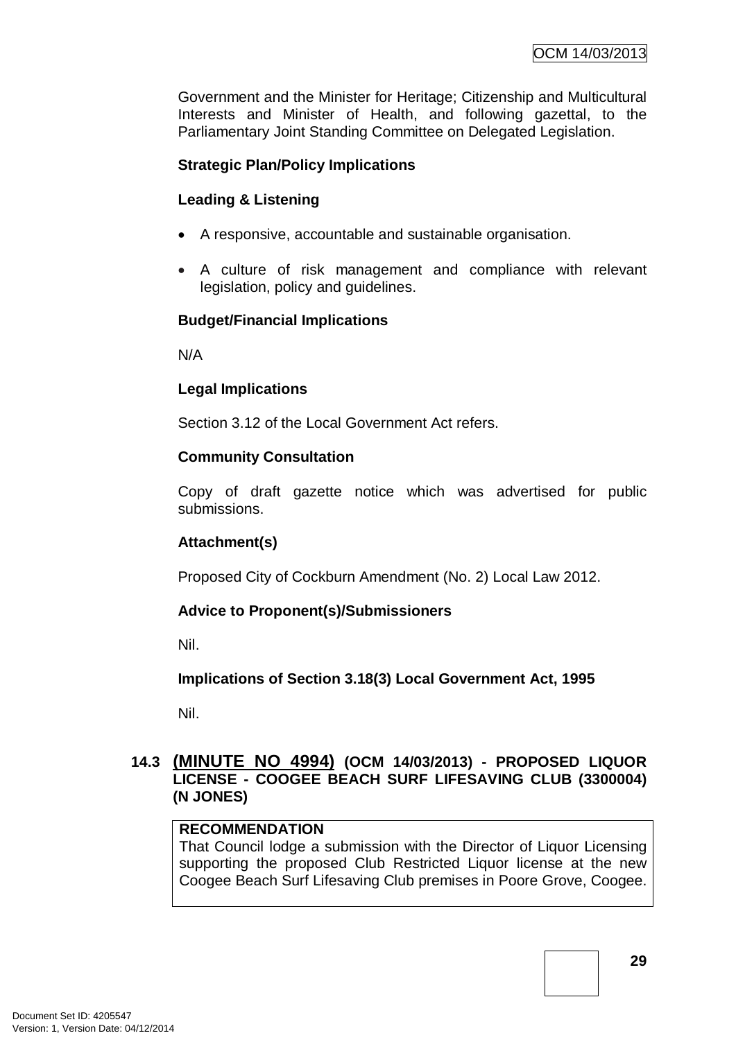Government and the Minister for Heritage; Citizenship and Multicultural Interests and Minister of Health, and following gazettal, to the Parliamentary Joint Standing Committee on Delegated Legislation.

**Strategic Plan/Policy Implications**

**Leading & Listening**

- A responsive, accountable and sustainable organisation.
- A culture of risk management and compliance with relevant legislation, policy and guidelines.

**Budget/Financial Implications**

N/A

**Legal Implications**

Section 3.12 of the Local Government Act refers.

**Community Consultation**

Copy of draft gazette notice which was advertised for public submissions.

**Attachment(s)**

Proposed City of Cockburn Amendment (No. 2) Local Law 2012.

**Advice to Proponent(s)/Submissioners**

Nil.

**Implications of Section 3.18(3) Local Government Act, 1995**

Nil.

### 14.3 (MINUTE NO 4994) (OCM 14/03/2013) - PROPOSED LIQUOR LICENSE - COOGEE BEACH SURF LIFESAVING CLUB (3300004) (N JONES)

**RECOMMENDATION**

That Council lodge a submission with the Director of Liquor Licensing supporting the proposed Club Restricted Liquor license at the new Coogee Beach Surf Lifesaving Club premises in Poore Grove, Coogee.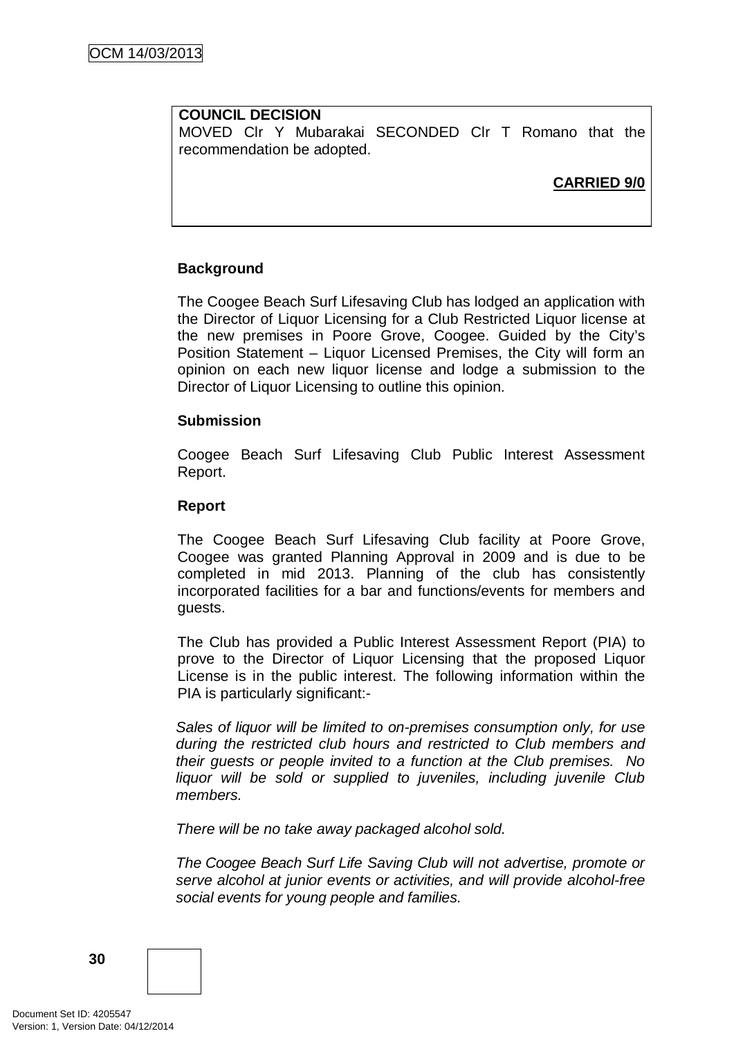**COUNCIL DECISION**
MOVED Clr Y Mubarakai SECONDED Clr T Romano that the recommendation be adopted.

**CARRIED 9/0**

**Background**

The Coogee Beach Surf Lifesaving Club has lodged an application with the Director of Liquor Licensing for a Club Restricted Liquor license at the new premises in Poore Grove, Coogee. Guided by the City's Position Statement – Liquor Licensed Premises, the City will form an opinion on each new liquor license and lodge a submission to the Director of Liquor Licensing to outline this opinion.

**Submission**

Coogee Beach Surf Lifesaving Club Public Interest Assessment Report.

**Report**

The Coogee Beach Surf Lifesaving Club facility at Poore Grove, Coogee was granted Planning Approval in 2009 and is due to be completed in mid 2013. Planning of the club has consistently incorporated facilities for a bar and functions/events for members and guests.

The Club has provided a Public Interest Assessment Report (PIA) to prove to the Director of Liquor Licensing that the proposed Liquor License is in the public interest. The following information within the PIA is particularly significant:-

*Sales of liquor will be limited to on-premises consumption only, for use during the restricted club hours and restricted to Club members and their guests or people invited to a function at the Club premises. No liquor will be sold or supplied to juveniles, including juvenile Club members.*

*There will be no take away packaged alcohol sold.*

*The Coogee Beach Surf Life Saving Club will not advertise, promote or serve alcohol at junior events or activities, and will provide alcohol-free social events for young people and families.*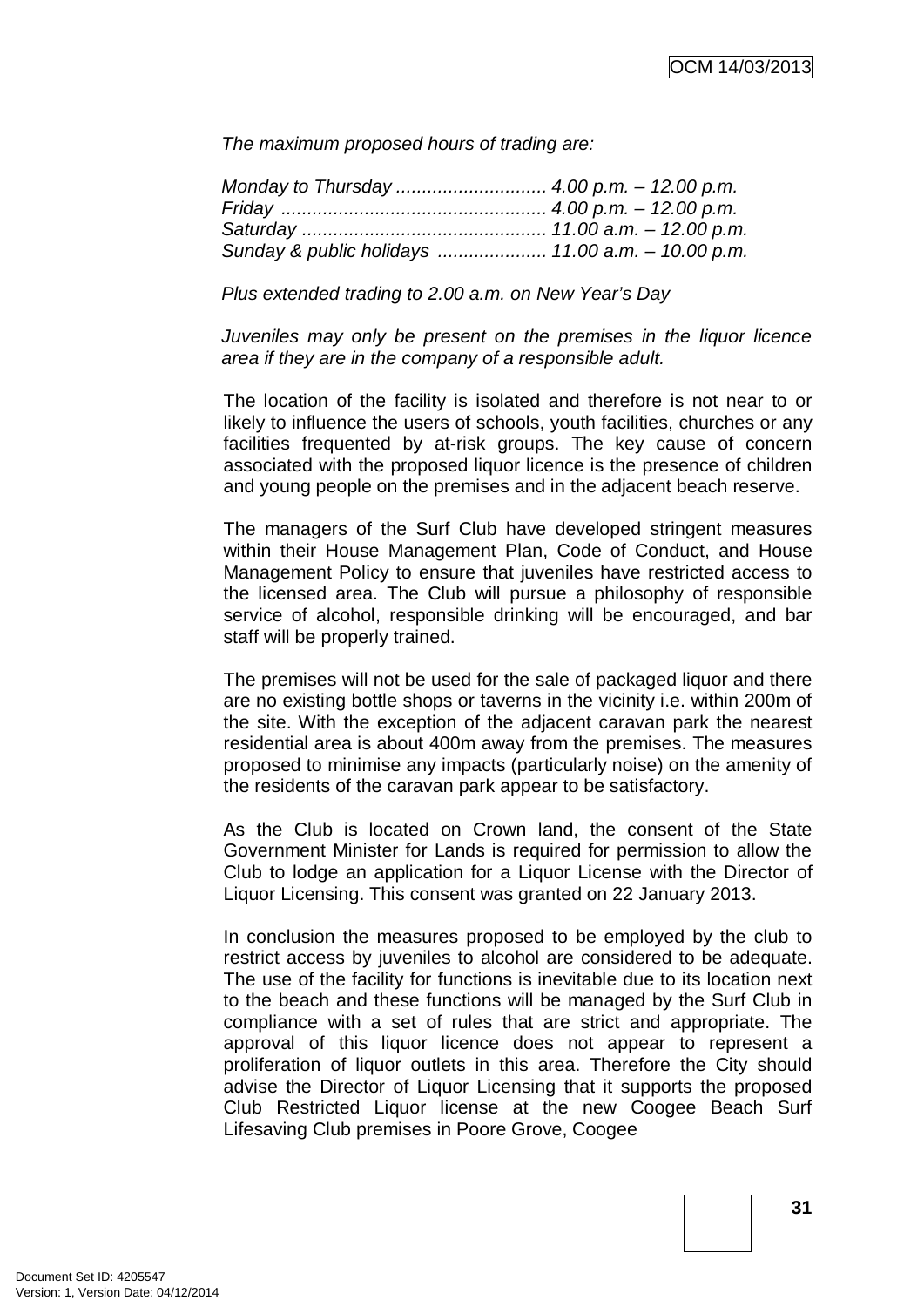*The maximum proposed hours of trading are:*

*Monday to Thursday ............................ 4.00 p.m. – 12.00 p.m.*
*Friday .................................................. 4.00 p.m. – 12.00 p.m.*
*Saturday .............................................. 11.00 a.m. – 12.00 p.m.*
*Sunday & public holidays ..................... 11.00 a.m. – 10.00 p.m.*

*Plus extended trading to 2.00 a.m. on New Year's Day*

*Juveniles may only be present on the premises in the liquor licence area if they are in the company of a responsible adult.*

The location of the facility is isolated and therefore is not near to or likely to influence the users of schools, youth facilities, churches or any facilities frequented by at-risk groups. The key cause of concern associated with the proposed liquor licence is the presence of children and young people on the premises and in the adjacent beach reserve.

The managers of the Surf Club have developed stringent measures within their House Management Plan, Code of Conduct, and House Management Policy to ensure that juveniles have restricted access to the licensed area. The Club will pursue a philosophy of responsible service of alcohol, responsible drinking will be encouraged, and bar staff will be properly trained.

The premises will not be used for the sale of packaged liquor and there are no existing bottle shops or taverns in the vicinity i.e. within 200m of the site. With the exception of the adjacent caravan park the nearest residential area is about 400m away from the premises. The measures proposed to minimise any impacts (particularly noise) on the amenity of the residents of the caravan park appear to be satisfactory.

As the Club is located on Crown land, the consent of the State Government Minister for Lands is required for permission to allow the Club to lodge an application for a Liquor License with the Director of Liquor Licensing. This consent was granted on 22 January 2013.

In conclusion the measures proposed to be employed by the club to restrict access by juveniles to alcohol are considered to be adequate. The use of the facility for functions is inevitable due to its location next to the beach and these functions will be managed by the Surf Club in compliance with a set of rules that are strict and appropriate. The approval of this liquor licence does not appear to represent a proliferation of liquor outlets in this area. Therefore the City should advise the Director of Liquor Licensing that it supports the proposed Club Restricted Liquor license at the new Coogee Beach Surf Lifesaving Club premises in Poore Grove, Coogee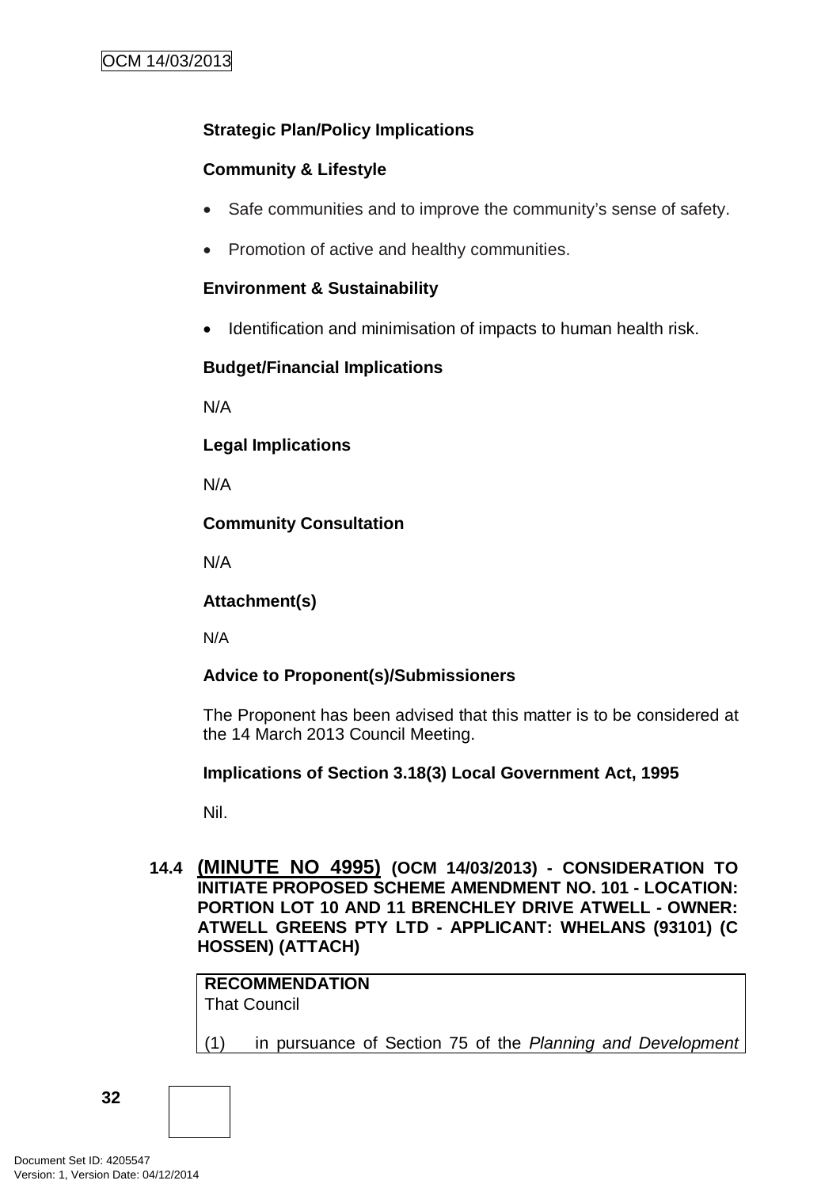**Strategic Plan/Policy Implications**

**Community & Lifestyle**

- Safe communities and to improve the community's sense of safety.
- Promotion of active and healthy communities.

**Environment & Sustainability**

- Identification and minimisation of impacts to human health risk.

**Budget/Financial Implications**

N/A

**Legal Implications**

N/A

**Community Consultation**

N/A

**Attachment(s)**

N/A

**Advice to Proponent(s)/Submissioners**

The Proponent has been advised that this matter is to be considered at the 14 March 2013 Council Meeting.

**Implications of Section 3.18(3) Local Government Act, 1995**

Nil.

## 14.4 (MINUTE NO 4995) (OCM 14/03/2013) - CONSIDERATION TO INITIATE PROPOSED SCHEME AMENDMENT NO. 101 - LOCATION: PORTION LOT 10 AND 11 BRENCHLEY DRIVE ATWELL - OWNER: ATWELL GREENS PTY LTD - APPLICANT: WHELANS (93101) (C HOSSEN) (ATTACH)

**RECOMMENDATION**
That Council

(1) in pursuance of Section 75 of the *Planning and Development*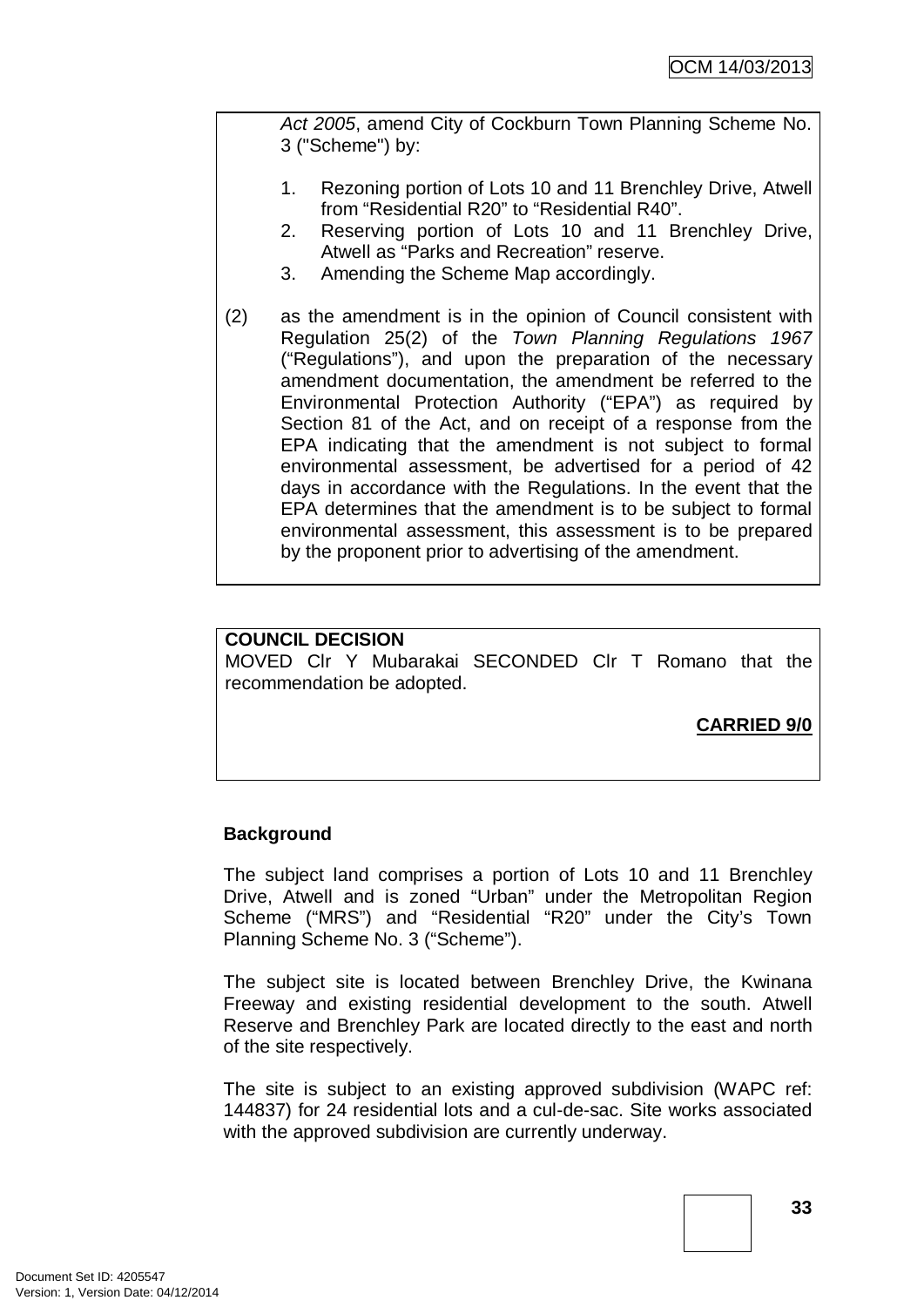*Act 2005*, amend City of Cockburn Town Planning Scheme No. 3 ("Scheme") by:

1. Rezoning portion of Lots 10 and 11 Brenchley Drive, Atwell from "Residential R20" to "Residential R40".
2. Reserving portion of Lots 10 and 11 Brenchley Drive, Atwell as "Parks and Recreation" reserve.
3. Amending the Scheme Map accordingly.

(2) as the amendment is in the opinion of Council consistent with Regulation 25(2) of the *Town Planning Regulations 1967* ("Regulations"), and upon the preparation of the necessary amendment documentation, the amendment be referred to the Environmental Protection Authority ("EPA") as required by Section 81 of the Act, and on receipt of a response from the EPA indicating that the amendment is not subject to formal environmental assessment, be advertised for a period of 42 days in accordance with the Regulations. In the event that the EPA determines that the amendment is to be subject to formal environmental assessment, this assessment is to be prepared by the proponent prior to advertising of the amendment.

**COUNCIL DECISION**

MOVED Clr Y Mubarakai SECONDED Clr T Romano that the recommendation be adopted.

**CARRIED 9/0**

**Background**

The subject land comprises a portion of Lots 10 and 11 Brenchley Drive, Atwell and is zoned "Urban" under the Metropolitan Region Scheme ("MRS") and "Residential "R20" under the City's Town Planning Scheme No. 3 ("Scheme").

The subject site is located between Brenchley Drive, the Kwinana Freeway and existing residential development to the south. Atwell Reserve and Brenchley Park are located directly to the east and north of the site respectively.

The site is subject to an existing approved subdivision (WAPC ref: 144837) for 24 residential lots and a cul-de-sac. Site works associated with the approved subdivision are currently underway.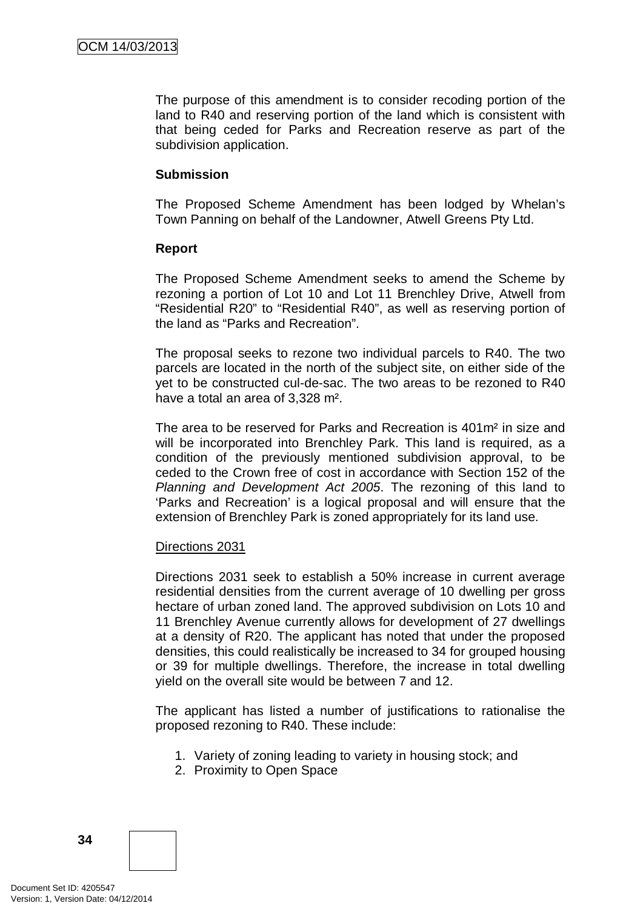The purpose of this amendment is to consider recoding portion of the land to R40 and reserving portion of the land which is consistent with that being ceded for Parks and Recreation reserve as part of the subdivision application.

**Submission**

The Proposed Scheme Amendment has been lodged by Whelan's Town Panning on behalf of the Landowner, Atwell Greens Pty Ltd.

**Report**

The Proposed Scheme Amendment seeks to amend the Scheme by rezoning a portion of Lot 10 and Lot 11 Brenchley Drive, Atwell from "Residential R20" to "Residential R40", as well as reserving portion of the land as "Parks and Recreation".

The proposal seeks to rezone two individual parcels to R40. The two parcels are located in the north of the subject site, on either side of the yet to be constructed cul-de-sac. The two areas to be rezoned to R40 have a total an area of 3,328 m².

The area to be reserved for Parks and Recreation is 401m² in size and will be incorporated into Brenchley Park. This land is required, as a condition of the previously mentioned subdivision approval, to be ceded to the Crown free of cost in accordance with Section 152 of the *Planning and Development Act 2005*. The rezoning of this land to 'Parks and Recreation' is a logical proposal and will ensure that the extension of Brenchley Park is zoned appropriately for its land use.

<u>Directions 2031</u>

Directions 2031 seek to establish a 50% increase in current average residential densities from the current average of 10 dwelling per gross hectare of urban zoned land. The approved subdivision on Lots 10 and 11 Brenchley Avenue currently allows for development of 27 dwellings at a density of R20. The applicant has noted that under the proposed densities, this could realistically be increased to 34 for grouped housing or 39 for multiple dwellings. Therefore, the increase in total dwelling yield on the overall site would be between 7 and 12.

The applicant has listed a number of justifications to rationalise the proposed rezoning to R40. These include:

1. Variety of zoning leading to variety in housing stock; and
2. Proximity to Open Space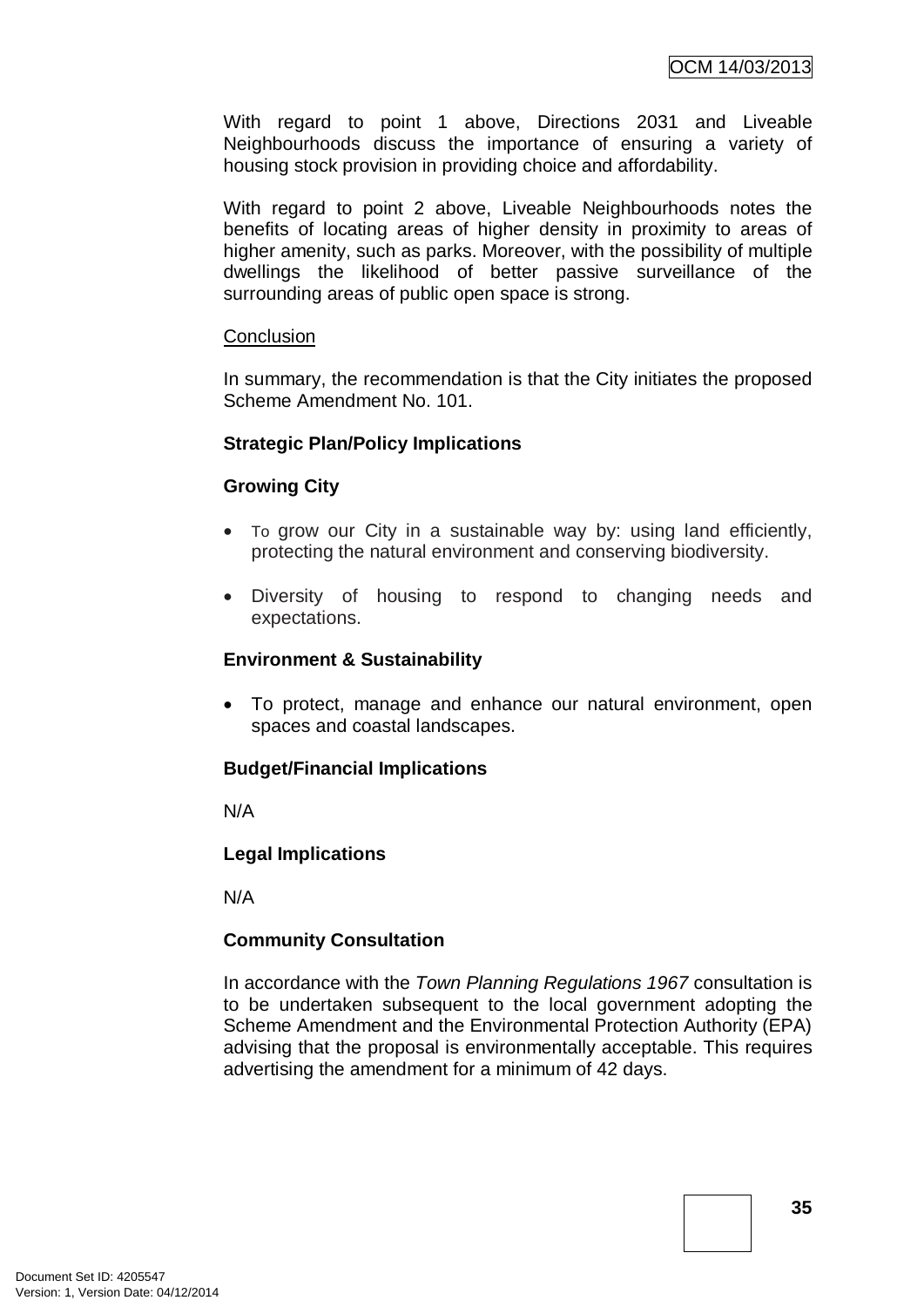With regard to point 1 above, Directions 2031 and Liveable Neighbourhoods discuss the importance of ensuring a variety of housing stock provision in providing choice and affordability.

With regard to point 2 above, Liveable Neighbourhoods notes the benefits of locating areas of higher density in proximity to areas of higher amenity, such as parks. Moreover, with the possibility of multiple dwellings the likelihood of better passive surveillance of the surrounding areas of public open space is strong.

Conclusion

In summary, the recommendation is that the City initiates the proposed Scheme Amendment No. 101.

**Strategic Plan/Policy Implications**

**Growing City**

- To grow our City in a sustainable way by: using land efficiently, protecting the natural environment and conserving biodiversity.
- Diversity of housing to respond to changing needs and expectations.

**Environment & Sustainability**

- To protect, manage and enhance our natural environment, open spaces and coastal landscapes.

**Budget/Financial Implications**

N/A

**Legal Implications**

N/A

**Community Consultation**

In accordance with the *Town Planning Regulations 1967* consultation is to be undertaken subsequent to the local government adopting the Scheme Amendment and the Environmental Protection Authority (EPA) advising that the proposal is environmentally acceptable. This requires advertising the amendment for a minimum of 42 days.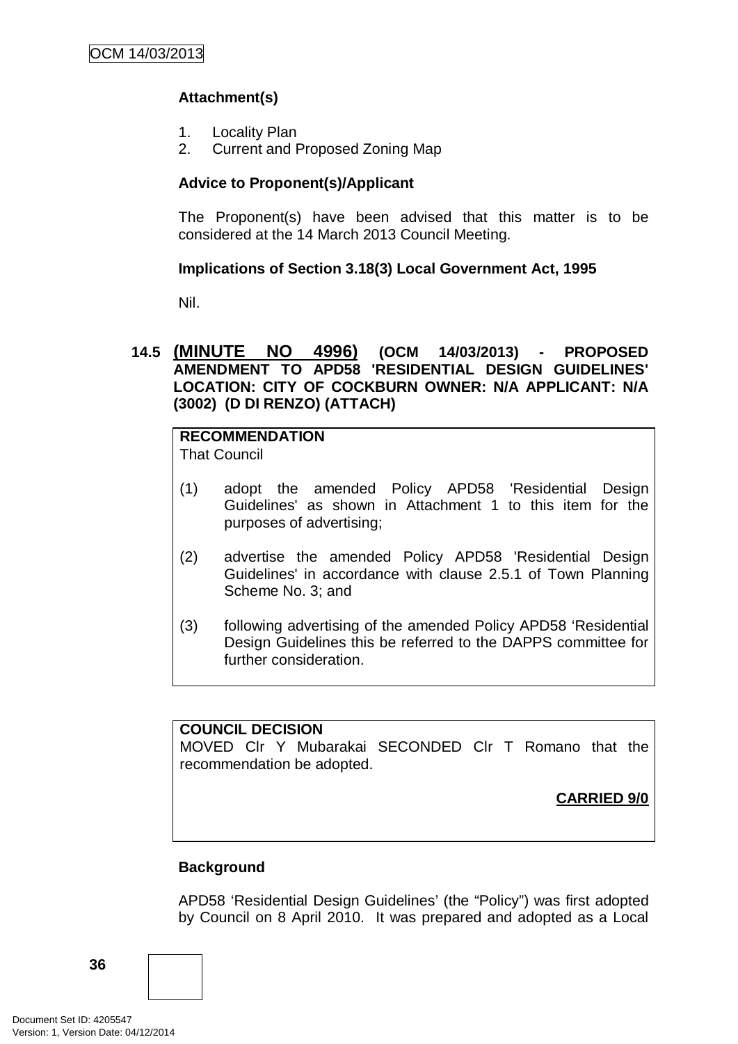**Attachment(s)**

1. Locality Plan
2. Current and Proposed Zoning Map

**Advice to Proponent(s)/Applicant**

The Proponent(s) have been advised that this matter is to be considered at the 14 March 2013 Council Meeting.

**Implications of Section 3.18(3) Local Government Act, 1995**

Nil.

### 14.5 (MINUTE NO 4996) (OCM 14/03/2013) - PROPOSED AMENDMENT TO APD58 'RESIDENTIAL DESIGN GUIDELINES' LOCATION: CITY OF COCKBURN OWNER: N/A APPLICANT: N/A (3002) (D DI RENZO) (ATTACH)

**RECOMMENDATION**
That Council

(1) adopt the amended Policy APD58 'Residential Design Guidelines' as shown in Attachment 1 to this item for the purposes of advertising;

(2) advertise the amended Policy APD58 'Residential Design Guidelines' in accordance with clause 2.5.1 of Town Planning Scheme No. 3; and

(3) following advertising of the amended Policy APD58 'Residential Design Guidelines this be referred to the DAPPS committee for further consideration.

**COUNCIL DECISION**
MOVED Clr Y Mubarakai SECONDED Clr T Romano that the recommendation be adopted.

**CARRIED 9/0**

**Background**

APD58 'Residential Design Guidelines' (the "Policy") was first adopted by Council on 8 April 2010. It was prepared and adopted as a Local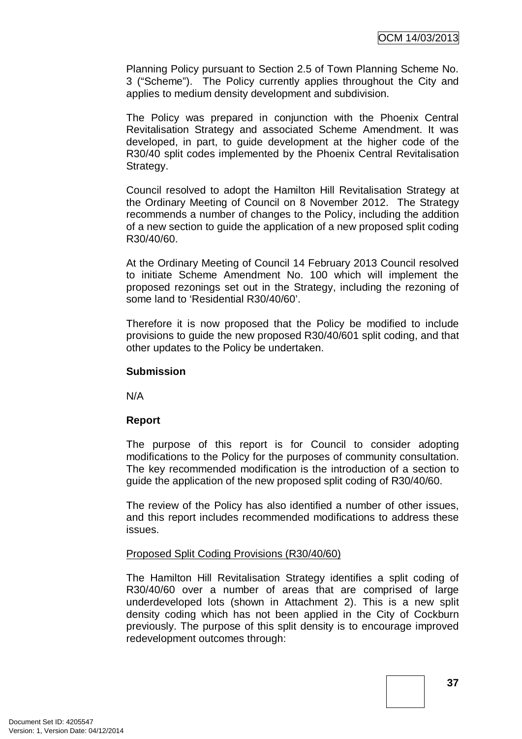Planning Policy pursuant to Section 2.5 of Town Planning Scheme No. 3 ("Scheme"). The Policy currently applies throughout the City and applies to medium density development and subdivision.

The Policy was prepared in conjunction with the Phoenix Central Revitalisation Strategy and associated Scheme Amendment. It was developed, in part, to guide development at the higher code of the R30/40 split codes implemented by the Phoenix Central Revitalisation Strategy.

Council resolved to adopt the Hamilton Hill Revitalisation Strategy at the Ordinary Meeting of Council on 8 November 2012. The Strategy recommends a number of changes to the Policy, including the addition of a new section to guide the application of a new proposed split coding R30/40/60.

At the Ordinary Meeting of Council 14 February 2013 Council resolved to initiate Scheme Amendment No. 100 which will implement the proposed rezonings set out in the Strategy, including the rezoning of some land to 'Residential R30/40/60'.

Therefore it is now proposed that the Policy be modified to include provisions to guide the new proposed R30/40/601 split coding, and that other updates to the Policy be undertaken.

**Submission**

N/A

**Report**

The purpose of this report is for Council to consider adopting modifications to the Policy for the purposes of community consultation. The key recommended modification is the introduction of a section to guide the application of the new proposed split coding of R30/40/60.

The review of the Policy has also identified a number of other issues, and this report includes recommended modifications to address these issues.

Proposed Split Coding Provisions (R30/40/60)

The Hamilton Hill Revitalisation Strategy identifies a split coding of R30/40/60 over a number of areas that are comprised of large underdeveloped lots (shown in Attachment 2). This is a new split density coding which has not been applied in the City of Cockburn previously. The purpose of this split density is to encourage improved redevelopment outcomes through: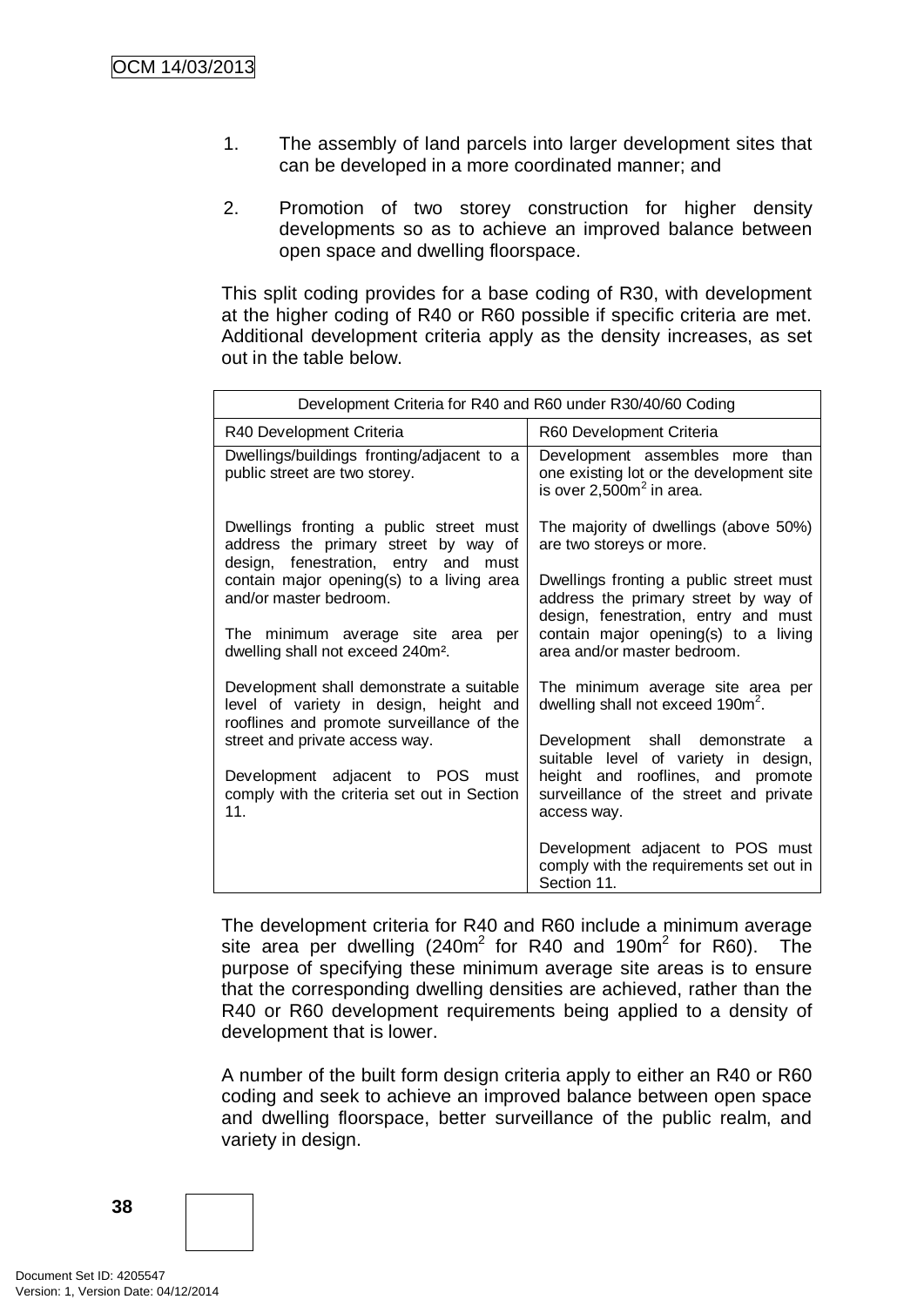1. The assembly of land parcels into larger development sites that can be developed in a more coordinated manner; and

2. Promotion of two storey construction for higher density developments so as to achieve an improved balance between open space and dwelling floorspace.

This split coding provides for a base coding of R30, with development at the higher coding of R40 or R60 possible if specific criteria are met. Additional development criteria apply as the density increases, as set out in the table below.

| Development Criteria for R40 and R60 under R30/40/60 Coding | |
|---|---|
| R40 Development Criteria | R60 Development Criteria |
| Dwellings/buildings fronting/adjacent to a public street are two storey. | Development assembles more than one existing lot or the development site is over 2,500m$^2$ in area. |
| Dwellings fronting a public street must address the primary street by way of design, fenestration, entry and must contain major opening(s) to a living area and/or master bedroom. | The majority of dwellings (above 50%) are two storeys or more. |
| The minimum average site area per dwelling shall not exceed 240m$^2$. | Dwellings fronting a public street must address the primary street by way of design, fenestration, entry and must contain major opening(s) to a living area and/or master bedroom. |
| Development shall demonstrate a suitable level of variety in design, height and rooflines and promote surveillance of the street and private access way. | The minimum average site area per dwelling shall not exceed 190m$^2$. |
| Development adjacent to POS must comply with the criteria set out in Section 11. | Development shall demonstrate a suitable level of variety in design, height and rooflines, and promote surveillance of the street and private access way. |
| | Development adjacent to POS must comply with the requirements set out in Section 11. |

The development criteria for R40 and R60 include a minimum average site area per dwelling (240m$^2$ for R40 and 190m$^2$ for R60). The purpose of specifying these minimum average site areas is to ensure that the corresponding dwelling densities are achieved, rather than the R40 or R60 development requirements being applied to a density of development that is lower.

A number of the built form design criteria apply to either an R40 or R60 coding and seek to achieve an improved balance between open space and dwelling floorspace, better surveillance of the public realm, and variety in design.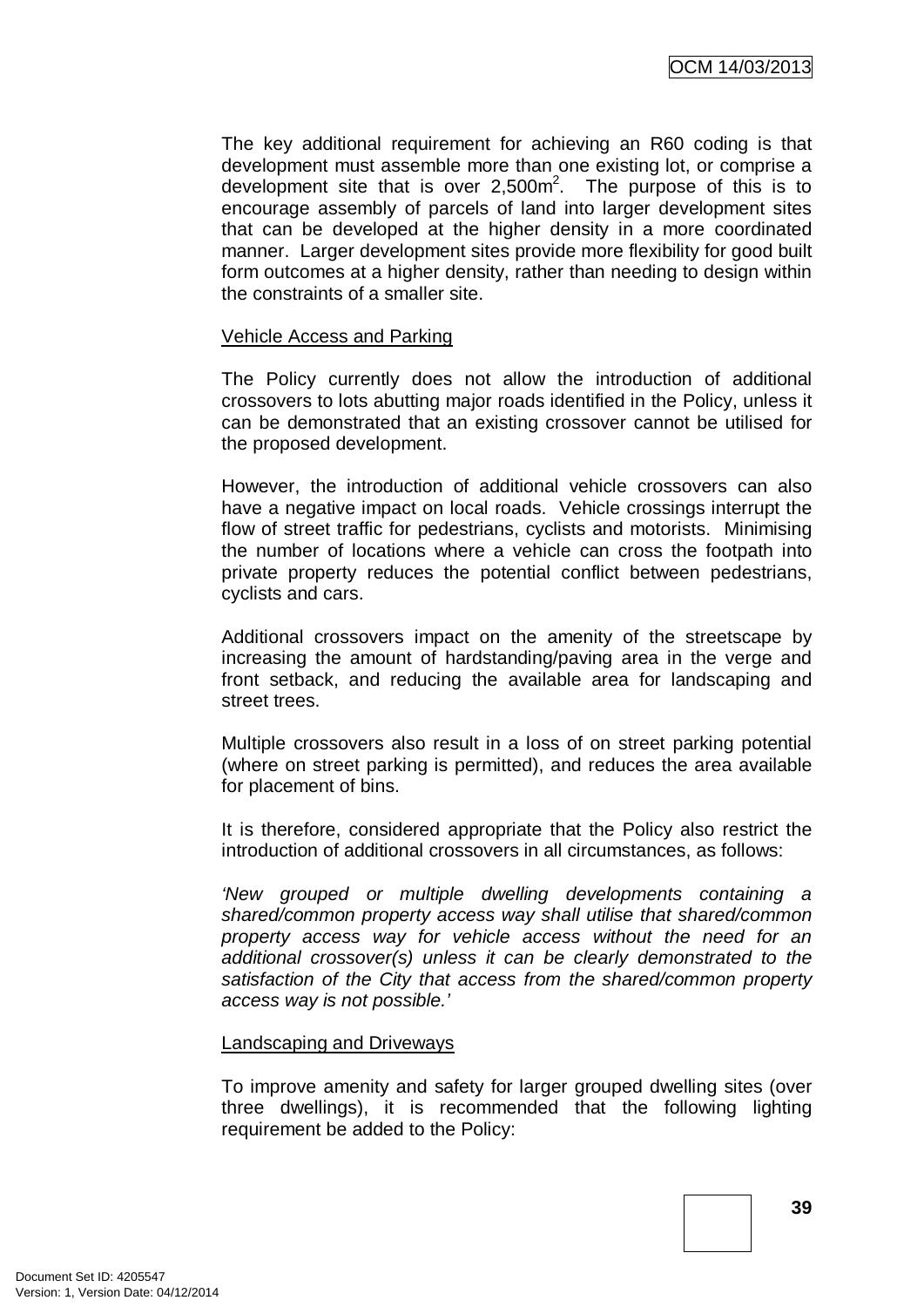The key additional requirement for achieving an R60 coding is that development must assemble more than one existing lot, or comprise a development site that is over 2,500m$^2$. The purpose of this is to encourage assembly of parcels of land into larger development sites that can be developed at the higher density in a more coordinated manner. Larger development sites provide more flexibility for good built form outcomes at a higher density, rather than needing to design within the constraints of a smaller site.

<u>Vehicle Access and Parking</u>

The Policy currently does not allow the introduction of additional crossovers to lots abutting major roads identified in the Policy, unless it can be demonstrated that an existing crossover cannot be utilised for the proposed development.

However, the introduction of additional vehicle crossovers can also have a negative impact on local roads. Vehicle crossings interrupt the flow of street traffic for pedestrians, cyclists and motorists. Minimising the number of locations where a vehicle can cross the footpath into private property reduces the potential conflict between pedestrians, cyclists and cars.

Additional crossovers impact on the amenity of the streetscape by increasing the amount of hardstanding/paving area in the verge and front setback, and reducing the available area for landscaping and street trees.

Multiple crossovers also result in a loss of on street parking potential (where on street parking is permitted), and reduces the area available for placement of bins.

It is therefore, considered appropriate that the Policy also restrict the introduction of additional crossovers in all circumstances, as follows:

*'New grouped or multiple dwelling developments containing a shared/common property access way shall utilise that shared/common property access way for vehicle access without the need for an additional crossover(s) unless it can be clearly demonstrated to the satisfaction of the City that access from the shared/common property access way is not possible.'*

<u>Landscaping and Driveways</u>

To improve amenity and safety for larger grouped dwelling sites (over three dwellings), it is recommended that the following lighting requirement be added to the Policy: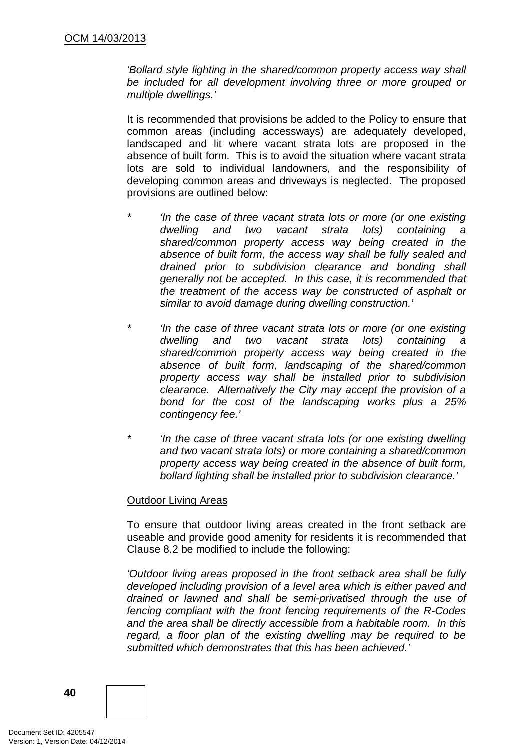*'Bollard style lighting in the shared/common property access way shall be included for all development involving three or more grouped or multiple dwellings.'*

It is recommended that provisions be added to the Policy to ensure that common areas (including accessways) are adequately developed, landscaped and lit where vacant strata lots are proposed in the absence of built form. This is to avoid the situation where vacant strata lots are sold to individual landowners, and the responsibility of developing common areas and driveways is neglected. The proposed provisions are outlined below:

* *'In the case of three vacant strata lots or more (or one existing dwelling and two vacant strata lots) containing a shared/common property access way being created in the absence of built form, the access way shall be fully sealed and drained prior to subdivision clearance and bonding shall generally not be accepted. In this case, it is recommended that the treatment of the access way be constructed of asphalt or similar to avoid damage during dwelling construction.'*
* *'In the case of three vacant strata lots or more (or one existing dwelling and two vacant strata lots) containing a shared/common property access way being created in the absence of built form, landscaping of the shared/common property access way shall be installed prior to subdivision clearance. Alternatively the City may accept the provision of a bond for the cost of the landscaping works plus a 25% contingency fee.'*
* *'In the case of three vacant strata lots (or one existing dwelling and two vacant strata lots) or more containing a shared/common property access way being created in the absence of built form, bollard lighting shall be installed prior to subdivision clearance.'*

Outdoor Living Areas

To ensure that outdoor living areas created in the front setback are useable and provide good amenity for residents it is recommended that Clause 8.2 be modified to include the following:

*'Outdoor living areas proposed in the front setback area shall be fully developed including provision of a level area which is either paved and drained or lawned and shall be semi-privatised through the use of fencing compliant with the front fencing requirements of the R-Codes and the area shall be directly accessible from a habitable room. In this regard, a floor plan of the existing dwelling may be required to be submitted which demonstrates that this has been achieved.'*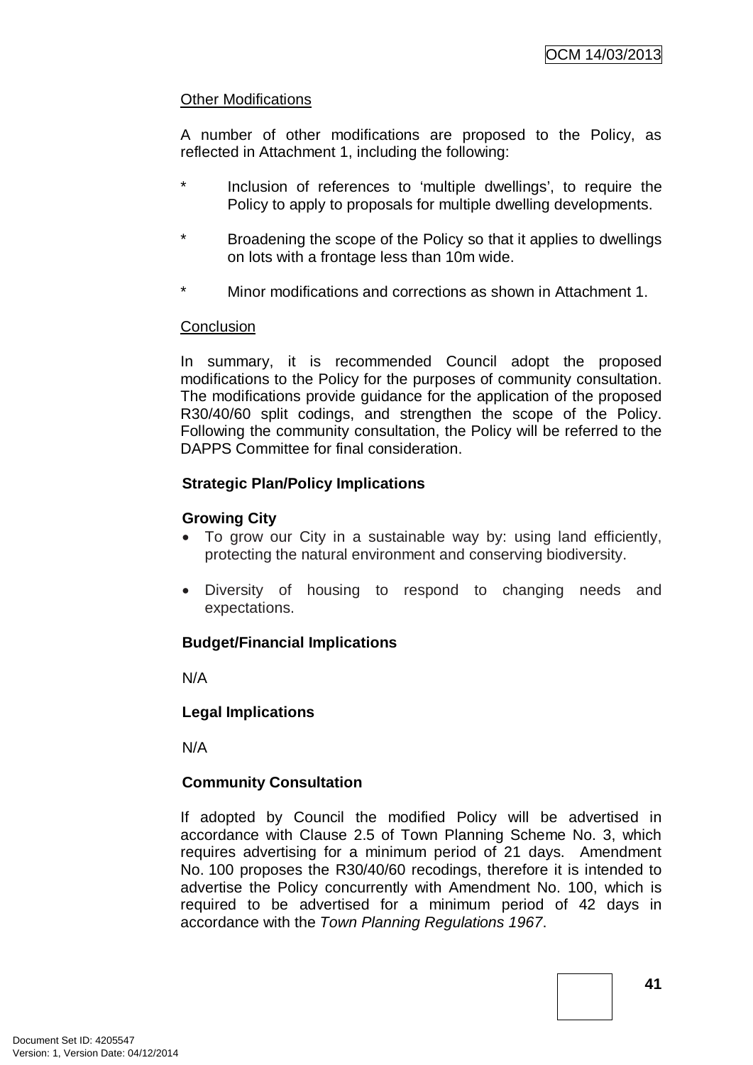Other Modifications

A number of other modifications are proposed to the Policy, as reflected in Attachment 1, including the following:

- Inclusion of references to 'multiple dwellings', to require the Policy to apply to proposals for multiple dwelling developments.
- Broadening the scope of the Policy so that it applies to dwellings on lots with a frontage less than 10m wide.
- Minor modifications and corrections as shown in Attachment 1.

Conclusion

In summary, it is recommended Council adopt the proposed modifications to the Policy for the purposes of community consultation. The modifications provide guidance for the application of the proposed R30/40/60 split codings, and strengthen the scope of the Policy. Following the community consultation, the Policy will be referred to the DAPPS Committee for final consideration.

**Strategic Plan/Policy Implications**

**Growing City**

- To grow our City in a sustainable way by: using land efficiently, protecting the natural environment and conserving biodiversity.
- Diversity of housing to respond to changing needs and expectations.

**Budget/Financial Implications**

N/A

**Legal Implications**

N/A

**Community Consultation**

If adopted by Council the modified Policy will be advertised in accordance with Clause 2.5 of Town Planning Scheme No. 3, which requires advertising for a minimum period of 21 days. Amendment No. 100 proposes the R30/40/60 recodings, therefore it is intended to advertise the Policy concurrently with Amendment No. 100, which is required to be advertised for a minimum period of 42 days in accordance with the *Town Planning Regulations 1967*.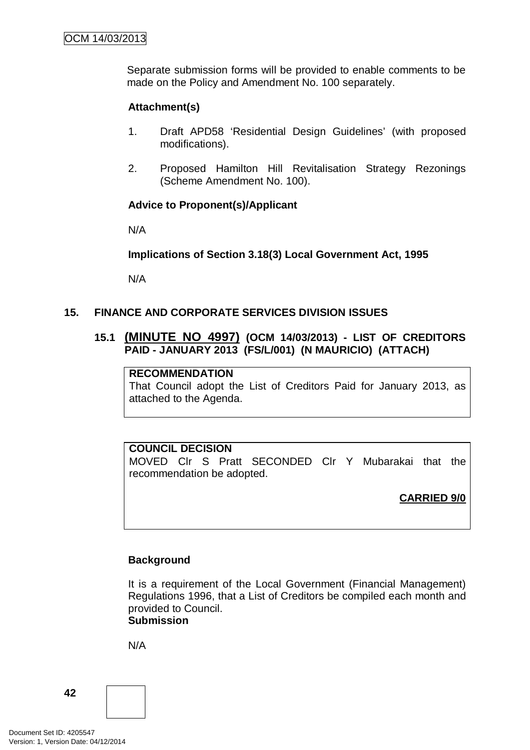Separate submission forms will be provided to enable comments to be made on the Policy and Amendment No. 100 separately.

**Attachment(s)**

1. Draft APD58 'Residential Design Guidelines' (with proposed modifications).
2. Proposed Hamilton Hill Revitalisation Strategy Rezonings (Scheme Amendment No. 100).

**Advice to Proponent(s)/Applicant**

N/A

**Implications of Section 3.18(3) Local Government Act, 1995**

N/A

## 15. FINANCE AND CORPORATE SERVICES DIVISION ISSUES

### 15.1 (MINUTE NO 4997) (OCM 14/03/2013) - LIST OF CREDITORS PAID - JANUARY 2013 (FS/L/001) (N MAURICIO) (ATTACH)

**RECOMMENDATION**
That Council adopt the List of Creditors Paid for January 2013, as attached to the Agenda.

**COUNCIL DECISION**
MOVED Clr S Pratt SECONDED Clr Y Mubarakai that the recommendation be adopted.

**CARRIED 9/0**

**Background**

It is a requirement of the Local Government (Financial Management) Regulations 1996, that a List of Creditors be compiled each month and provided to Council.

**Submission**

N/A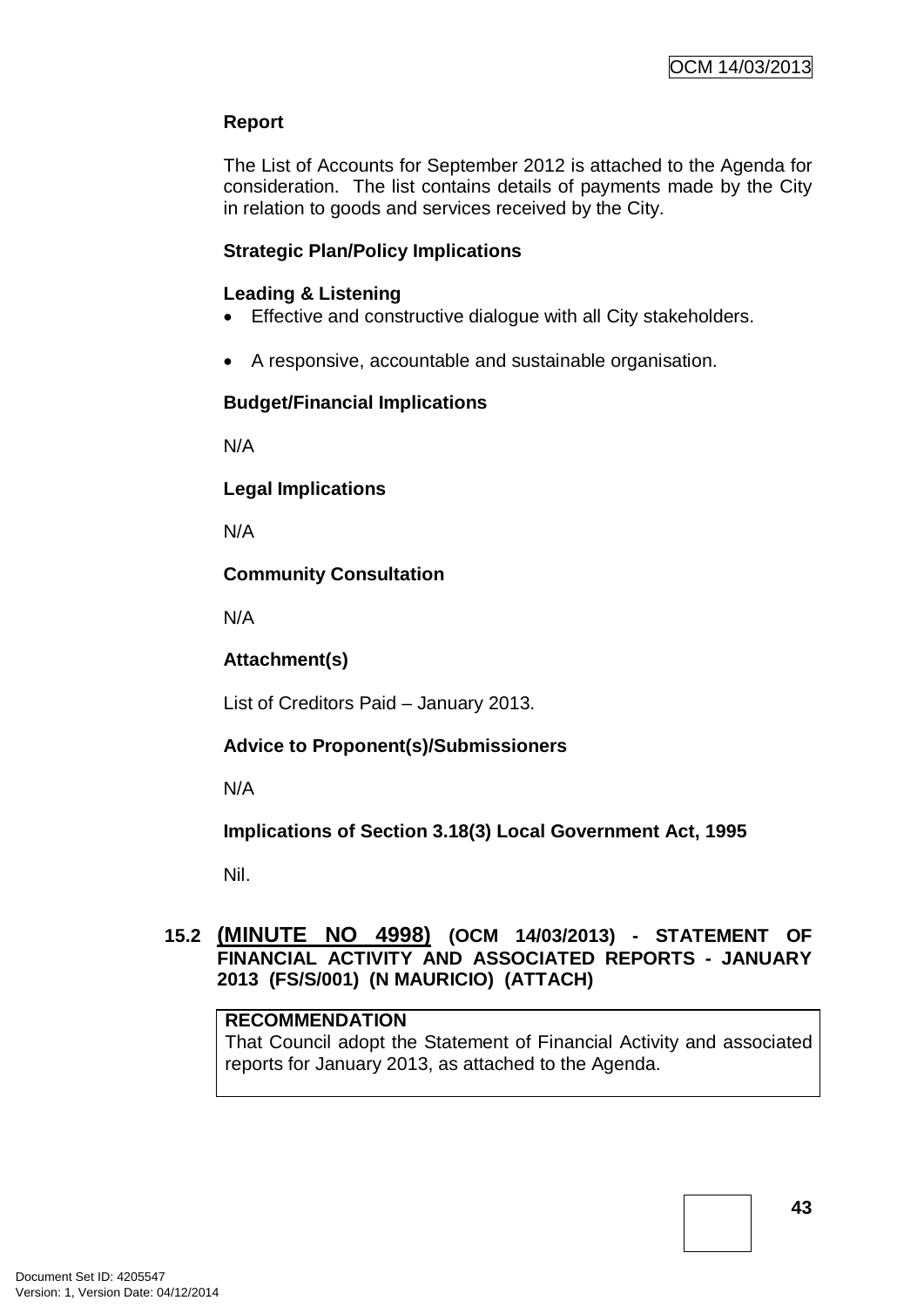**Report**

The List of Accounts for September 2012 is attached to the Agenda for consideration. The list contains details of payments made by the City in relation to goods and services received by the City.

**Strategic Plan/Policy Implications**

**Leading & Listening**

- Effective and constructive dialogue with all City stakeholders.
- A responsive, accountable and sustainable organisation.

**Budget/Financial Implications**

N/A

**Legal Implications**

N/A

**Community Consultation**

N/A

**Attachment(s)**

List of Creditors Paid – January 2013.

**Advice to Proponent(s)/Submissioners**

N/A

**Implications of Section 3.18(3) Local Government Act, 1995**

Nil.

## 15.2 (MINUTE NO 4998) (OCM 14/03/2013) - STATEMENT OF FINANCIAL ACTIVITY AND ASSOCIATED REPORTS - JANUARY 2013 (FS/S/001) (N MAURICIO) (ATTACH)

**RECOMMENDATION**

That Council adopt the Statement of Financial Activity and associated reports for January 2013, as attached to the Agenda.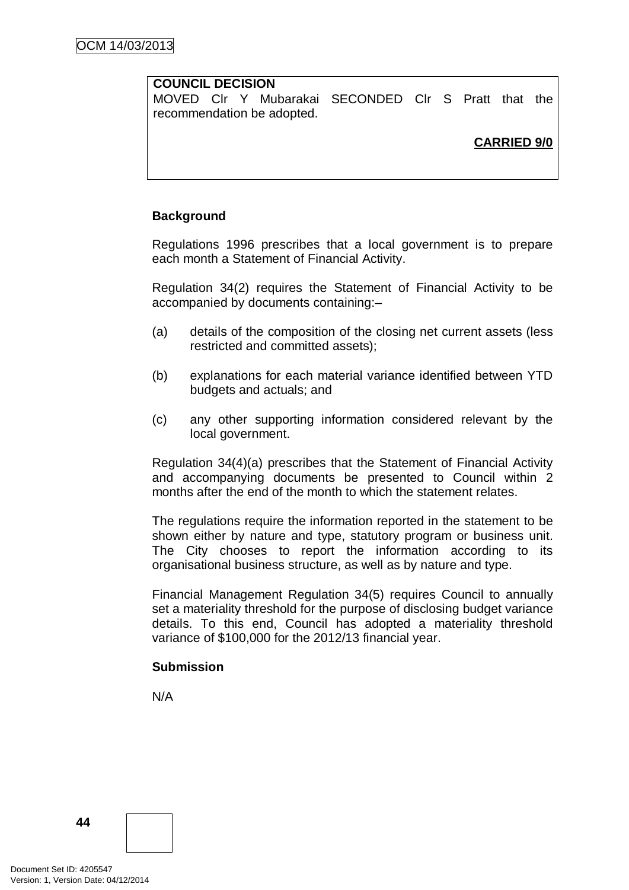**COUNCIL DECISION**
MOVED Clr Y Mubarakai SECONDED Clr S Pratt that the recommendation be adopted.

**CARRIED 9/0**

**Background**

Regulations 1996 prescribes that a local government is to prepare each month a Statement of Financial Activity.

Regulation 34(2) requires the Statement of Financial Activity to be accompanied by documents containing:–

(a) details of the composition of the closing net current assets (less restricted and committed assets);

(b) explanations for each material variance identified between YTD budgets and actuals; and

(c) any other supporting information considered relevant by the local government.

Regulation 34(4)(a) prescribes that the Statement of Financial Activity and accompanying documents be presented to Council within 2 months after the end of the month to which the statement relates.

The regulations require the information reported in the statement to be shown either by nature and type, statutory program or business unit. The City chooses to report the information according to its organisational business structure, as well as by nature and type.

Financial Management Regulation 34(5) requires Council to annually set a materiality threshold for the purpose of disclosing budget variance details. To this end, Council has adopted a materiality threshold variance of $100,000 for the 2012/13 financial year.

**Submission**

N/A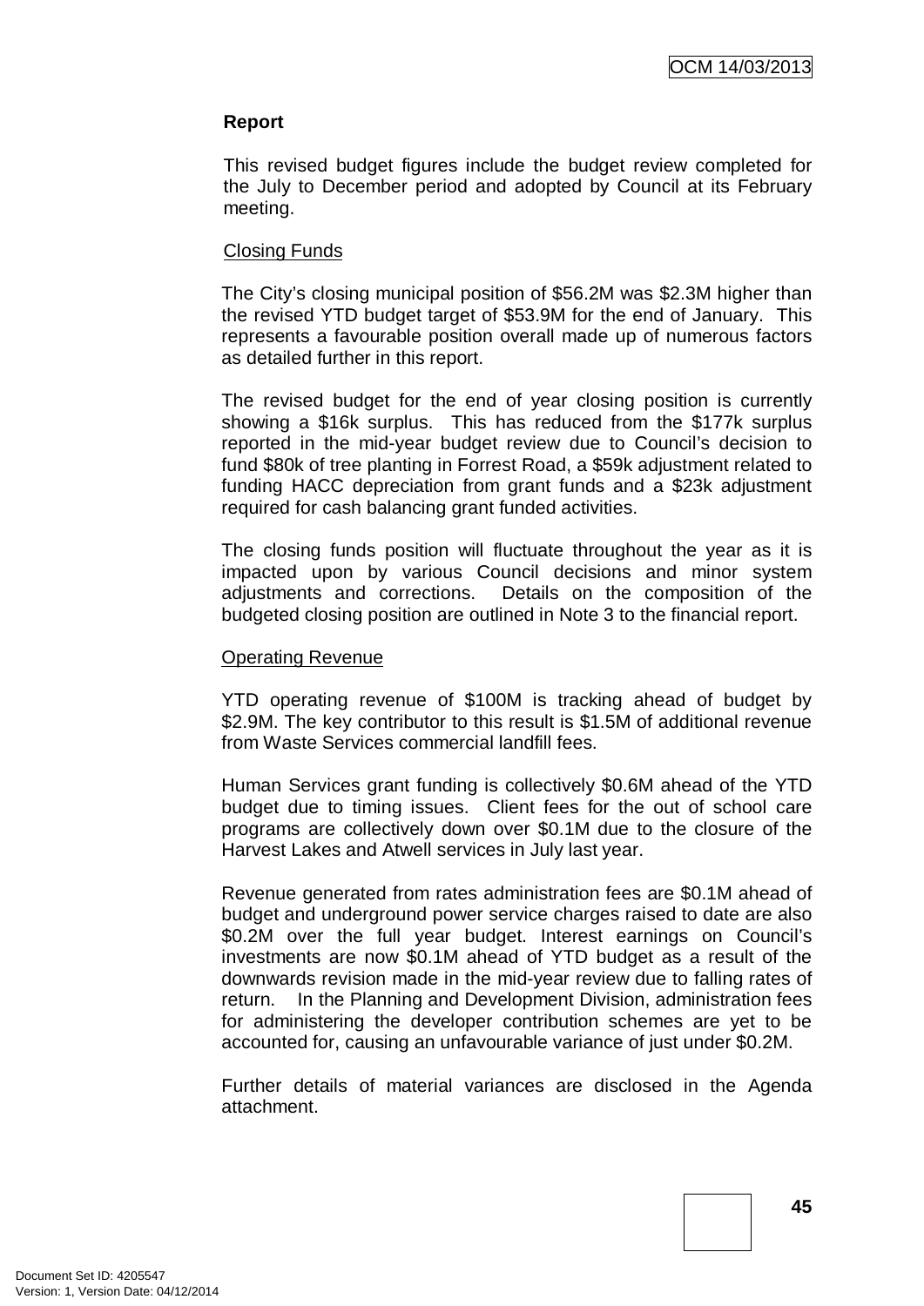**Report**

This revised budget figures include the budget review completed for the July to December period and adopted by Council at its February meeting.

Closing Funds

The City's closing municipal position of $56.2M was $2.3M higher than the revised YTD budget target of $53.9M for the end of January. This represents a favourable position overall made up of numerous factors as detailed further in this report.

The revised budget for the end of year closing position is currently showing a $16k surplus. This has reduced from the $177k surplus reported in the mid-year budget review due to Council's decision to fund $80k of tree planting in Forrest Road, a $59k adjustment related to funding HACC depreciation from grant funds and a $23k adjustment required for cash balancing grant funded activities.

The closing funds position will fluctuate throughout the year as it is impacted upon by various Council decisions and minor system adjustments and corrections. Details on the composition of the budgeted closing position are outlined in Note 3 to the financial report.

Operating Revenue

YTD operating revenue of $100M is tracking ahead of budget by $2.9M. The key contributor to this result is $1.5M of additional revenue from Waste Services commercial landfill fees.

Human Services grant funding is collectively $0.6M ahead of the YTD budget due to timing issues. Client fees for the out of school care programs are collectively down over $0.1M due to the closure of the Harvest Lakes and Atwell services in July last year.

Revenue generated from rates administration fees are $0.1M ahead of budget and underground power service charges raised to date are also $0.2M over the full year budget. Interest earnings on Council's investments are now $0.1M ahead of YTD budget as a result of the downwards revision made in the mid-year review due to falling rates of return. In the Planning and Development Division, administration fees for administering the developer contribution schemes are yet to be accounted for, causing an unfavourable variance of just under $0.2M.

Further details of material variances are disclosed in the Agenda attachment.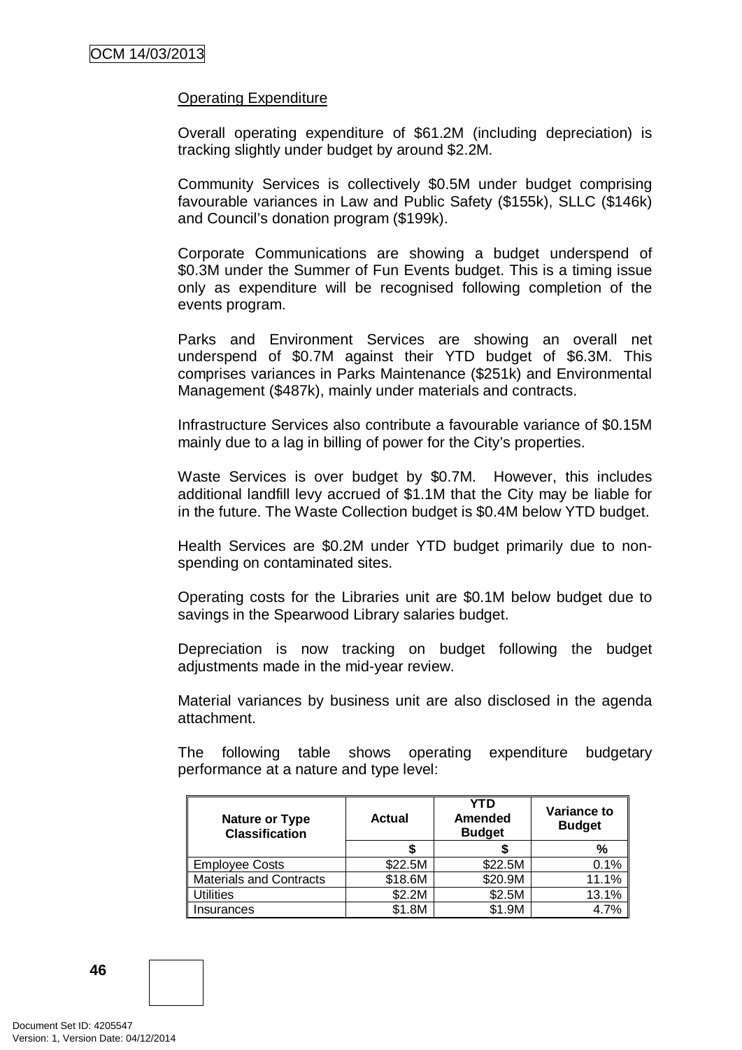## Operating Expenditure

Overall operating expenditure of $61.2M (including depreciation) is tracking slightly under budget by around $2.2M.

Community Services is collectively $0.5M under budget comprising favourable variances in Law and Public Safety ($155k), SLLC ($146k) and Council's donation program ($199k).

Corporate Communications are showing a budget underspend of $0.3M under the Summer of Fun Events budget. This is a timing issue only as expenditure will be recognised following completion of the events program.

Parks and Environment Services are showing an overall net underspend of $0.7M against their YTD budget of $6.3M. This comprises variances in Parks Maintenance ($251k) and Environmental Management ($487k), mainly under materials and contracts.

Infrastructure Services also contribute a favourable variance of $0.15M mainly due to a lag in billing of power for the City's properties.

Waste Services is over budget by $0.7M. However, this includes additional landfill levy accrued of $1.1M that the City may be liable for in the future. The Waste Collection budget is $0.4M below YTD budget.

Health Services are $0.2M under YTD budget primarily due to non-spending on contaminated sites.

Operating costs for the Libraries unit are $0.1M below budget due to savings in the Spearwood Library salaries budget.

Depreciation is now tracking on budget following the budget adjustments made in the mid-year review.

Material variances by business unit are also disclosed in the agenda attachment.

The following table shows operating expenditure budgetary performance at a nature and type level:

| Nature or Type Classification | Actual | YTD Amended Budget | Variance to Budget |
|---|---|---|---|
| | $ | $ | % |
| Employee Costs | $22.5M | $22.5M | 0.1% |
| Materials and Contracts | $18.6M | $20.9M | 11.1% |
| Utilities | $2.2M | $2.5M | 13.1% |
| Insurances | $1.8M | $1.9M | 4.7% |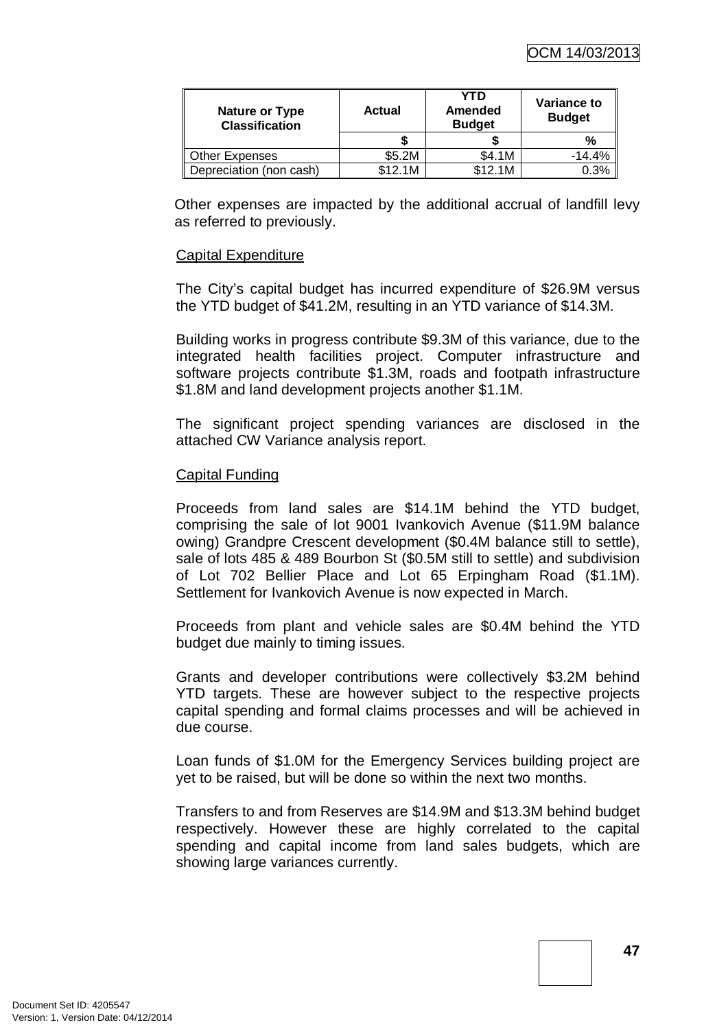| Nature or Type Classification | Actual | YTD Amended Budget | Variance to Budget |
|---|---|---|---|
| | $ | $ | % |
| Other Expenses | $5.2M | $4.1M | -14.4% |
| Depreciation (non cash) | $12.1M | $12.1M | 0.3% |

Other expenses are impacted by the additional accrual of landfill levy as referred to previously.

Capital Expenditure

The City's capital budget has incurred expenditure of $26.9M versus the YTD budget of $41.2M, resulting in an YTD variance of $14.3M.

Building works in progress contribute $9.3M of this variance, due to the integrated health facilities project. Computer infrastructure and software projects contribute $1.3M, roads and footpath infrastructure $1.8M and land development projects another $1.1M.

The significant project spending variances are disclosed in the attached CW Variance analysis report.

Capital Funding

Proceeds from land sales are $14.1M behind the YTD budget, comprising the sale of lot 9001 Ivankovich Avenue ($11.9M balance owing) Grandpre Crescent development ($0.4M balance still to settle), sale of lots 485 & 489 Bourbon St ($0.5M still to settle) and subdivision of Lot 702 Bellier Place and Lot 65 Erpingham Road ($1.1M). Settlement for Ivankovich Avenue is now expected in March.

Proceeds from plant and vehicle sales are $0.4M behind the YTD budget due mainly to timing issues.

Grants and developer contributions were collectively $3.2M behind YTD targets. These are however subject to the respective projects capital spending and formal claims processes and will be achieved in due course.

Loan funds of $1.0M for the Emergency Services building project are yet to be raised, but will be done so within the next two months.

Transfers to and from Reserves are $14.9M and $13.3M behind budget respectively. However these are highly correlated to the capital spending and capital income from land sales budgets, which are showing large variances currently.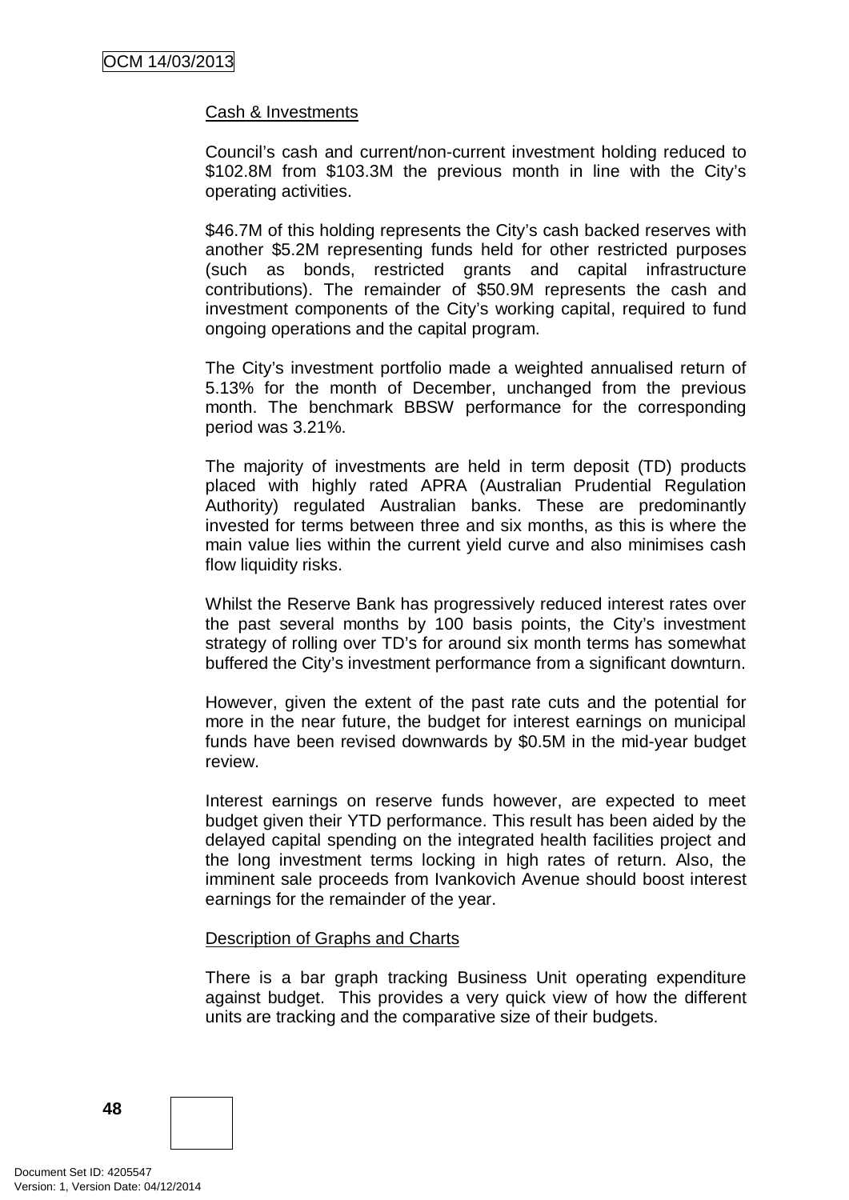Cash & Investments

Council's cash and current/non-current investment holding reduced to $102.8M from $103.3M the previous month in line with the City's operating activities.

$46.7M of this holding represents the City's cash backed reserves with another $5.2M representing funds held for other restricted purposes (such as bonds, restricted grants and capital infrastructure contributions). The remainder of $50.9M represents the cash and investment components of the City's working capital, required to fund ongoing operations and the capital program.

The City's investment portfolio made a weighted annualised return of 5.13% for the month of December, unchanged from the previous month. The benchmark BBSW performance for the corresponding period was 3.21%.

The majority of investments are held in term deposit (TD) products placed with highly rated APRA (Australian Prudential Regulation Authority) regulated Australian banks. These are predominantly invested for terms between three and six months, as this is where the main value lies within the current yield curve and also minimises cash flow liquidity risks.

Whilst the Reserve Bank has progressively reduced interest rates over the past several months by 100 basis points, the City's investment strategy of rolling over TD's for around six month terms has somewhat buffered the City's investment performance from a significant downturn.

However, given the extent of the past rate cuts and the potential for more in the near future, the budget for interest earnings on municipal funds have been revised downwards by $0.5M in the mid-year budget review.

Interest earnings on reserve funds however, are expected to meet budget given their YTD performance. This result has been aided by the delayed capital spending on the integrated health facilities project and the long investment terms locking in high rates of return. Also, the imminent sale proceeds from Ivankovich Avenue should boost interest earnings for the remainder of the year.

Description of Graphs and Charts

There is a bar graph tracking Business Unit operating expenditure against budget. This provides a very quick view of how the different units are tracking and the comparative size of their budgets.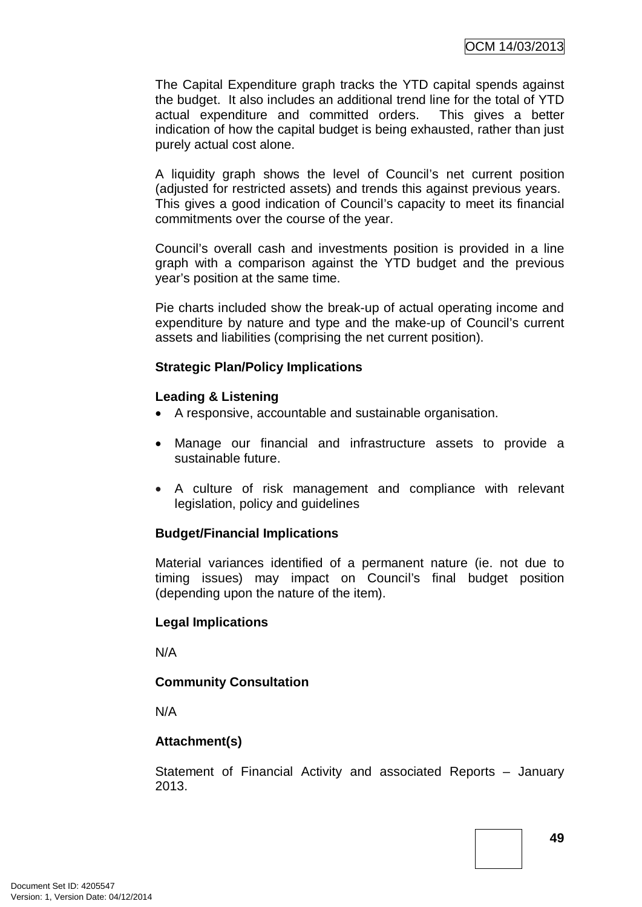The Capital Expenditure graph tracks the YTD capital spends against the budget. It also includes an additional trend line for the total of YTD actual expenditure and committed orders. This gives a better indication of how the capital budget is being exhausted, rather than just purely actual cost alone.

A liquidity graph shows the level of Council's net current position (adjusted for restricted assets) and trends this against previous years. This gives a good indication of Council's capacity to meet its financial commitments over the course of the year.

Council's overall cash and investments position is provided in a line graph with a comparison against the YTD budget and the previous year's position at the same time.

Pie charts included show the break-up of actual operating income and expenditure by nature and type and the make-up of Council's current assets and liabilities (comprising the net current position).

**Strategic Plan/Policy Implications**

**Leading & Listening**

- A responsive, accountable and sustainable organisation.
- Manage our financial and infrastructure assets to provide a sustainable future.
- A culture of risk management and compliance with relevant legislation, policy and guidelines

**Budget/Financial Implications**

Material variances identified of a permanent nature (ie. not due to timing issues) may impact on Council's final budget position (depending upon the nature of the item).

**Legal Implications**

N/A

**Community Consultation**

N/A

**Attachment(s)**

Statement of Financial Activity and associated Reports – January 2013.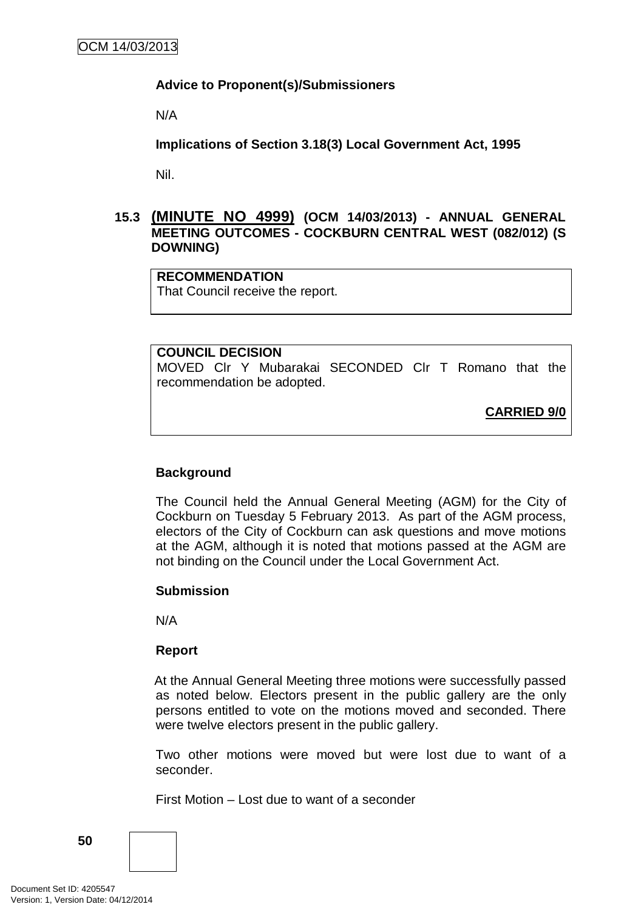**Advice to Proponent(s)/Submissioners**

N/A

**Implications of Section 3.18(3) Local Government Act, 1995**

Nil.

### 15.3 (MINUTE NO 4999) (OCM 14/03/2013) - ANNUAL GENERAL MEETING OUTCOMES - COCKBURN CENTRAL WEST (082/012) (S DOWNING)

**RECOMMENDATION**
That Council receive the report.

**COUNCIL DECISION**
MOVED Clr Y Mubarakai SECONDED Clr T Romano that the recommendation be adopted.

**CARRIED 9/0**

**Background**

The Council held the Annual General Meeting (AGM) for the City of Cockburn on Tuesday 5 February 2013. As part of the AGM process, electors of the City of Cockburn can ask questions and move motions at the AGM, although it is noted that motions passed at the AGM are not binding on the Council under the Local Government Act.

**Submission**

N/A

**Report**

At the Annual General Meeting three motions were successfully passed as noted below. Electors present in the public gallery are the only persons entitled to vote on the motions moved and seconded. There were twelve electors present in the public gallery.

Two other motions were moved but were lost due to want of a seconder.

First Motion – Lost due to want of a seconder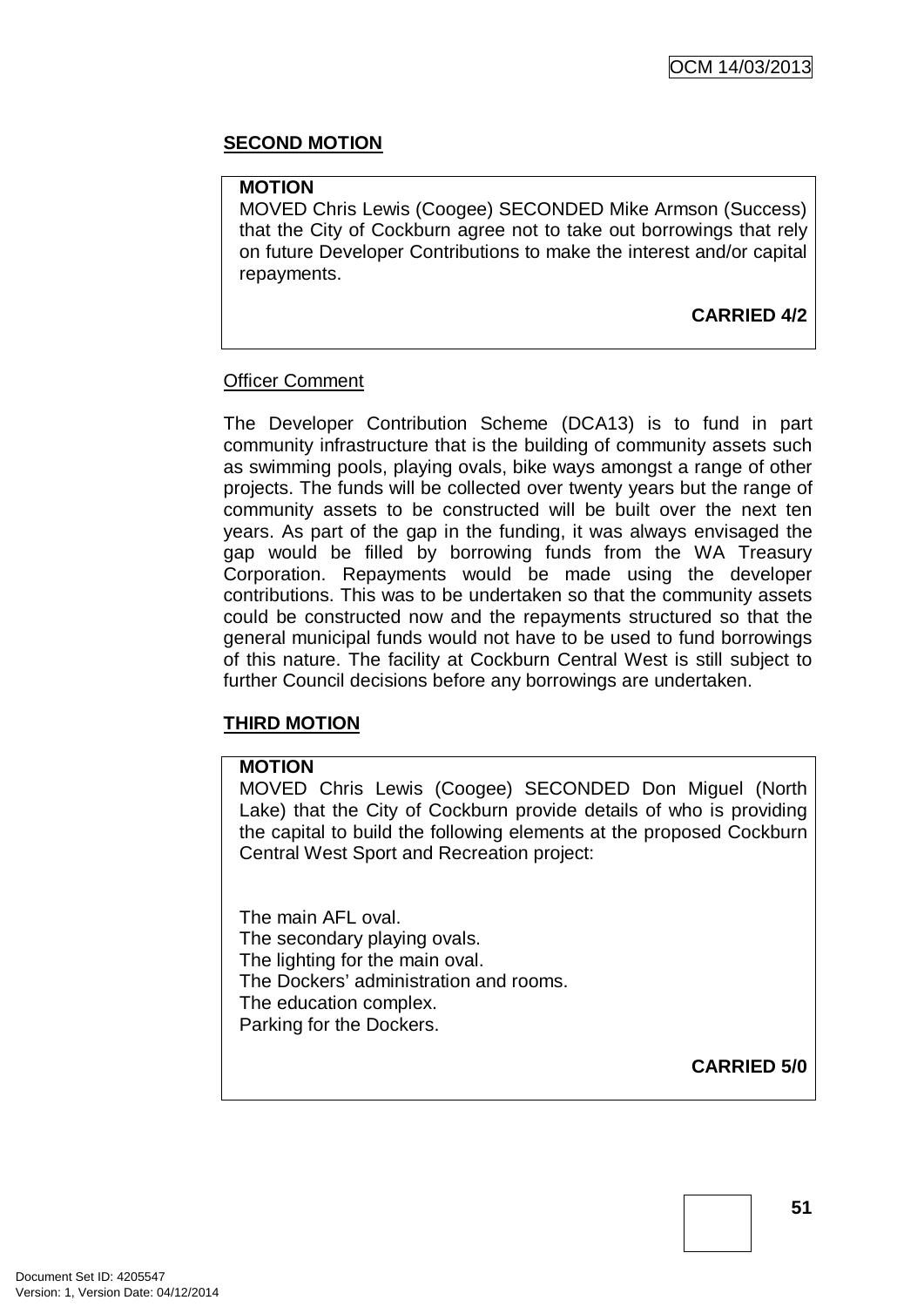**SECOND MOTION**

**MOTION**

MOVED Chris Lewis (Coogee) SECONDED Mike Armson (Success) that the City of Cockburn agree not to take out borrowings that rely on future Developer Contributions to make the interest and/or capital repayments.

**CARRIED 4/2**

Officer Comment

The Developer Contribution Scheme (DCA13) is to fund in part community infrastructure that is the building of community assets such as swimming pools, playing ovals, bike ways amongst a range of other projects. The funds will be collected over twenty years but the range of community assets to be constructed will be built over the next ten years. As part of the gap in the funding, it was always envisaged the gap would be filled by borrowing funds from the WA Treasury Corporation. Repayments would be made using the developer contributions. This was to be undertaken so that the community assets could be constructed now and the repayments structured so that the general municipal funds would not have to be used to fund borrowings of this nature. The facility at Cockburn Central West is still subject to further Council decisions before any borrowings are undertaken.

**THIRD MOTION**

**MOTION**

MOVED Chris Lewis (Coogee) SECONDED Don Miguel (North Lake) that the City of Cockburn provide details of who is providing the capital to build the following elements at the proposed Cockburn Central West Sport and Recreation project:

The main AFL oval.
The secondary playing ovals.
The lighting for the main oval.
The Dockers' administration and rooms.
The education complex.
Parking for the Dockers.

**CARRIED 5/0**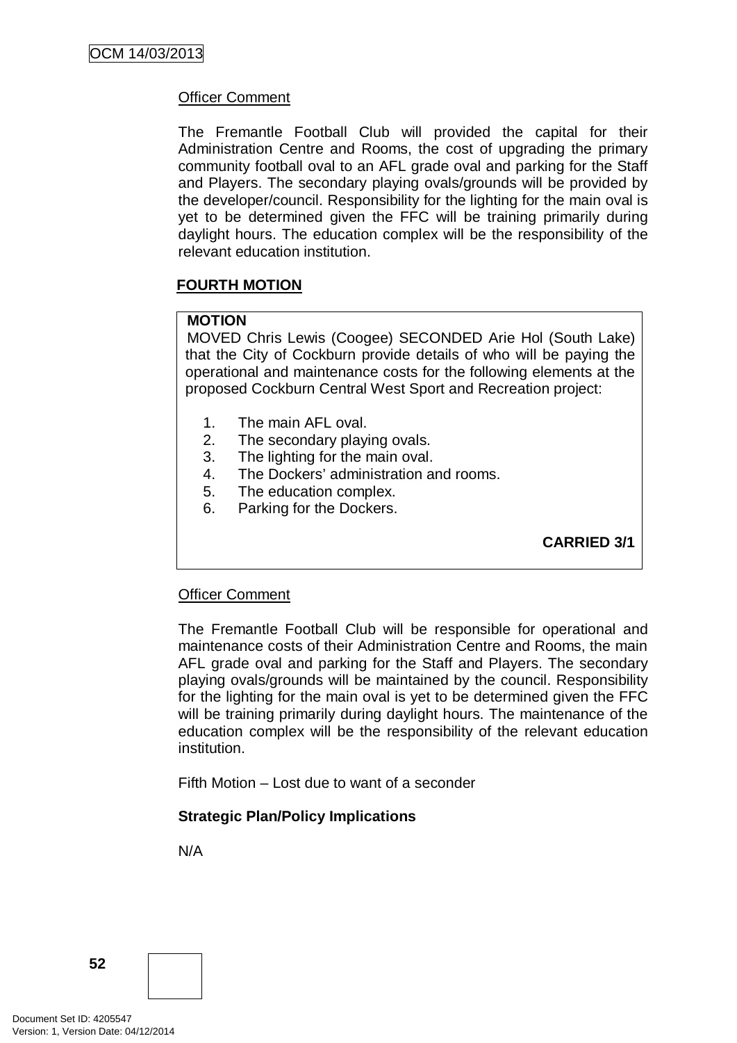Officer Comment

The Fremantle Football Club will provided the capital for their Administration Centre and Rooms, the cost of upgrading the primary community football oval to an AFL grade oval and parking for the Staff and Players. The secondary playing ovals/grounds will be provided by the developer/council. Responsibility for the lighting for the main oval is yet to be determined given the FFC will be training primarily during daylight hours. The education complex will be the responsibility of the relevant education institution.

**FOURTH MOTION**

**MOTION**

MOVED Chris Lewis (Coogee) SECONDED Arie Hol (South Lake) that the City of Cockburn provide details of who will be paying the operational and maintenance costs for the following elements at the proposed Cockburn Central West Sport and Recreation project:

1. The main AFL oval.
2. The secondary playing ovals.
3. The lighting for the main oval.
4. The Dockers' administration and rooms.
5. The education complex.
6. Parking for the Dockers.

**CARRIED 3/1**

Officer Comment

The Fremantle Football Club will be responsible for operational and maintenance costs of their Administration Centre and Rooms, the main AFL grade oval and parking for the Staff and Players. The secondary playing ovals/grounds will be maintained by the council. Responsibility for the lighting for the main oval is yet to be determined given the FFC will be training primarily during daylight hours. The maintenance of the education complex will be the responsibility of the relevant education institution.

Fifth Motion – Lost due to want of a seconder

**Strategic Plan/Policy Implications**

N/A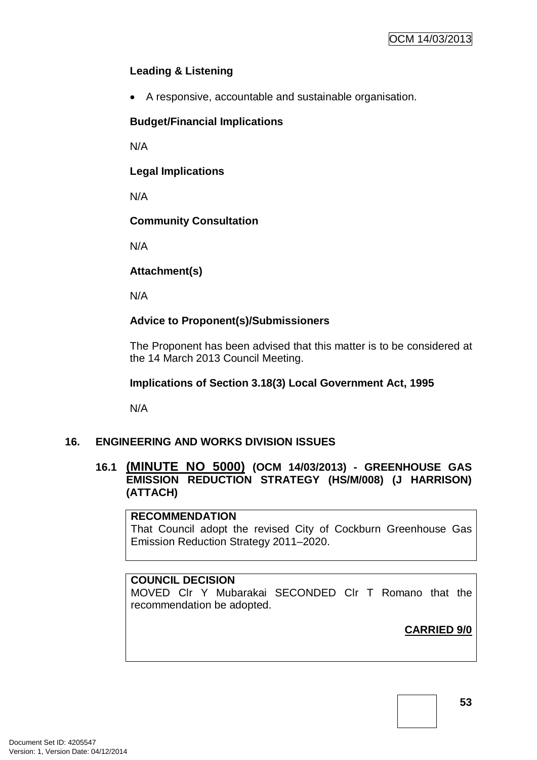**Leading & Listening**

- A responsive, accountable and sustainable organisation.

**Budget/Financial Implications**

N/A

**Legal Implications**

N/A

**Community Consultation**

N/A

**Attachment(s)**

N/A

**Advice to Proponent(s)/Submissioners**

The Proponent has been advised that this matter is to be considered at the 14 March 2013 Council Meeting.

**Implications of Section 3.18(3) Local Government Act, 1995**

N/A

## 16. ENGINEERING AND WORKS DIVISION ISSUES

### 16.1 (MINUTE NO 5000) (OCM 14/03/2013) - GREENHOUSE GAS EMISSION REDUCTION STRATEGY (HS/M/008) (J HARRISON) (ATTACH)

**RECOMMENDATION**
That Council adopt the revised City of Cockburn Greenhouse Gas Emission Reduction Strategy 2011–2020.

**COUNCIL DECISION**
MOVED Clr Y Mubarakai SECONDED Clr T Romano that the recommendation be adopted.

**CARRIED 9/0**

Document Set ID: 4205547
Version: 1, Version Date: 04/12/2014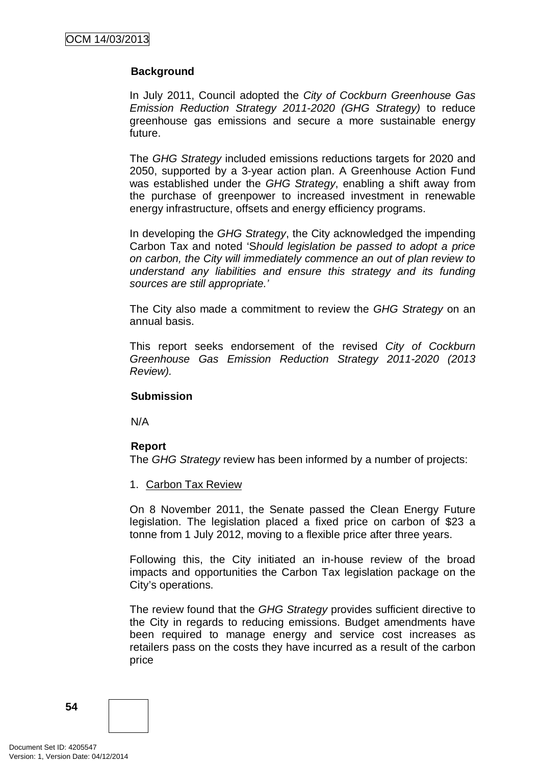### Background

In July 2011, Council adopted the *City of Cockburn Greenhouse Gas Emission Reduction Strategy 2011-2020 (GHG Strategy)* to reduce greenhouse gas emissions and secure a more sustainable energy future.

The *GHG Strategy* included emissions reductions targets for 2020 and 2050, supported by a 3-year action plan. A Greenhouse Action Fund was established under the *GHG Strategy*, enabling a shift away from the purchase of greenpower to increased investment in renewable energy infrastructure, offsets and energy efficiency programs.

In developing the *GHG Strategy*, the City acknowledged the impending Carbon Tax and noted '*Should legislation be passed to adopt a price on carbon, the City will immediately commence an out of plan review to understand any liabilities and ensure this strategy and its funding sources are still appropriate.*'

The City also made a commitment to review the *GHG Strategy* on an annual basis.

This report seeks endorsement of the revised *City of Cockburn Greenhouse Gas Emission Reduction Strategy 2011-2020 (2013 Review).*

### Submission

N/A

### Report

The *GHG Strategy* review has been informed by a number of projects:

1. Carbon Tax Review

On 8 November 2011, the Senate passed the Clean Energy Future legislation. The legislation placed a fixed price on carbon of $23 a tonne from 1 July 2012, moving to a flexible price after three years.

Following this, the City initiated an in-house review of the broad impacts and opportunities the Carbon Tax legislation package on the City's operations.

The review found that the *GHG Strategy* provides sufficient directive to the City in regards to reducing emissions. Budget amendments have been required to manage energy and service cost increases as retailers pass on the costs they have incurred as a result of the carbon price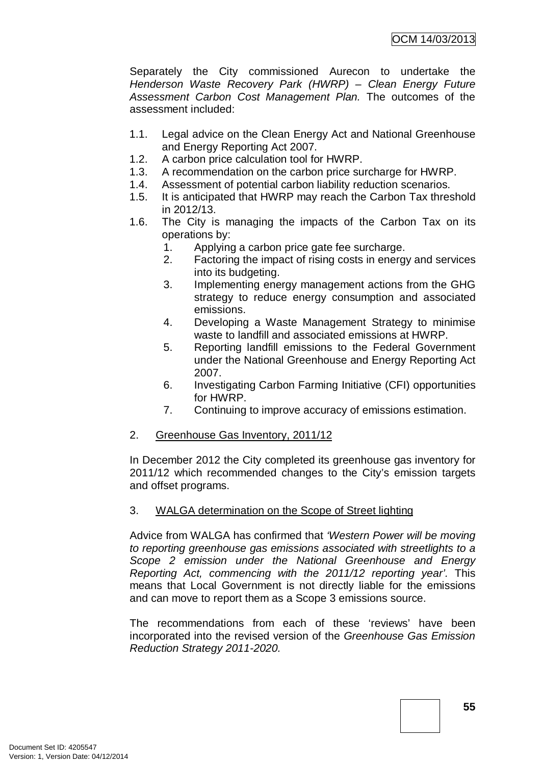Separately the City commissioned Aurecon to undertake the *Henderson Waste Recovery Park (HWRP) – Clean Energy Future Assessment Carbon Cost Management Plan.* The outcomes of the assessment included:

1.1. Legal advice on the Clean Energy Act and National Greenhouse and Energy Reporting Act 2007.
1.2. A carbon price calculation tool for HWRP.
1.3. A recommendation on the carbon price surcharge for HWRP.
1.4. Assessment of potential carbon liability reduction scenarios.
1.5. It is anticipated that HWRP may reach the Carbon Tax threshold in 2012/13.
1.6. The City is managing the impacts of the Carbon Tax on its operations by:
    1. Applying a carbon price gate fee surcharge.
    2. Factoring the impact of rising costs in energy and services into its budgeting.
    3. Implementing energy management actions from the GHG strategy to reduce energy consumption and associated emissions.
    4. Developing a Waste Management Strategy to minimise waste to landfill and associated emissions at HWRP.
    5. Reporting landfill emissions to the Federal Government under the National Greenhouse and Energy Reporting Act 2007.
    6. Investigating Carbon Farming Initiative (CFI) opportunities for HWRP.
    7. Continuing to improve accuracy of emissions estimation.

2. <u>Greenhouse Gas Inventory, 2011/12</u>

In December 2012 the City completed its greenhouse gas inventory for 2011/12 which recommended changes to the City's emission targets and offset programs.

3. <u>WALGA determination on the Scope of Street lighting</u>

Advice from WALGA has confirmed that *'Western Power will be moving to reporting greenhouse gas emissions associated with streetlights to a Scope 2 emission under the National Greenhouse and Energy Reporting Act, commencing with the 2011/12 reporting year'.* This means that Local Government is not directly liable for the emissions and can move to report them as a Scope 3 emissions source.

The recommendations from each of these 'reviews' have been incorporated into the revised version of the *Greenhouse Gas Emission Reduction Strategy 2011-2020.*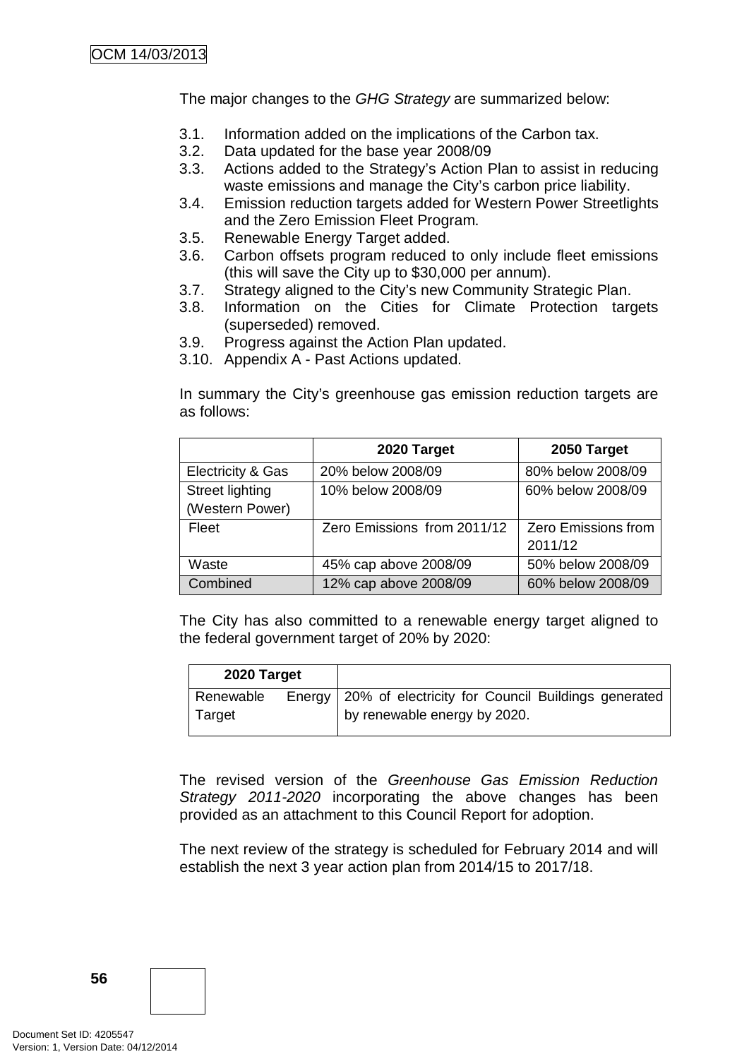The major changes to the *GHG Strategy* are summarized below:

3.1. Information added on the implications of the Carbon tax.
3.2. Data updated for the base year 2008/09
3.3. Actions added to the Strategy's Action Plan to assist in reducing waste emissions and manage the City's carbon price liability.
3.4. Emission reduction targets added for Western Power Streetlights and the Zero Emission Fleet Program.
3.5. Renewable Energy Target added.
3.6. Carbon offsets program reduced to only include fleet emissions (this will save the City up to $30,000 per annum).
3.7. Strategy aligned to the City's new Community Strategic Plan.
3.8. Information on the Cities for Climate Protection targets (superseded) removed.
3.9. Progress against the Action Plan updated.
3.10. Appendix A - Past Actions updated.

In summary the City's greenhouse gas emission reduction targets are as follows:

| | 2020 Target | 2050 Target |
|---|---|---|
| Electricity & Gas | 20% below 2008/09 | 80% below 2008/09 |
| Street lighting (Western Power) | 10% below 2008/09 | 60% below 2008/09 |
| Fleet | Zero Emissions from 2011/12 | Zero Emissions from 2011/12 |
| Waste | 45% cap above 2008/09 | 50% below 2008/09 |
| Combined | 12% cap above 2008/09 | 60% below 2008/09 |

The City has also committed to a renewable energy target aligned to the federal government target of 20% by 2020:

| 2020 Target | |
|---|---|
| Renewable Energy Target | 20% of electricity for Council Buildings generated by renewable energy by 2020. |

The revised version of the *Greenhouse Gas Emission Reduction Strategy 2011-2020* incorporating the above changes has been provided as an attachment to this Council Report for adoption.

The next review of the strategy is scheduled for February 2014 and will establish the next 3 year action plan from 2014/15 to 2017/18.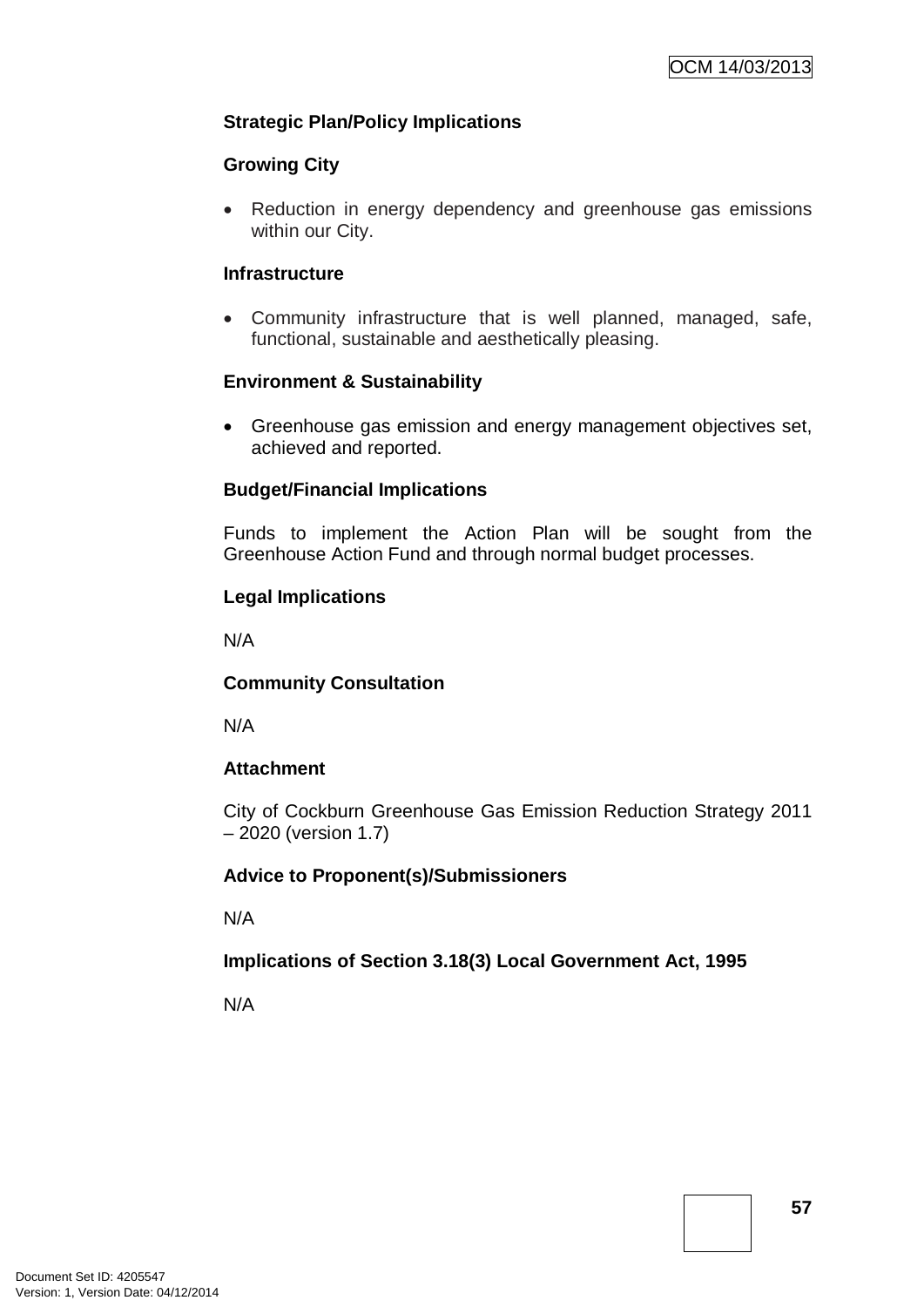**Strategic Plan/Policy Implications**

**Growing City**

- Reduction in energy dependency and greenhouse gas emissions within our City.

**Infrastructure**

- Community infrastructure that is well planned, managed, safe, functional, sustainable and aesthetically pleasing.

**Environment & Sustainability**

- Greenhouse gas emission and energy management objectives set, achieved and reported.

**Budget/Financial Implications**

Funds to implement the Action Plan will be sought from the Greenhouse Action Fund and through normal budget processes.

**Legal Implications**

N/A

**Community Consultation**

N/A

**Attachment**

City of Cockburn Greenhouse Gas Emission Reduction Strategy 2011 – 2020 (version 1.7)

**Advice to Proponent(s)/Submissioners**

N/A

**Implications of Section 3.18(3) Local Government Act, 1995**

N/A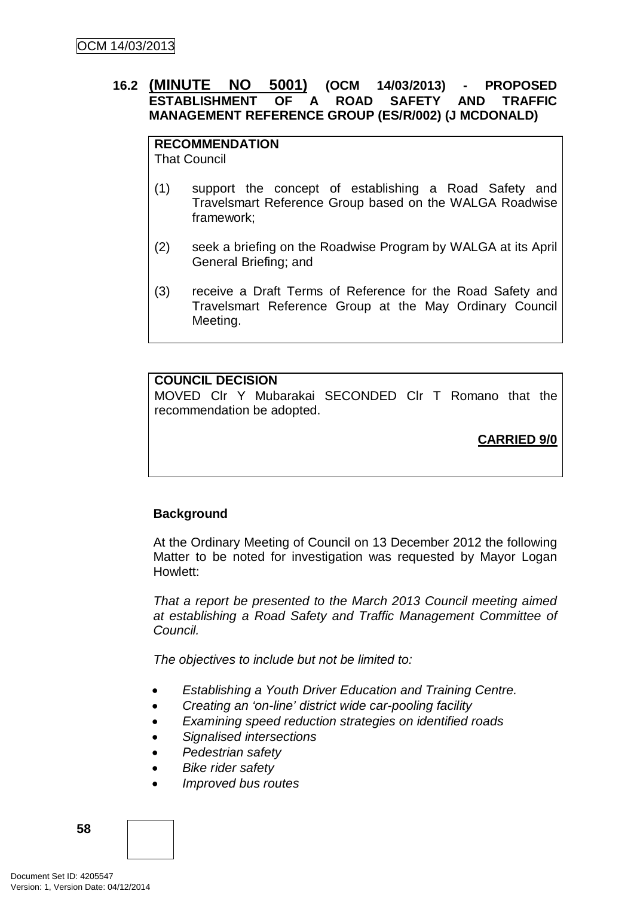### 16.2 **(MINUTE NO 5001)** (OCM 14/03/2013) - PROPOSED ESTABLISHMENT OF A ROAD SAFETY AND TRAFFIC MANAGEMENT REFERENCE GROUP (ES/R/002) (J MCDONALD)

**RECOMMENDATION**
That Council

(1) support the concept of establishing a Road Safety and Travelsmart Reference Group based on the WALGA Roadwise framework;

(2) seek a briefing on the Roadwise Program by WALGA at its April General Briefing; and

(3) receive a Draft Terms of Reference for the Road Safety and Travelsmart Reference Group at the May Ordinary Council Meeting.

**COUNCIL DECISION**
MOVED Clr Y Mubarakai SECONDED Clr T Romano that the recommendation be adopted.

**CARRIED 9/0**

**Background**

At the Ordinary Meeting of Council on 13 December 2012 the following Matter to be noted for investigation was requested by Mayor Logan Howlett:

*That a report be presented to the March 2013 Council meeting aimed at establishing a Road Safety and Traffic Management Committee of Council.*

*The objectives to include but not be limited to:*

- *Establishing a Youth Driver Education and Training Centre.*
- *Creating an 'on-line' district wide car-pooling facility*
- *Examining speed reduction strategies on identified roads*
- *Signalised intersections*
- *Pedestrian safety*
- *Bike rider safety*
- *Improved bus routes*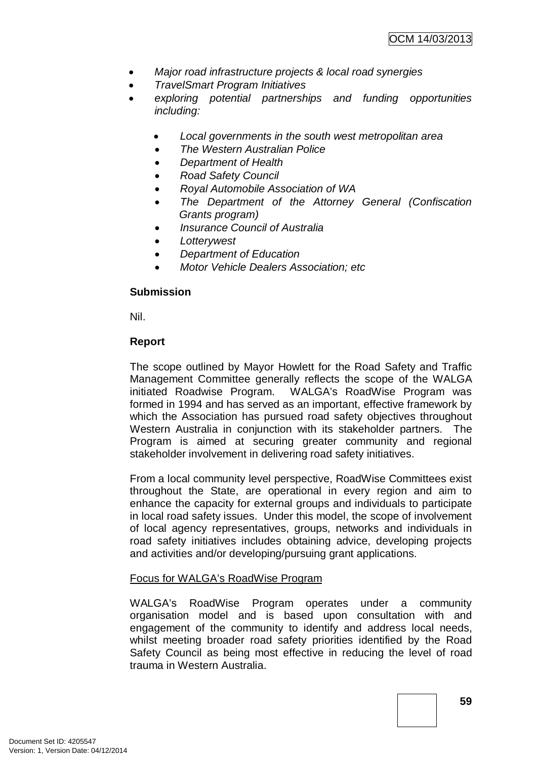- *Major road infrastructure projects & local road synergies*
- *TravelSmart Program Initiatives*
- *exploring potential partnerships and funding opportunities including:*
  - *Local governments in the south west metropolitan area*
  - *The Western Australian Police*
  - *Department of Health*
  - *Road Safety Council*
  - *Royal Automobile Association of WA*
  - *The Department of the Attorney General (Confiscation Grants program)*
  - *Insurance Council of Australia*
  - *Lotterywest*
  - *Department of Education*
  - *Motor Vehicle Dealers Association; etc*

**Submission**

Nil.

**Report**

The scope outlined by Mayor Howlett for the Road Safety and Traffic Management Committee generally reflects the scope of the WALGA initiated Roadwise Program. WALGA's RoadWise Program was formed in 1994 and has served as an important, effective framework by which the Association has pursued road safety objectives throughout Western Australia in conjunction with its stakeholder partners. The Program is aimed at securing greater community and regional stakeholder involvement in delivering road safety initiatives.

From a local community level perspective, RoadWise Committees exist throughout the State, are operational in every region and aim to enhance the capacity for external groups and individuals to participate in local road safety issues. Under this model, the scope of involvement of local agency representatives, groups, networks and individuals in road safety initiatives includes obtaining advice, developing projects and activities and/or developing/pursuing grant applications.

<u>Focus for WALGA's RoadWise Program</u>

WALGA's RoadWise Program operates under a community organisation model and is based upon consultation with and engagement of the community to identify and address local needs, whilst meeting broader road safety priorities identified by the Road Safety Council as being most effective in reducing the level of road trauma in Western Australia.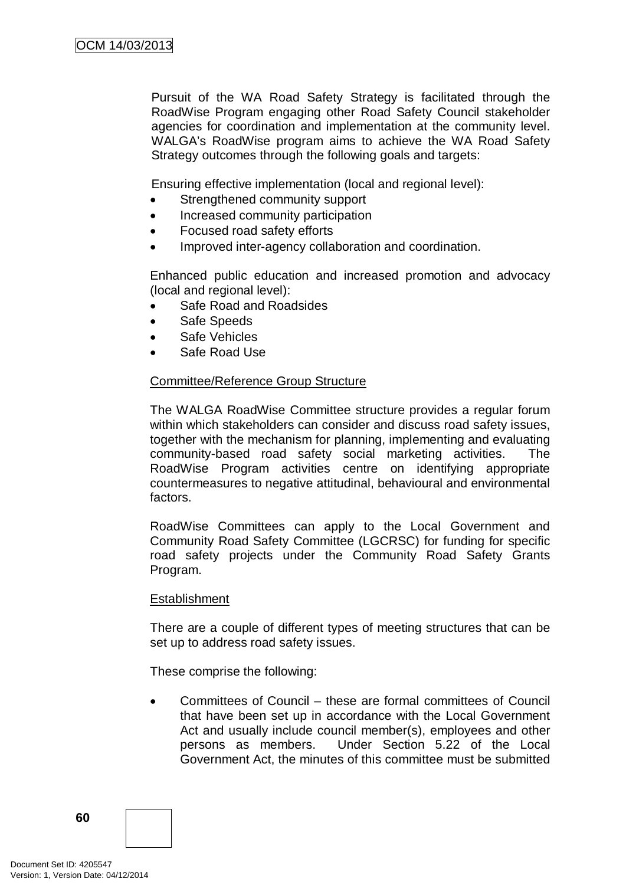Pursuit of the WA Road Safety Strategy is facilitated through the RoadWise Program engaging other Road Safety Council stakeholder agencies for coordination and implementation at the community level. WALGA's RoadWise program aims to achieve the WA Road Safety Strategy outcomes through the following goals and targets:

Ensuring effective implementation (local and regional level):

- Strengthened community support
- Increased community participation
- Focused road safety efforts
- Improved inter-agency collaboration and coordination.

Enhanced public education and increased promotion and advocacy (local and regional level):

- Safe Road and Roadsides
- Safe Speeds
- Safe Vehicles
- Safe Road Use

<u>Committee/Reference Group Structure</u>

The WALGA RoadWise Committee structure provides a regular forum within which stakeholders can consider and discuss road safety issues, together with the mechanism for planning, implementing and evaluating community-based road safety social marketing activities. The RoadWise Program activities centre on identifying appropriate countermeasures to negative attitudinal, behavioural and environmental factors.

RoadWise Committees can apply to the Local Government and Community Road Safety Committee (LGCRSC) for funding for specific road safety projects under the Community Road Safety Grants Program.

<u>Establishment</u>

There are a couple of different types of meeting structures that can be set up to address road safety issues.

These comprise the following:

- Committees of Council – these are formal committees of Council that have been set up in accordance with the Local Government Act and usually include council member(s), employees and other persons as members. Under Section 5.22 of the Local Government Act, the minutes of this committee must be submitted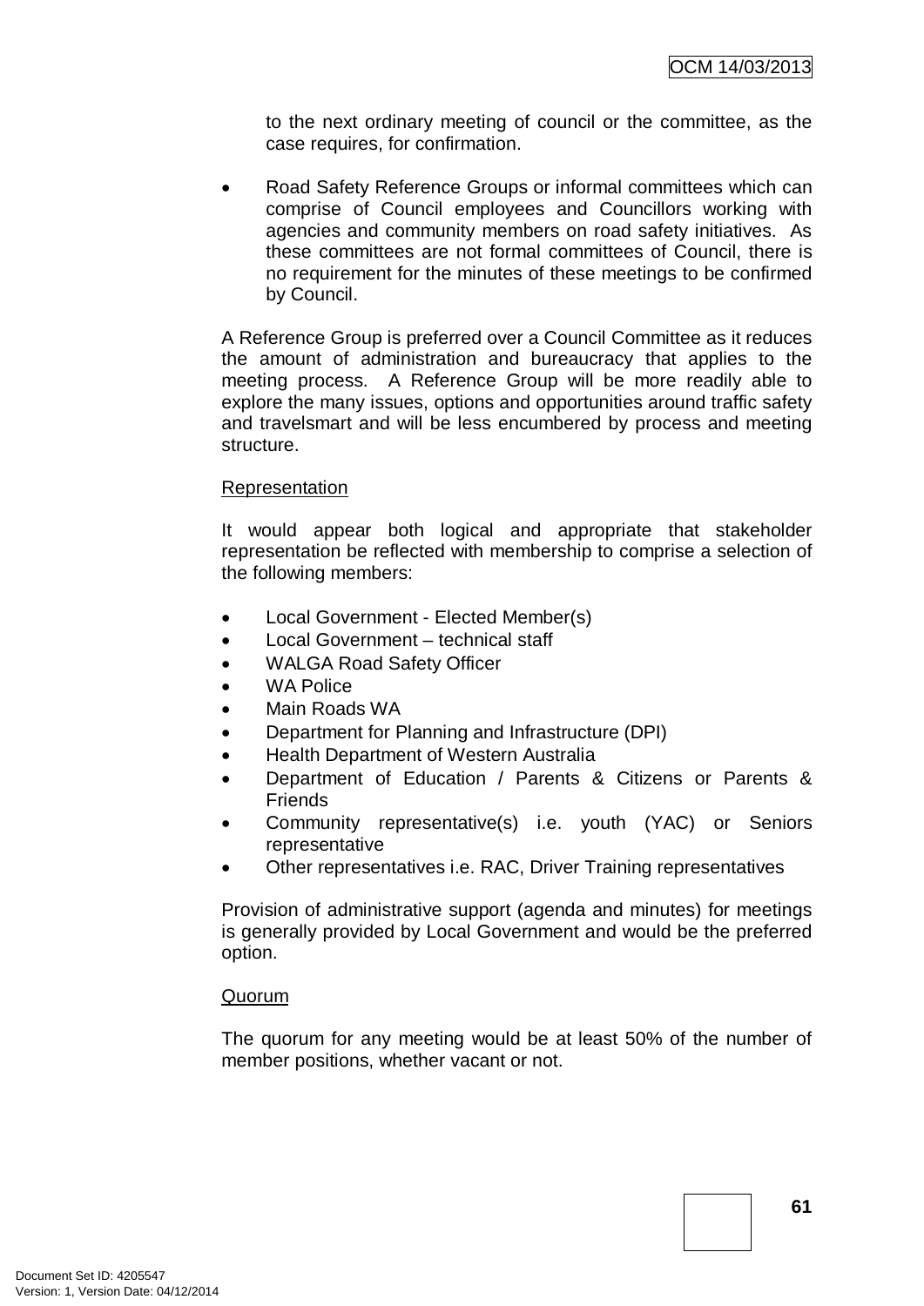to the next ordinary meeting of council or the committee, as the case requires, for confirmation.

- Road Safety Reference Groups or informal committees which can comprise of Council employees and Councillors working with agencies and community members on road safety initiatives. As these committees are not formal committees of Council, there is no requirement for the minutes of these meetings to be confirmed by Council.

A Reference Group is preferred over a Council Committee as it reduces the amount of administration and bureaucracy that applies to the meeting process. A Reference Group will be more readily able to explore the many issues, options and opportunities around traffic safety and travelsmart and will be less encumbered by process and meeting structure.

<u>Representation</u>

It would appear both logical and appropriate that stakeholder representation be reflected with membership to comprise a selection of the following members:

- Local Government - Elected Member(s)
- Local Government – technical staff
- WALGA Road Safety Officer
- WA Police
- Main Roads WA
- Department for Planning and Infrastructure (DPI)
- Health Department of Western Australia
- Department of Education / Parents & Citizens or Parents & Friends
- Community representative(s) i.e. youth (YAC) or Seniors representative
- Other representatives i.e. RAC, Driver Training representatives

Provision of administrative support (agenda and minutes) for meetings is generally provided by Local Government and would be the preferred option.

<u>Quorum</u>

The quorum for any meeting would be at least 50% of the number of member positions, whether vacant or not.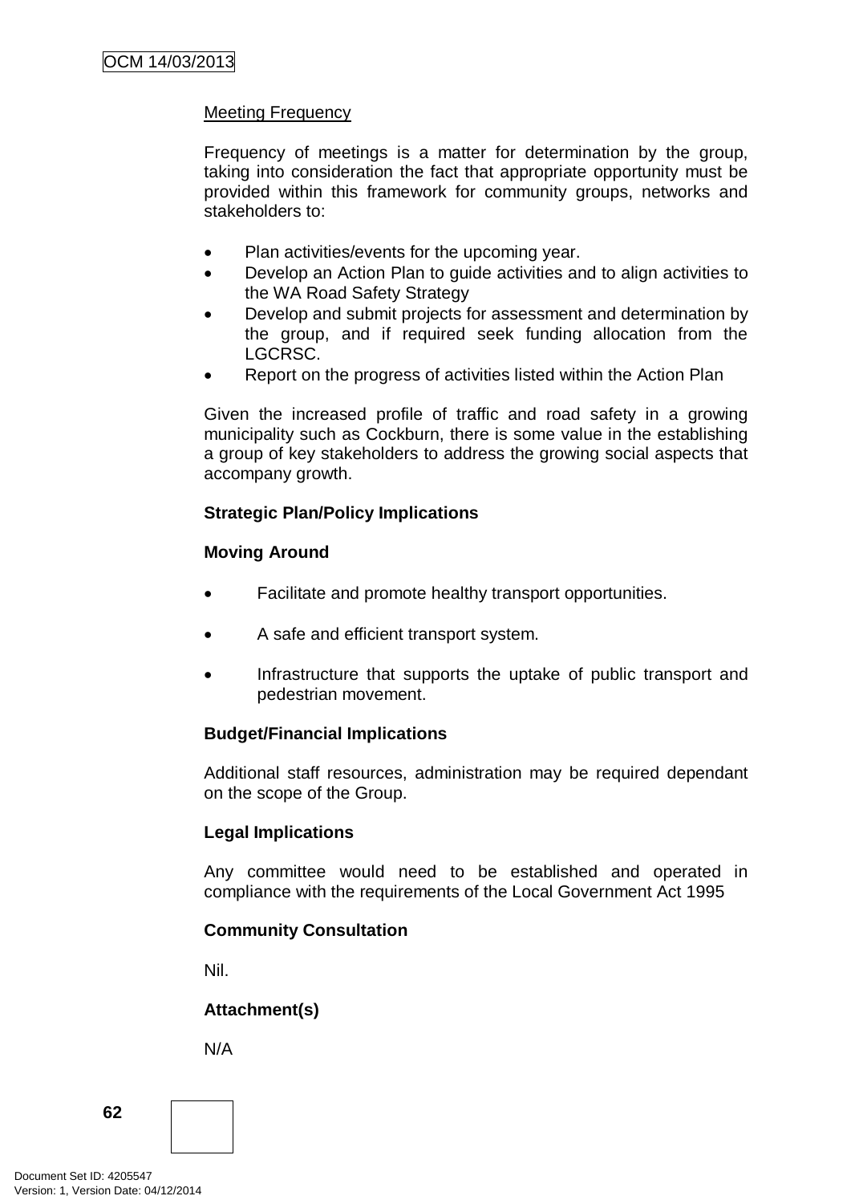Meeting Frequency

Frequency of meetings is a matter for determination by the group, taking into consideration the fact that appropriate opportunity must be provided within this framework for community groups, networks and stakeholders to:

- Plan activities/events for the upcoming year.
- Develop an Action Plan to guide activities and to align activities to the WA Road Safety Strategy
- Develop and submit projects for assessment and determination by the group, and if required seek funding allocation from the LGCRSC.
- Report on the progress of activities listed within the Action Plan

Given the increased profile of traffic and road safety in a growing municipality such as Cockburn, there is some value in the establishing a group of key stakeholders to address the growing social aspects that accompany growth.

**Strategic Plan/Policy Implications**

**Moving Around**

- Facilitate and promote healthy transport opportunities.
- A safe and efficient transport system.
- Infrastructure that supports the uptake of public transport and pedestrian movement.

**Budget/Financial Implications**

Additional staff resources, administration may be required dependant on the scope of the Group.

**Legal Implications**

Any committee would need to be established and operated in compliance with the requirements of the Local Government Act 1995

**Community Consultation**

Nil.

**Attachment(s)**

N/A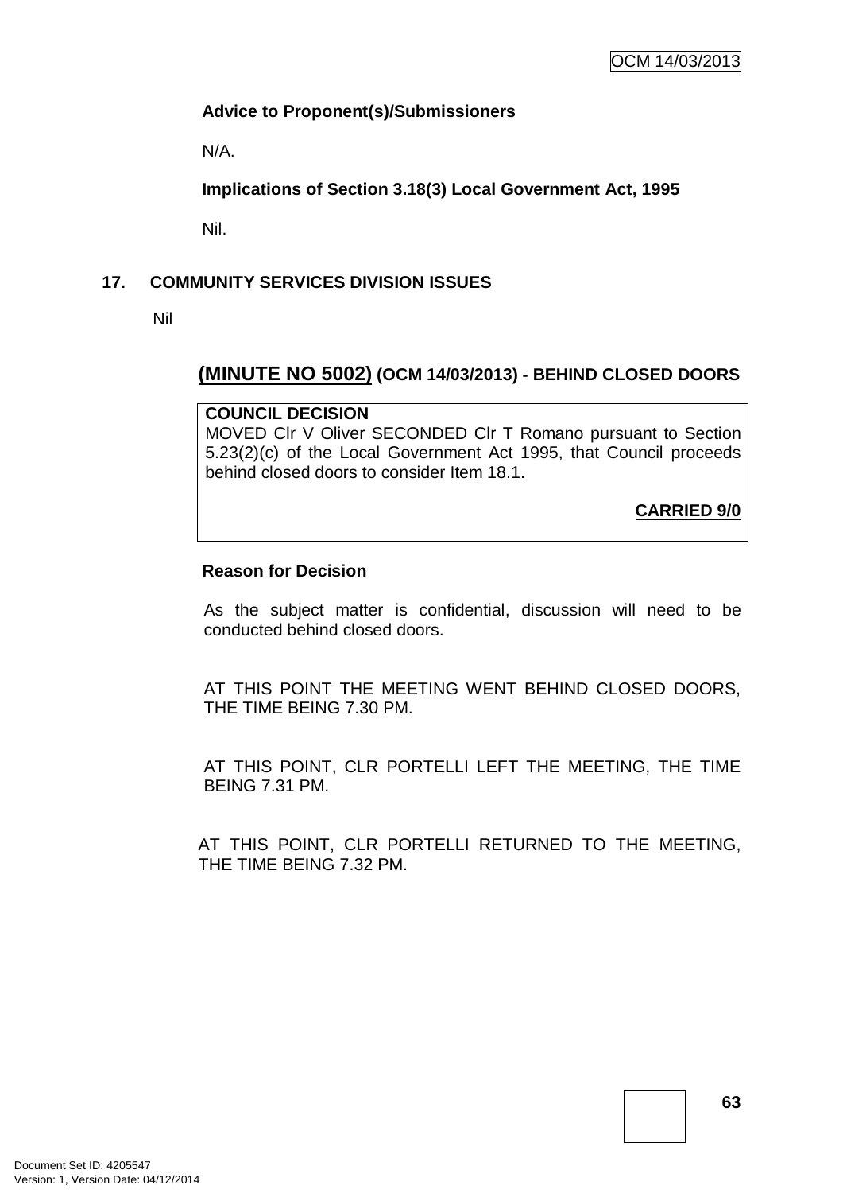**Advice to Proponent(s)/Submissioners**

N/A.

**Implications of Section 3.18(3) Local Government Act, 1995**

Nil.

## 17. COMMUNITY SERVICES DIVISION ISSUES

Nil

### (MINUTE NO 5002) (OCM 14/03/2013) - BEHIND CLOSED DOORS

**COUNCIL DECISION**

MOVED Clr V Oliver SECONDED Clr T Romano pursuant to Section 5.23(2)(c) of the Local Government Act 1995, that Council proceeds behind closed doors to consider Item 18.1.

**CARRIED 9/0**

**Reason for Decision**

As the subject matter is confidential, discussion will need to be conducted behind closed doors.

AT THIS POINT THE MEETING WENT BEHIND CLOSED DOORS, THE TIME BEING 7.30 PM.

AT THIS POINT, CLR PORTELLI LEFT THE MEETING, THE TIME BEING 7.31 PM.

AT THIS POINT, CLR PORTELLI RETURNED TO THE MEETING, THE TIME BEING 7.32 PM.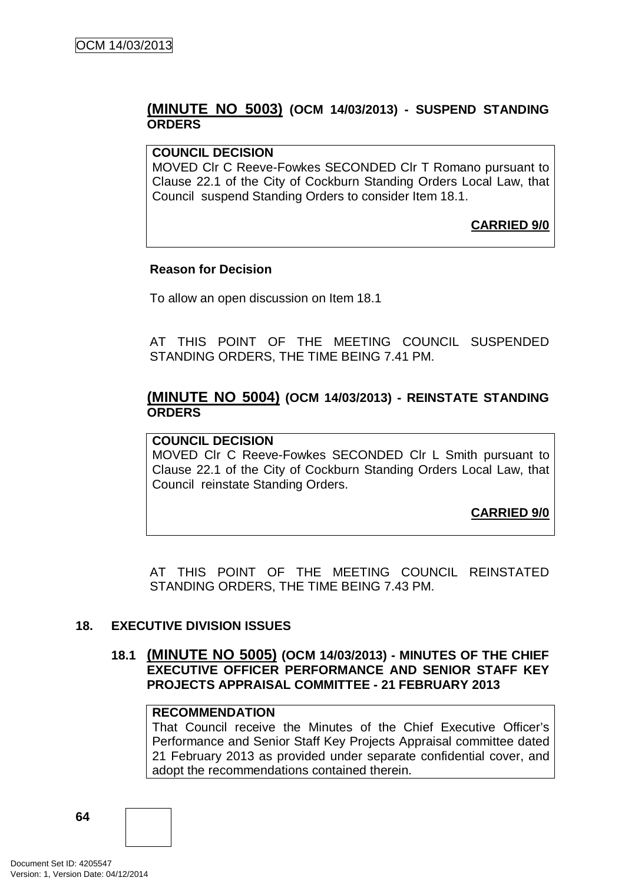## **(MINUTE NO 5003)** (OCM 14/03/2013) - SUSPEND STANDING ORDERS

**COUNCIL DECISION**
MOVED Clr C Reeve-Fowkes SECONDED Clr T Romano pursuant to Clause 22.1 of the City of Cockburn Standing Orders Local Law, that Council suspend Standing Orders to consider Item 18.1.

**CARRIED 9/0**

**Reason for Decision**

To allow an open discussion on Item 18.1

AT THIS POINT OF THE MEETING COUNCIL SUSPENDED STANDING ORDERS, THE TIME BEING 7.41 PM.

## **(MINUTE NO 5004)** (OCM 14/03/2013) - REINSTATE STANDING ORDERS

**COUNCIL DECISION**
MOVED Clr C Reeve-Fowkes SECONDED Clr L Smith pursuant to Clause 22.1 of the City of Cockburn Standing Orders Local Law, that Council reinstate Standing Orders.

**CARRIED 9/0**

AT THIS POINT OF THE MEETING COUNCIL REINSTATED STANDING ORDERS, THE TIME BEING 7.43 PM.

## 18. EXECUTIVE DIVISION ISSUES

### 18.1 **(MINUTE NO 5005)** (OCM 14/03/2013) - MINUTES OF THE CHIEF EXECUTIVE OFFICER PERFORMANCE AND SENIOR STAFF KEY PROJECTS APPRAISAL COMMITTEE - 21 FEBRUARY 2013

**RECOMMENDATION**
That Council receive the Minutes of the Chief Executive Officer's Performance and Senior Staff Key Projects Appraisal committee dated 21 February 2013 as provided under separate confidential cover, and adopt the recommendations contained therein.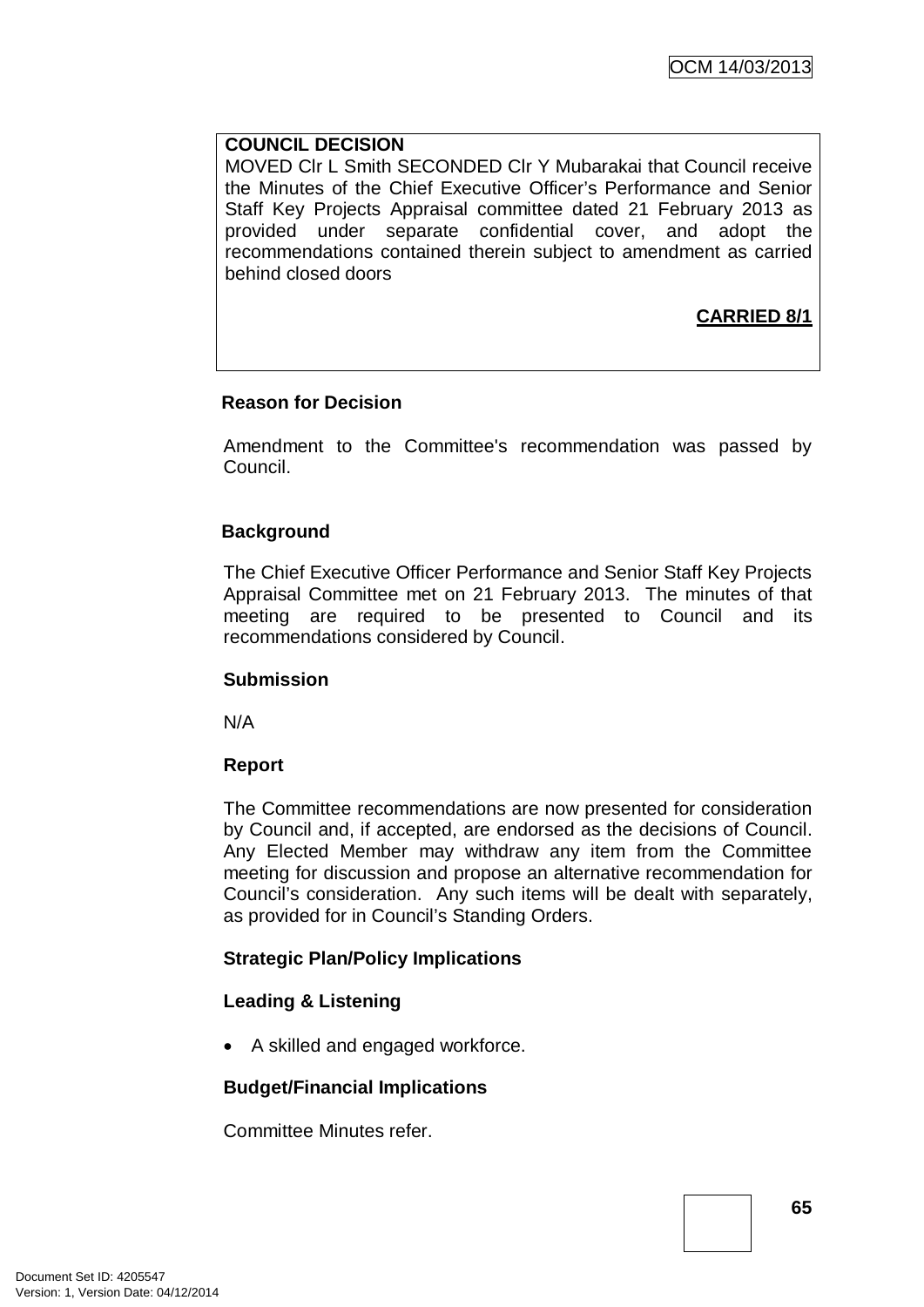**COUNCIL DECISION**

MOVED Clr L Smith SECONDED Clr Y Mubarakai that Council receive the Minutes of the Chief Executive Officer's Performance and Senior Staff Key Projects Appraisal committee dated 21 February 2013 as provided under separate confidential cover, and adopt the recommendations contained therein subject to amendment as carried behind closed doors

**CARRIED 8/1**

**Reason for Decision**

Amendment to the Committee's recommendation was passed by Council.

**Background**

The Chief Executive Officer Performance and Senior Staff Key Projects Appraisal Committee met on 21 February 2013. The minutes of that meeting are required to be presented to Council and its recommendations considered by Council.

**Submission**

N/A

**Report**

The Committee recommendations are now presented for consideration by Council and, if accepted, are endorsed as the decisions of Council. Any Elected Member may withdraw any item from the Committee meeting for discussion and propose an alternative recommendation for Council's consideration. Any such items will be dealt with separately, as provided for in Council's Standing Orders.

**Strategic Plan/Policy Implications**

**Leading & Listening**

- A skilled and engaged workforce.

**Budget/Financial Implications**

Committee Minutes refer.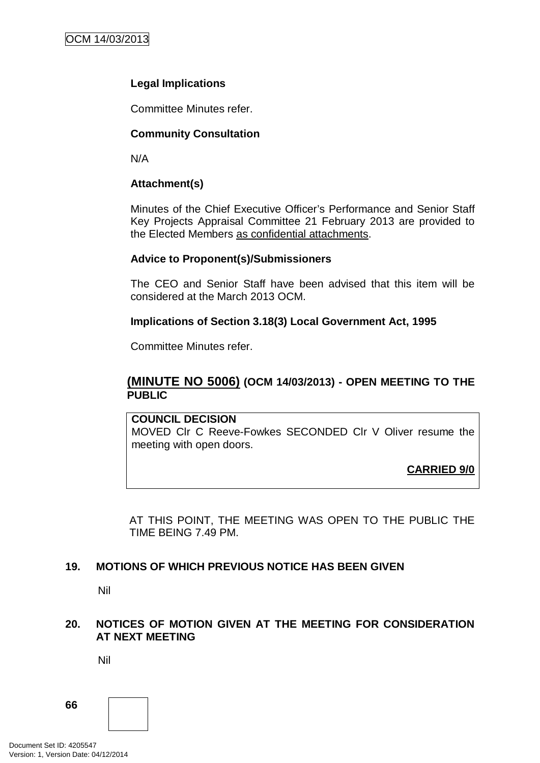**Legal Implications**

Committee Minutes refer.

**Community Consultation**

N/A

**Attachment(s)**

Minutes of the Chief Executive Officer's Performance and Senior Staff Key Projects Appraisal Committee 21 February 2013 are provided to the Elected Members as confidential attachments.

**Advice to Proponent(s)/Submissioners**

The CEO and Senior Staff have been advised that this item will be considered at the March 2013 OCM.

**Implications of Section 3.18(3) Local Government Act, 1995**

Committee Minutes refer.

**(MINUTE NO 5006) (OCM 14/03/2013) - OPEN MEETING TO THE PUBLIC**

**COUNCIL DECISION**
MOVED Clr C Reeve-Fowkes SECONDED Clr V Oliver resume the meeting with open doors.

**CARRIED 9/0**

AT THIS POINT, THE MEETING WAS OPEN TO THE PUBLIC THE TIME BEING 7.49 PM.

## 19. MOTIONS OF WHICH PREVIOUS NOTICE HAS BEEN GIVEN

Nil

## 20. NOTICES OF MOTION GIVEN AT THE MEETING FOR CONSIDERATION AT NEXT MEETING

Nil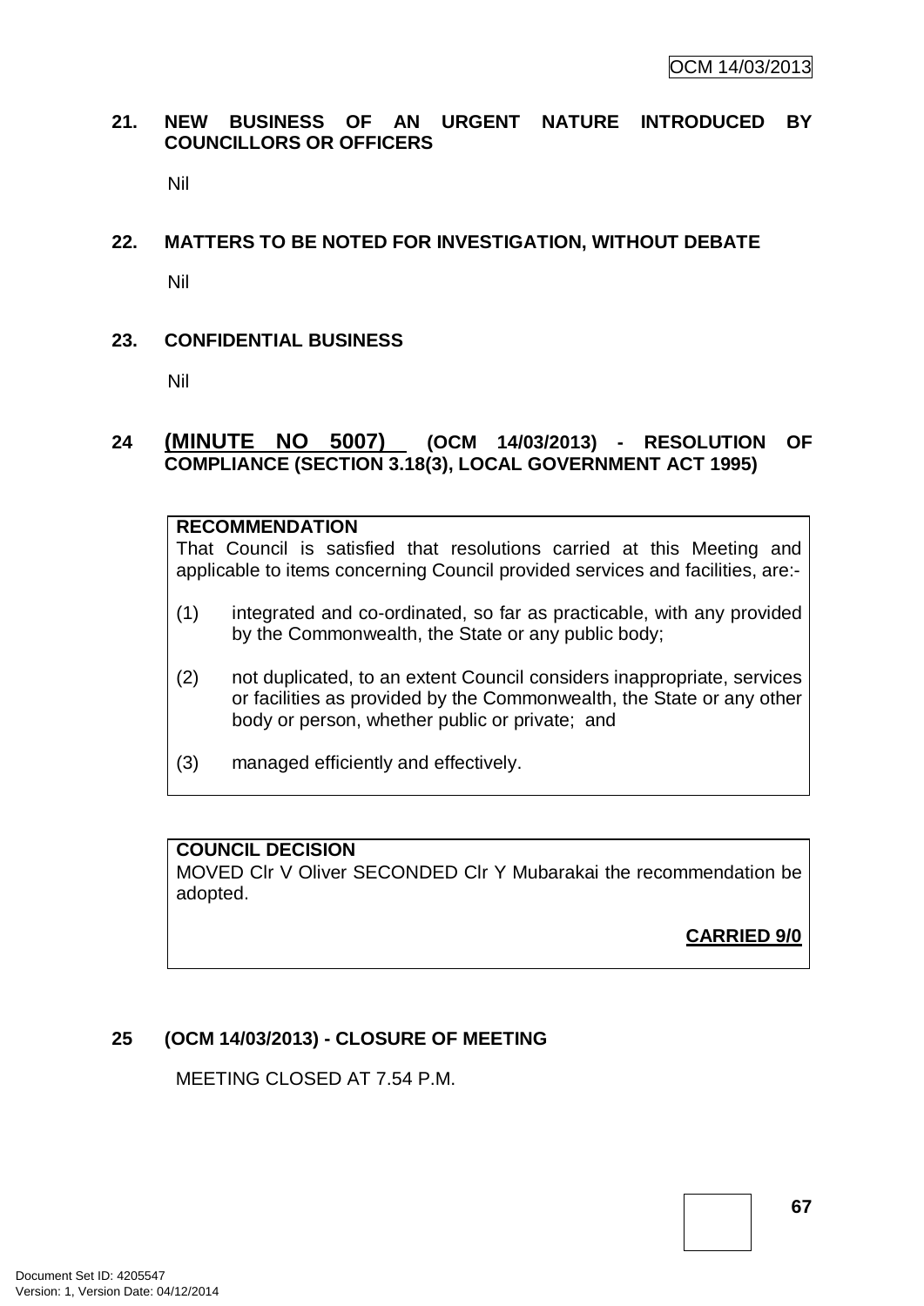## 21. NEW BUSINESS OF AN URGENT NATURE INTRODUCED BY COUNCILLORS OR OFFICERS

Nil

## 22. MATTERS TO BE NOTED FOR INVESTIGATION, WITHOUT DEBATE

Nil

## 23. CONFIDENTIAL BUSINESS

Nil

## 24 (MINUTE NO 5007) (OCM 14/03/2013) - RESOLUTION OF COMPLIANCE (SECTION 3.18(3), LOCAL GOVERNMENT ACT 1995)

**RECOMMENDATION**

That Council is satisfied that resolutions carried at this Meeting and applicable to items concerning Council provided services and facilities, are:-

(1) integrated and co-ordinated, so far as practicable, with any provided by the Commonwealth, the State or any public body;

(2) not duplicated, to an extent Council considers inappropriate, services or facilities as provided by the Commonwealth, the State or any other body or person, whether public or private; and

(3) managed efficiently and effectively.

**COUNCIL DECISION**

MOVED Clr V Oliver SECONDED Clr Y Mubarakai the recommendation be adopted.

**CARRIED 9/0**

## 25 (OCM 14/03/2013) - CLOSURE OF MEETING

MEETING CLOSED AT 7.54 P.M.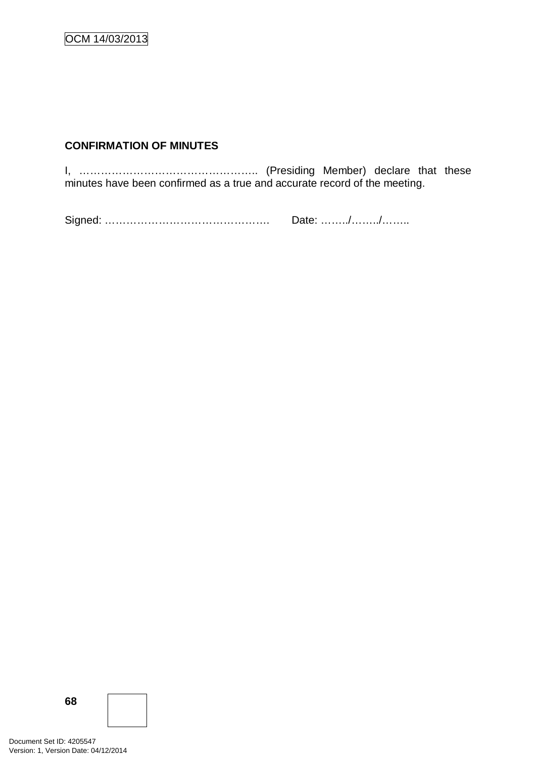**CONFIRMATION OF MINUTES**

I, ………………………………………….. (Presiding Member) declare that these minutes have been confirmed as a true and accurate record of the meeting.

Signed: ……………………………………….  Date: ……../……../……..